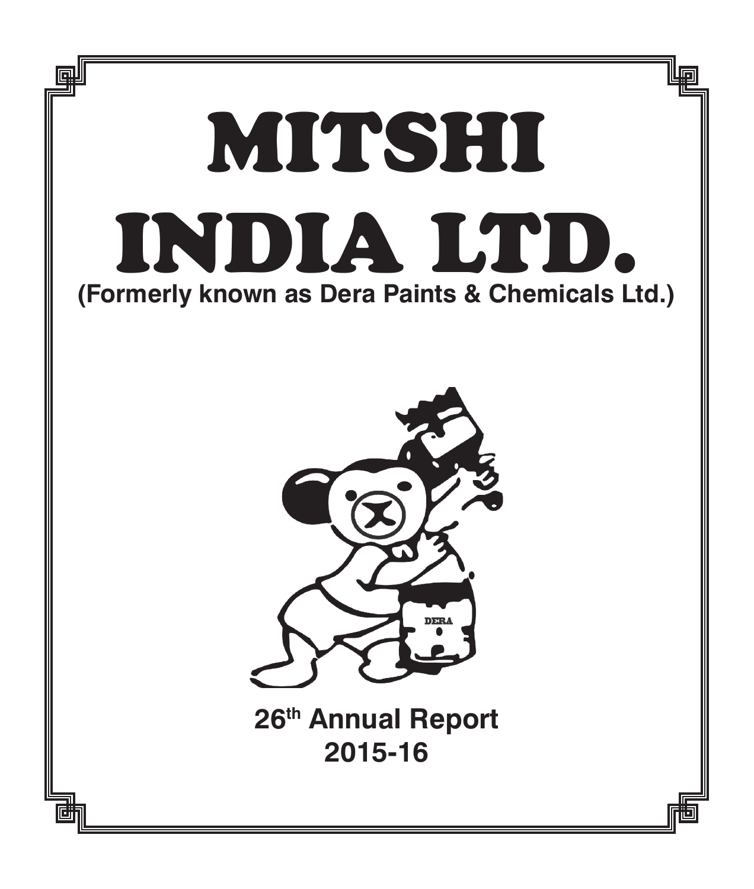# MITSHI INDIA LTD.

**(Formerly known as Dera Paints & Chemicals Ltd.)**

**26th Annual Report**
**2015-16**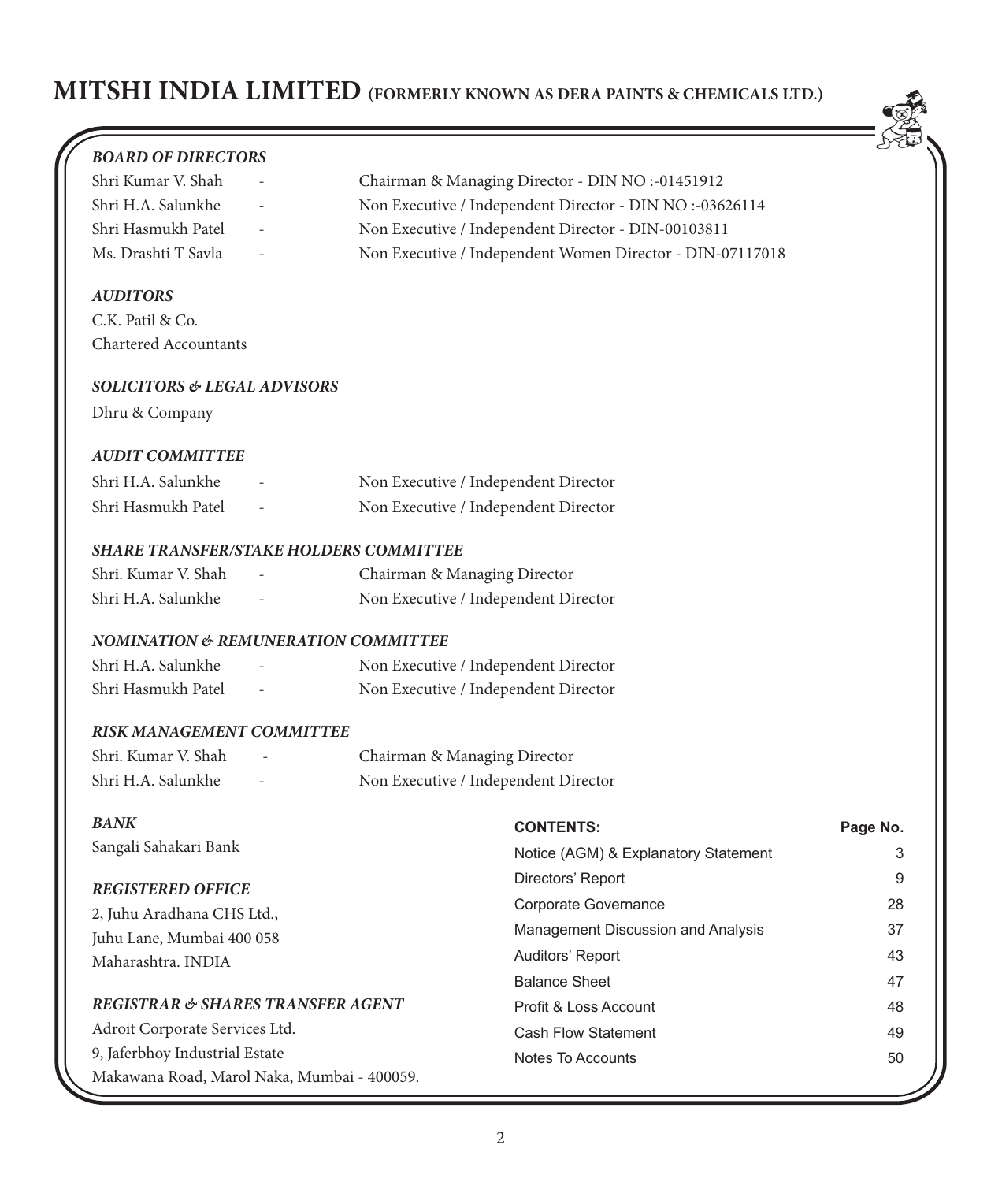# MITSHI INDIA LIMITED (FORMERLY KNOWN AS DERA PAINTS & CHEMICALS LTD.)

***BOARD OF DIRECTORS***

| | | |
|---|---|---|
| Shri Kumar V. Shah | - | Chairman & Managing Director - DIN NO :-01451912 |
| Shri H.A. Salunkhe | - | Non Executive / Independent Director - DIN NO :-03626114 |
| Shri Hasmukh Patel | - | Non Executive / Independent Director - DIN-00103811 |
| Ms. Drashti T Savla | - | Non Executive / Independent Women Director - DIN-07117018 |

***AUDITORS***

C.K. Patil & Co.
Chartered Accountants

***SOLICITORS & LEGAL ADVISORS***

Dhru & Company

***AUDIT COMMITTEE***

| | | |
|---|---|---|
| Shri H.A. Salunkhe | - | Non Executive / Independent Director |
| Shri Hasmukh Patel | - | Non Executive / Independent Director |

***SHARE TRANSFER/STAKE HOLDERS COMMITTEE***

| | | |
|---|---|---|
| Shri. Kumar V. Shah | - | Chairman & Managing Director |
| Shri H.A. Salunkhe | - | Non Executive / Independent Director |

***NOMINATION & REMUNERATION COMMITTEE***

| | | |
|---|---|---|
| Shri H.A. Salunkhe | - | Non Executive / Independent Director |
| Shri Hasmukh Patel | - | Non Executive / Independent Director |

***RISK MANAGEMENT COMMITTEE***

| | | |
|---|---|---|
| Shri. Kumar V. Shah | - | Chairman & Managing Director |
| Shri H.A. Salunkhe | - | Non Executive / Independent Director |

***BANK***

Sangali Sahakari Bank

***REGISTERED OFFICE***

2, Juhu Aradhana CHS Ltd.,
Juhu Lane, Mumbai 400 058
Maharashtra. INDIA

***REGISTRAR & SHARES TRANSFER AGENT***

Adroit Corporate Services Ltd.
9, Jaferbhoy Industrial Estate
Makawana Road, Marol Naka, Mumbai - 400059.

| **CONTENTS:** | **Page No.** |
|---|---|
| Notice (AGM) & Explanatory Statement | 3 |
| Directors' Report | 9 |
| Corporate Governance | 28 |
| Management Discussion and Analysis | 37 |
| Auditors' Report | 43 |
| Balance Sheet | 47 |
| Profit & Loss Account | 48 |
| Cash Flow Statement | 49 |
| Notes To Accounts | 50 |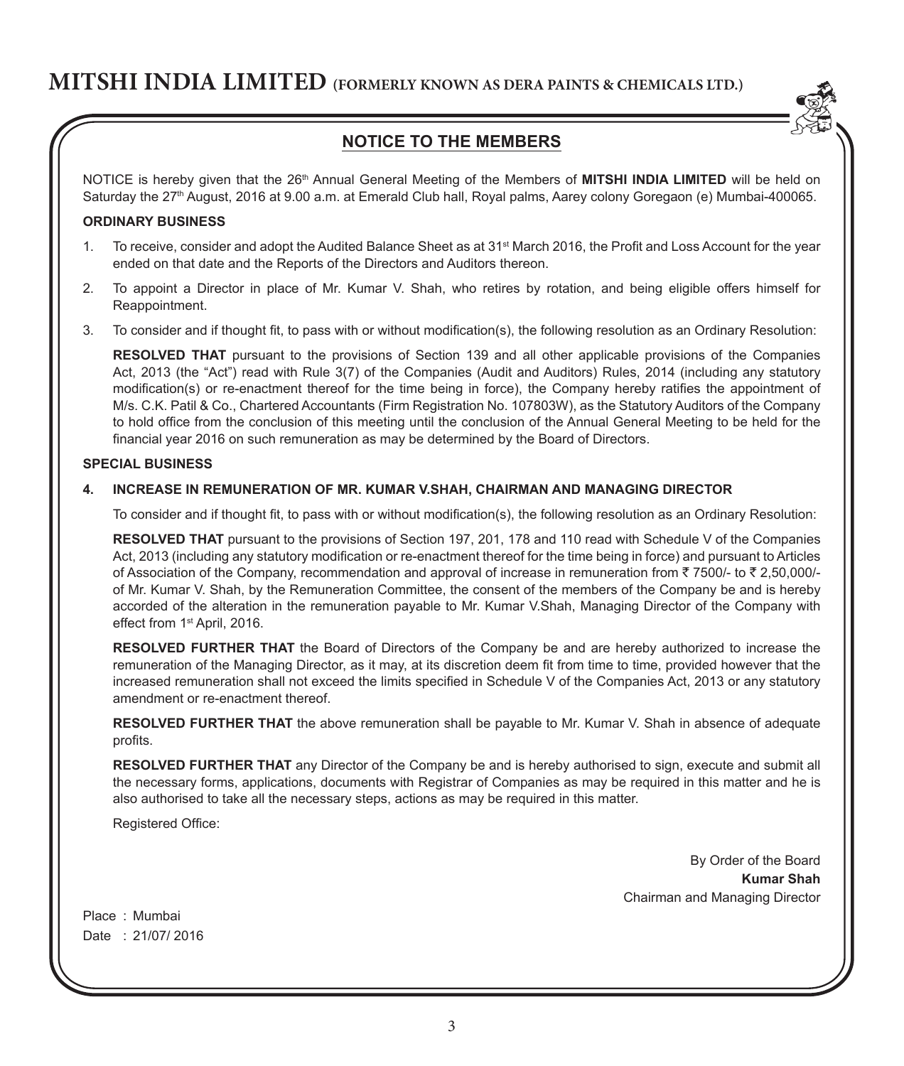## NOTICE TO THE MEMBERS

NOTICE is hereby given that the 26th Annual General Meeting of the Members of **MITSHI INDIA LIMITED** will be held on Saturday the 27th August, 2016 at 9.00 a.m. at Emerald Club hall, Royal palms, Aarey colony Goregaon (e) Mumbai-400065.

### ORDINARY BUSINESS

1. To receive, consider and adopt the Audited Balance Sheet as at 31st March 2016, the Profit and Loss Account for the year ended on that date and the Reports of the Directors and Auditors thereon.

2. To appoint a Director in place of Mr. Kumar V. Shah, who retires by rotation, and being eligible offers himself for Reappointment.

3. To consider and if thought fit, to pass with or without modification(s), the following resolution as an Ordinary Resolution:

   **RESOLVED THAT** pursuant to the provisions of Section 139 and all other applicable provisions of the Companies Act, 2013 (the "Act") read with Rule 3(7) of the Companies (Audit and Auditors) Rules, 2014 (including any statutory modification(s) or re-enactment thereof for the time being in force), the Company hereby ratifies the appointment of M/s. C.K. Patil & Co., Chartered Accountants (Firm Registration No. 107803W), as the Statutory Auditors of the Company to hold office from the conclusion of this meeting until the conclusion of the Annual General Meeting to be held for the financial year 2016 on such remuneration as may be determined by the Board of Directors.

### SPECIAL BUSINESS

**4. INCREASE IN REMUNERATION OF MR. KUMAR V.SHAH, CHAIRMAN AND MANAGING DIRECTOR**

To consider and if thought fit, to pass with or without modification(s), the following resolution as an Ordinary Resolution:

**RESOLVED THAT** pursuant to the provisions of Section 197, 201, 178 and 110 read with Schedule V of the Companies Act, 2013 (including any statutory modification or re-enactment thereof for the time being in force) and pursuant to Articles of Association of the Company, recommendation and approval of increase in remuneration from ₹ 7500/- to ₹ 2,50,000/- of Mr. Kumar V. Shah, by the Remuneration Committee, the consent of the members of the Company be and is hereby accorded of the alteration in the remuneration payable to Mr. Kumar V.Shah, Managing Director of the Company with effect from 1st April, 2016.

**RESOLVED FURTHER THAT** the Board of Directors of the Company be and are hereby authorized to increase the remuneration of the Managing Director, as it may, at its discretion deem fit from time to time, provided however that the increased remuneration shall not exceed the limits specified in Schedule V of the Companies Act, 2013 or any statutory amendment or re-enactment thereof.

**RESOLVED FURTHER THAT** the above remuneration shall be payable to Mr. Kumar V. Shah in absence of adequate profits.

**RESOLVED FURTHER THAT** any Director of the Company be and is hereby authorised to sign, execute and submit all the necessary forms, applications, documents with Registrar of Companies as may be required in this matter and he is also authorised to take all the necessary steps, actions as may be required in this matter.

Registered Office:

By Order of the Board
**Kumar Shah**
Chairman and Managing Director

Place : Mumbai
Date : 21/07/ 2016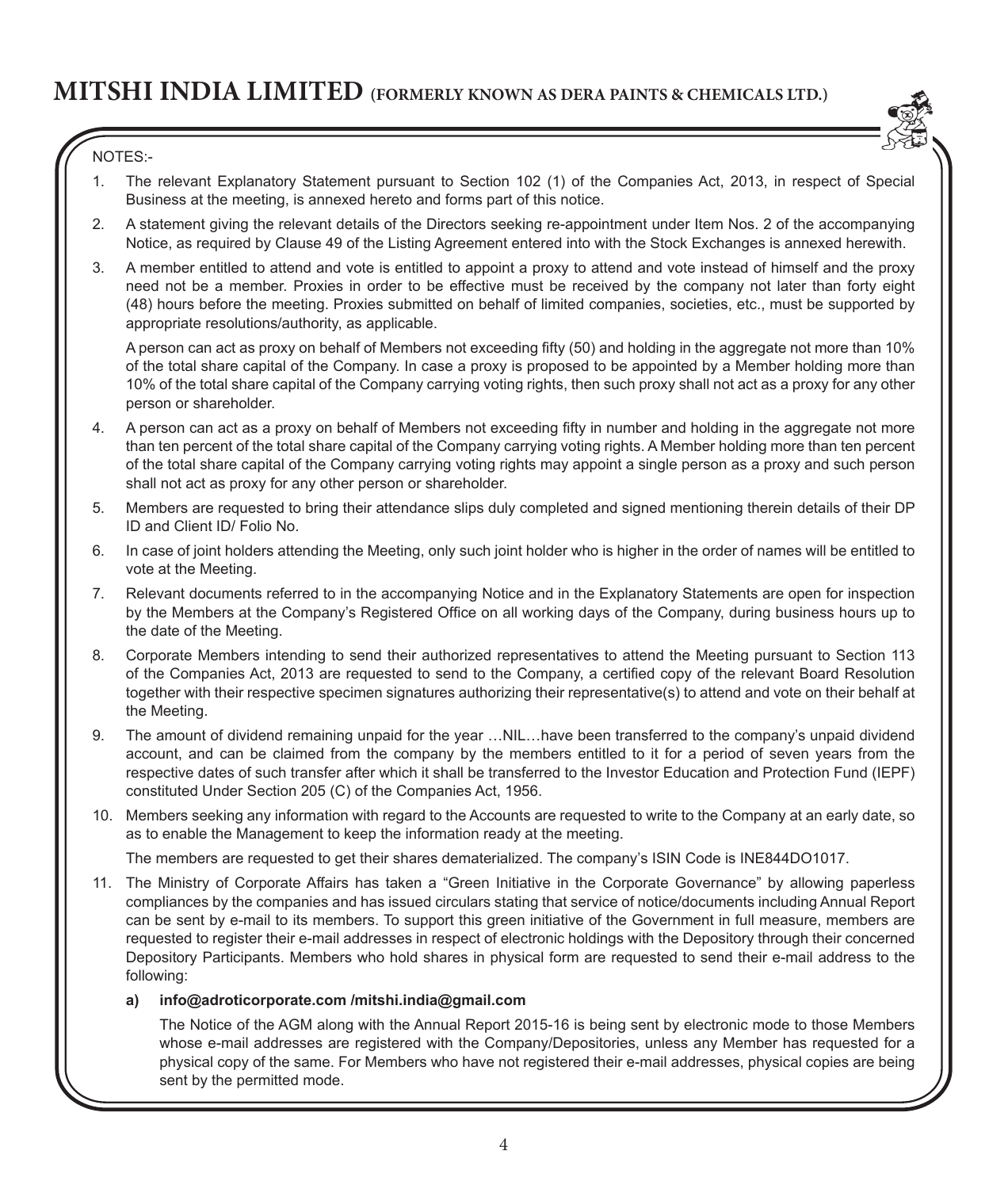NOTES:-

1. The relevant Explanatory Statement pursuant to Section 102 (1) of the Companies Act, 2013, in respect of Special Business at the meeting, is annexed hereto and forms part of this notice.

2. A statement giving the relevant details of the Directors seeking re-appointment under Item Nos. 2 of the accompanying Notice, as required by Clause 49 of the Listing Agreement entered into with the Stock Exchanges is annexed herewith.

3. A member entitled to attend and vote is entitled to appoint a proxy to attend and vote instead of himself and the proxy need not be a member. Proxies in order to be effective must be received by the company not later than forty eight (48) hours before the meeting. Proxies submitted on behalf of limited companies, societies, etc., must be supported by appropriate resolutions/authority, as applicable.

   A person can act as proxy on behalf of Members not exceeding fifty (50) and holding in the aggregate not more than 10% of the total share capital of the Company. In case a proxy is proposed to be appointed by a Member holding more than 10% of the total share capital of the Company carrying voting rights, then such proxy shall not act as a proxy for any other person or shareholder.

4. A person can act as a proxy on behalf of Members not exceeding fifty in number and holding in the aggregate not more than ten percent of the total share capital of the Company carrying voting rights. A Member holding more than ten percent of the total share capital of the Company carrying voting rights may appoint a single person as a proxy and such person shall not act as proxy for any other person or shareholder.

5. Members are requested to bring their attendance slips duly completed and signed mentioning therein details of their DP ID and Client ID/ Folio No.

6. In case of joint holders attending the Meeting, only such joint holder who is higher in the order of names will be entitled to vote at the Meeting.

7. Relevant documents referred to in the accompanying Notice and in the Explanatory Statements are open for inspection by the Members at the Company's Registered Office on all working days of the Company, during business hours up to the date of the Meeting.

8. Corporate Members intending to send their authorized representatives to attend the Meeting pursuant to Section 113 of the Companies Act, 2013 are requested to send to the Company, a certified copy of the relevant Board Resolution together with their respective specimen signatures authorizing their representative(s) to attend and vote on their behalf at the Meeting.

9. The amount of dividend remaining unpaid for the year …NIL…have been transferred to the company's unpaid dividend account, and can be claimed from the company by the members entitled to it for a period of seven years from the respective dates of such transfer after which it shall be transferred to the Investor Education and Protection Fund (IEPF) constituted Under Section 205 (C) of the Companies Act, 1956.

10. Members seeking any information with regard to the Accounts are requested to write to the Company at an early date, so as to enable the Management to keep the information ready at the meeting.

    The members are requested to get their shares dematerialized. The company's ISIN Code is INE844DO1017.

11. The Ministry of Corporate Affairs has taken a "Green Initiative in the Corporate Governance" by allowing paperless compliances by the companies and has issued circulars stating that service of notice/documents including Annual Report can be sent by e-mail to its members. To support this green initiative of the Government in full measure, members are requested to register their e-mail addresses in respect of electronic holdings with the Depository through their concerned Depository Participants. Members who hold shares in physical form are requested to send their e-mail address to the following:

    a) **info@adroticorporate.com /mitshi.india@gmail.com**

       The Notice of the AGM along with the Annual Report 2015-16 is being sent by electronic mode to those Members whose e-mail addresses are registered with the Company/Depositories, unless any Member has requested for a physical copy of the same. For Members who have not registered their e-mail addresses, physical copies are being sent by the permitted mode.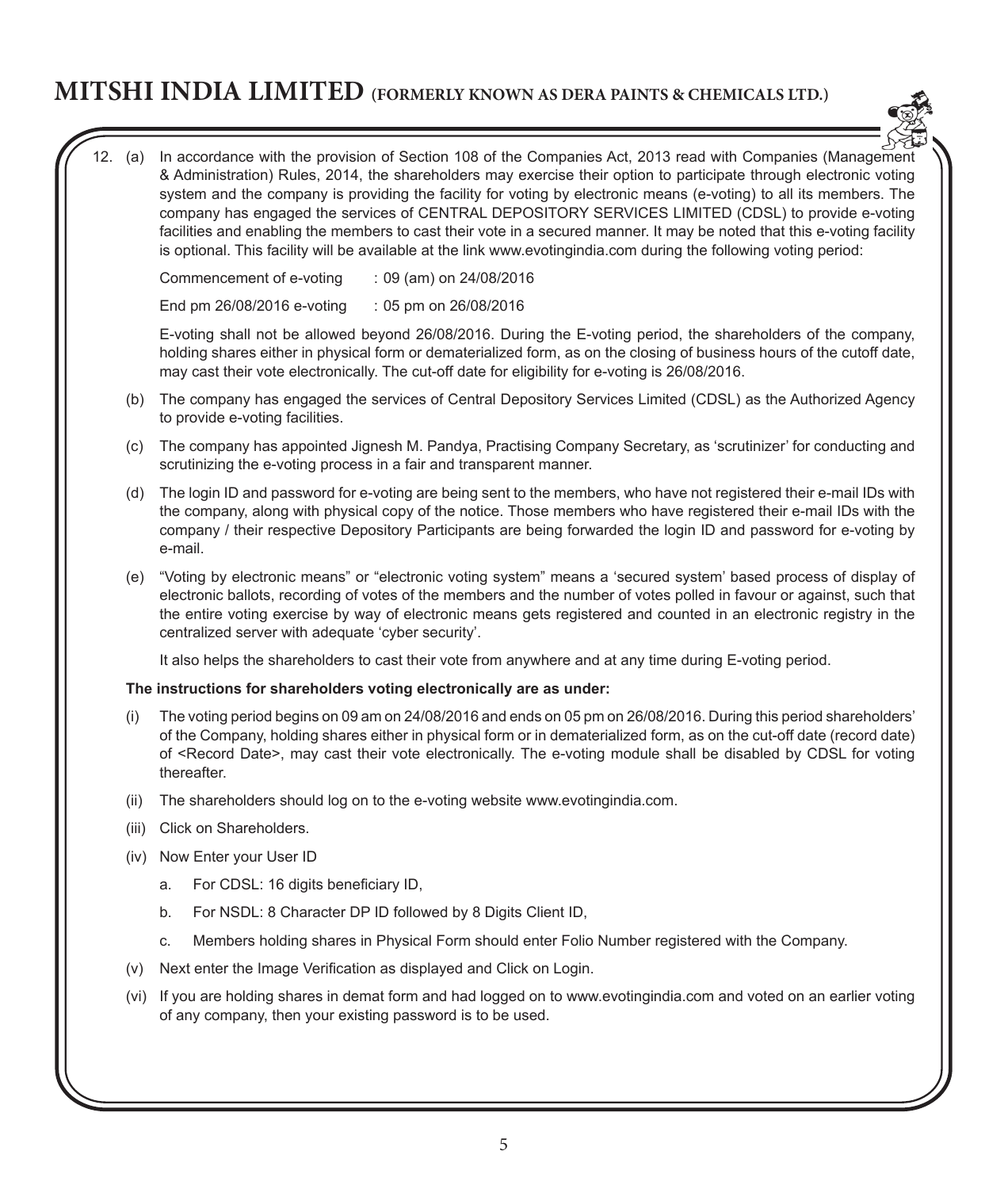12. (a) In accordance with the provision of Section 108 of the Companies Act, 2013 read with Companies (Management & Administration) Rules, 2014, the shareholders may exercise their option to participate through electronic voting system and the company is providing the facility for voting by electronic means (e-voting) to all its members. The company has engaged the services of CENTRAL DEPOSITORY SERVICES LIMITED (CDSL) to provide e-voting facilities and enabling the members to cast their vote in a secured manner. It may be noted that this e-voting facility is optional. This facility will be available at the link www.evotingindia.com during the following voting period:

    Commencement of e-voting : 09 (am) on 24/08/2016

    End pm 26/08/2016 e-voting : 05 pm on 26/08/2016

    E-voting shall not be allowed beyond 26/08/2016. During the E-voting period, the shareholders of the company, holding shares either in physical form or dematerialized form, as on the closing of business hours of the cutoff date, may cast their vote electronically. The cut-off date for eligibility for e-voting is 26/08/2016.

    (b) The company has engaged the services of Central Depository Services Limited (CDSL) as the Authorized Agency to provide e-voting facilities.

    (c) The company has appointed Jignesh M. Pandya, Practising Company Secretary, as 'scrutinizer' for conducting and scrutinizing the e-voting process in a fair and transparent manner.

    (d) The login ID and password for e-voting are being sent to the members, who have not registered their e-mail IDs with the company, along with physical copy of the notice. Those members who have registered their e-mail IDs with the company / their respective Depository Participants are being forwarded the login ID and password for e-voting by e-mail.

    (e) "Voting by electronic means" or "electronic voting system" means a 'secured system' based process of display of electronic ballots, recording of votes of the members and the number of votes polled in favour or against, such that the entire voting exercise by way of electronic means gets registered and counted in an electronic registry in the centralized server with adequate 'cyber security'.

    It also helps the shareholders to cast their vote from anywhere and at any time during E-voting period.

    **The instructions for shareholders voting electronically are as under:**

    (i) The voting period begins on 09 am on 24/08/2016 and ends on 05 pm on 26/08/2016. During this period shareholders' of the Company, holding shares either in physical form or in dematerialized form, as on the cut-off date (record date) of <Record Date>, may cast their vote electronically. The e-voting module shall be disabled by CDSL for voting thereafter.

    (ii) The shareholders should log on to the e-voting website www.evotingindia.com.

    (iii) Click on Shareholders.

    (iv) Now Enter your User ID

    a. For CDSL: 16 digits beneficiary ID,

    b. For NSDL: 8 Character DP ID followed by 8 Digits Client ID,

    c. Members holding shares in Physical Form should enter Folio Number registered with the Company.

    (v) Next enter the Image Verification as displayed and Click on Login.

    (vi) If you are holding shares in demat form and had logged on to www.evotingindia.com and voted on an earlier voting of any company, then your existing password is to be used.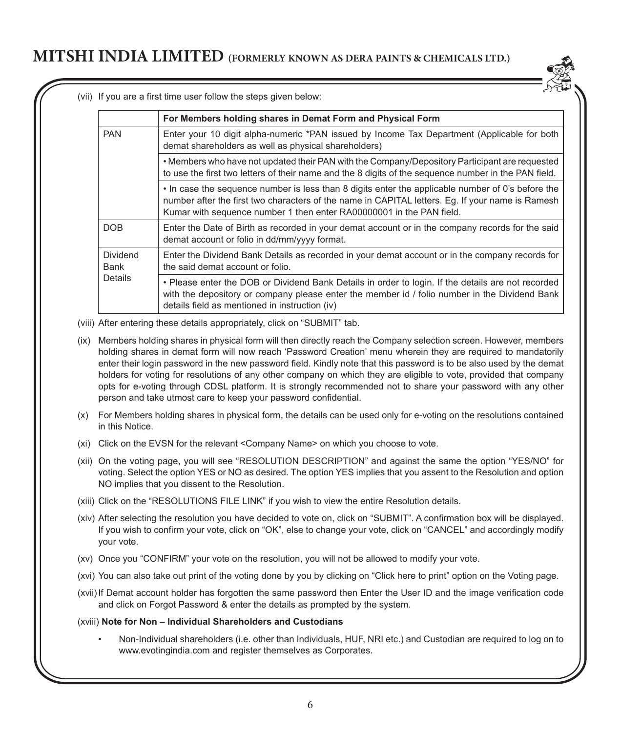(vii) If you are a first time user follow the steps given below:

| | For Members holding shares in Demat Form and Physical Form |
|---|---|
| PAN | Enter your 10 digit alpha-numeric *PAN issued by Income Tax Department (Applicable for both demat shareholders as well as physical shareholders) |
| | • Members who have not updated their PAN with the Company/Depository Participant are requested to use the first two letters of their name and the 8 digits of the sequence number in the PAN field. |
| | • In case the sequence number is less than 8 digits enter the applicable number of 0's before the number after the first two characters of the name in CAPITAL letters. Eg. If your name is Ramesh Kumar with sequence number 1 then enter RA00000001 in the PAN field. |
| DOB | Enter the Date of Birth as recorded in your demat account or in the company records for the said demat account or folio in dd/mm/yyyy format. |
| Dividend Bank Details | Enter the Dividend Bank Details as recorded in your demat account or in the company records for the said demat account or folio. |
| | • Please enter the DOB or Dividend Bank Details in order to login. If the details are not recorded with the depository or company please enter the member id / folio number in the Dividend Bank details field as mentioned in instruction (iv) |

(viii) After entering these details appropriately, click on "SUBMIT" tab.

(ix) Members holding shares in physical form will then directly reach the Company selection screen. However, members holding shares in demat form will now reach 'Password Creation' menu wherein they are required to mandatorily enter their login password in the new password field. Kindly note that this password is to be also used by the demat holders for voting for resolutions of any other company on which they are eligible to vote, provided that company opts for e-voting through CDSL platform. It is strongly recommended not to share your password with any other person and take utmost care to keep your password confidential.

(x) For Members holding shares in physical form, the details can be used only for e-voting on the resolutions contained in this Notice.

(xi) Click on the EVSN for the relevant <Company Name> on which you choose to vote.

(xii) On the voting page, you will see "RESOLUTION DESCRIPTION" and against the same the option "YES/NO" for voting. Select the option YES or NO as desired. The option YES implies that you assent to the Resolution and option NO implies that you dissent to the Resolution.

(xiii) Click on the "RESOLUTIONS FILE LINK" if you wish to view the entire Resolution details.

(xiv) After selecting the resolution you have decided to vote on, click on "SUBMIT". A confirmation box will be displayed. If you wish to confirm your vote, click on "OK", else to change your vote, click on "CANCEL" and accordingly modify your vote.

(xv) Once you "CONFIRM" your vote on the resolution, you will not be allowed to modify your vote.

(xvi) You can also take out print of the voting done by you by clicking on "Click here to print" option on the Voting page.

(xvii) If Demat account holder has forgotten the same password then Enter the User ID and the image verification code and click on Forgot Password & enter the details as prompted by the system.

(xviii) **Note for Non – Individual Shareholders and Custodians**

- Non-Individual shareholders (i.e. other than Individuals, HUF, NRI etc.) and Custodian are required to log on to www.evotingindia.com and register themselves as Corporates.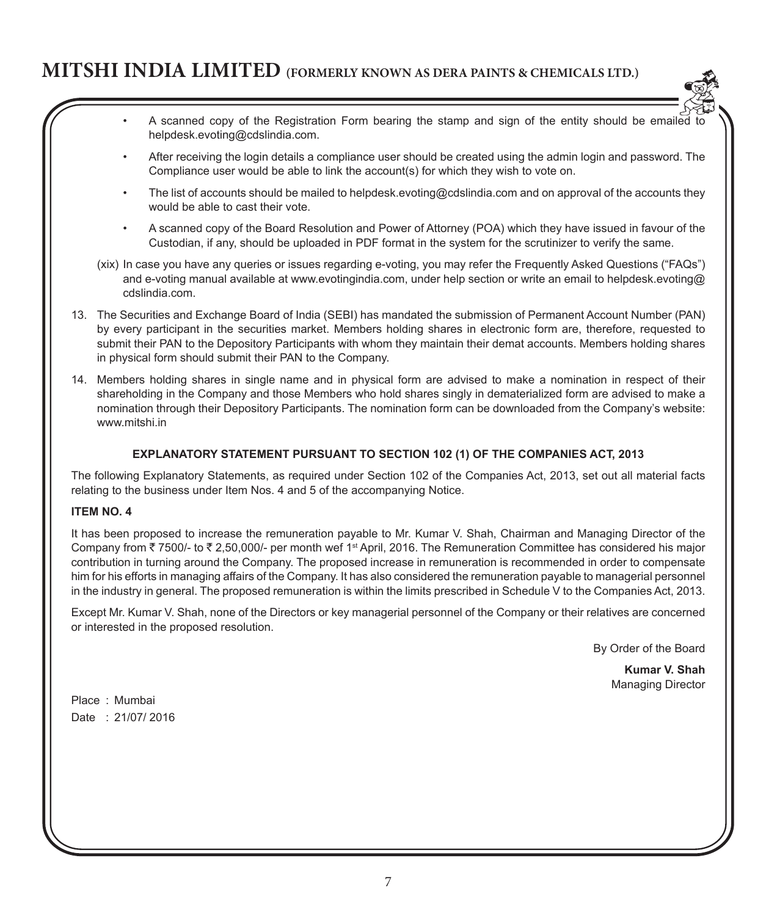- A scanned copy of the Registration Form bearing the stamp and sign of the entity should be emailed to helpdesk.evoting@cdslindia.com.
- After receiving the login details a compliance user should be created using the admin login and password. The Compliance user would be able to link the account(s) for which they wish to vote on.
- The list of accounts should be mailed to helpdesk.evoting@cdslindia.com and on approval of the accounts they would be able to cast their vote.
- A scanned copy of the Board Resolution and Power of Attorney (POA) which they have issued in favour of the Custodian, if any, should be uploaded in PDF format in the system for the scrutinizer to verify the same.

(xix) In case you have any queries or issues regarding e-voting, you may refer the Frequently Asked Questions ("FAQs") and e-voting manual available at www.evotingindia.com, under help section or write an email to helpdesk.evoting@cdslindia.com.

13. The Securities and Exchange Board of India (SEBI) has mandated the submission of Permanent Account Number (PAN) by every participant in the securities market. Members holding shares in electronic form are, therefore, requested to submit their PAN to the Depository Participants with whom they maintain their demat accounts. Members holding shares in physical form should submit their PAN to the Company.

14. Members holding shares in single name and in physical form are advised to make a nomination in respect of their shareholding in the Company and those Members who hold shares singly in dematerialized form are advised to make a nomination through their Depository Participants. The nomination form can be downloaded from the Company's website: www.mitshi.in

## EXPLANATORY STATEMENT PURSUANT TO SECTION 102 (1) OF THE COMPANIES ACT, 2013

The following Explanatory Statements, as required under Section 102 of the Companies Act, 2013, set out all material facts relating to the business under Item Nos. 4 and 5 of the accompanying Notice.

### ITEM NO. 4

It has been proposed to increase the remuneration payable to Mr. Kumar V. Shah, Chairman and Managing Director of the Company from ₹ 7500/- to ₹ 2,50,000/- per month wef 1st April, 2016. The Remuneration Committee has considered his major contribution in turning around the Company. The proposed increase in remuneration is recommended in order to compensate him for his efforts in managing affairs of the Company. It has also considered the remuneration payable to managerial personnel in the industry in general. The proposed remuneration is within the limits prescribed in Schedule V to the Companies Act, 2013.

Except Mr. Kumar V. Shah, none of the Directors or key managerial personnel of the Company or their relatives are concerned or interested in the proposed resolution.

By Order of the Board

**Kumar V. Shah**
Managing Director

Place : Mumbai
Date : 21/07/ 2016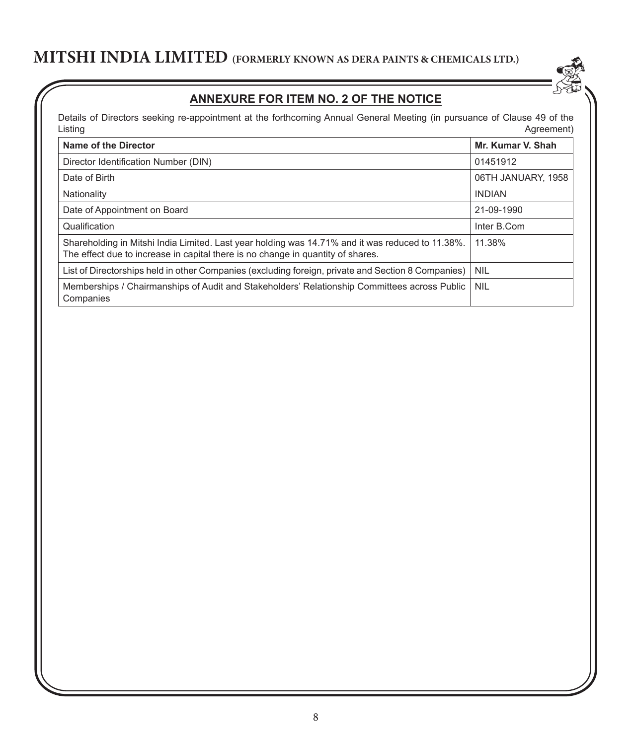## ANNEXURE FOR ITEM NO. 2 OF THE NOTICE

Details of Directors seeking re-appointment at the forthcoming Annual General Meeting (in pursuance of Clause 49 of the Listing Agreement)

| Name of the Director | Mr. Kumar V. Shah |
|---|---|
| Director Identification Number (DIN) | 01451912 |
| Date of Birth | 06TH JANUARY, 1958 |
| Nationality | INDIAN |
| Date of Appointment on Board | 21-09-1990 |
| Qualification | Inter B.Com |
| Shareholding in Mitshi India Limited. Last year holding was 14.71% and it was reduced to 11.38%. The effect due to increase in capital there is no change in quantity of shares. | 11.38% |
| List of Directorships held in other Companies (excluding foreign, private and Section 8 Companies) | NIL |
| Memberships / Chairmanships of Audit and Stakeholders' Relationship Committees across Public Companies | NIL |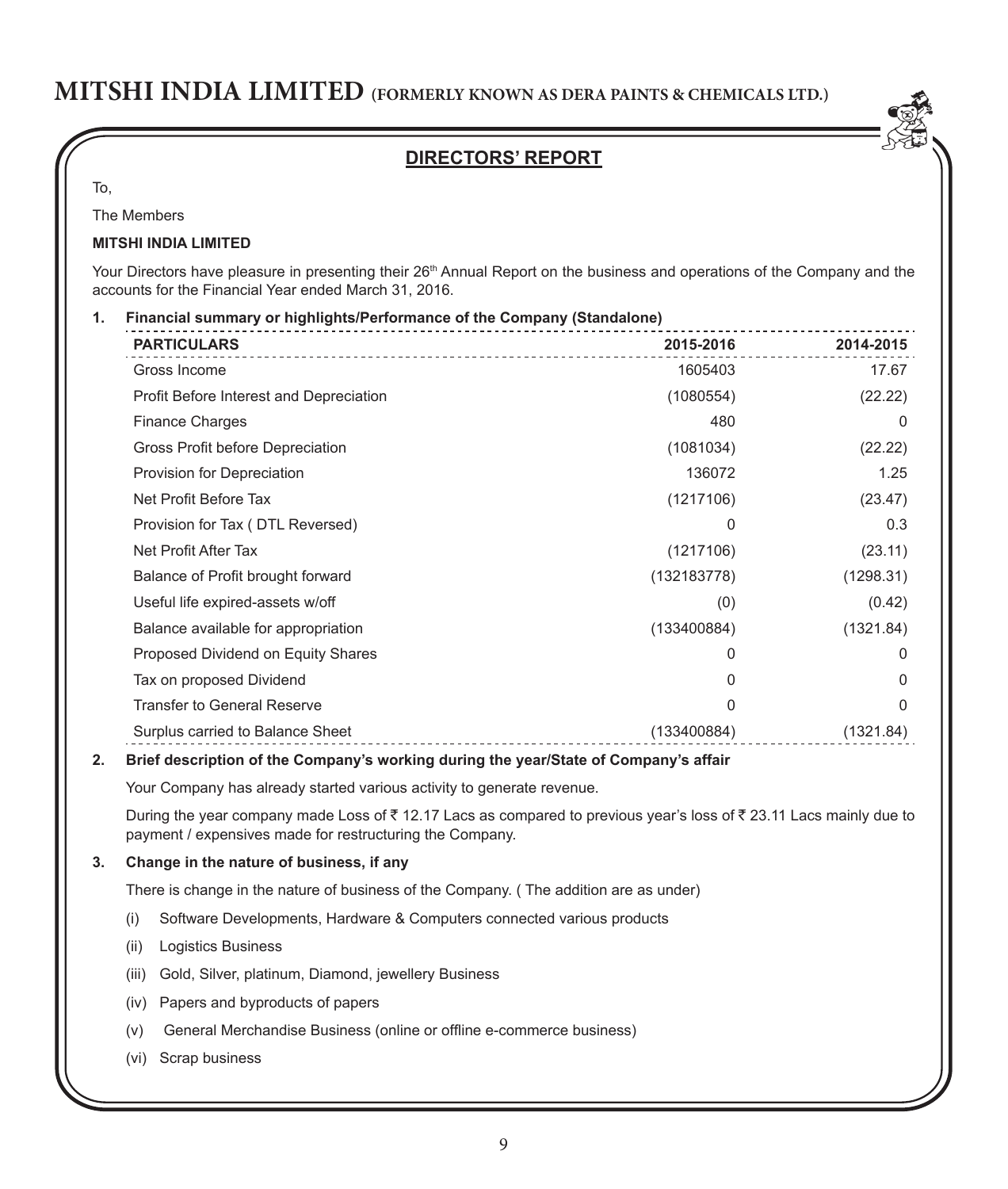## DIRECTORS' REPORT

To,

The Members

**MITSHI INDIA LIMITED**

Your Directors have pleasure in presenting their 26th Annual Report on the business and operations of the Company and the accounts for the Financial Year ended March 31, 2016.

**1. Financial summary or highlights/Performance of the Company (Standalone)**

| PARTICULARS | 2015-2016 | 2014-2015 |
|---|---|---|
| Gross Income | 1605403 | 17.67 |
| Profit Before Interest and Depreciation | (1080554) | (22.22) |
| Finance Charges | 480 | 0 |
| Gross Profit before Depreciation | (1081034) | (22.22) |
| Provision for Depreciation | 136072 | 1.25 |
| Net Profit Before Tax | (1217106) | (23.47) |
| Provision for Tax ( DTL Reversed) | 0 | 0.3 |
| Net Profit After Tax | (1217106) | (23.11) |
| Balance of Profit brought forward | (132183778) | (1298.31) |
| Useful life expired-assets w/off | (0) | (0.42) |
| Balance available for appropriation | (133400884) | (1321.84) |
| Proposed Dividend on Equity Shares | 0 | 0 |
| Tax on proposed Dividend | 0 | 0 |
| Transfer to General Reserve | 0 | 0 |
| Surplus carried to Balance Sheet | (133400884) | (1321.84) |

**2. Brief description of the Company's working during the year/State of Company's affair**

Your Company has already started various activity to generate revenue.

During the year company made Loss of ₹ 12.17 Lacs as compared to previous year's loss of ₹ 23.11 Lacs mainly due to payment / expensives made for restructuring the Company.

**3. Change in the nature of business, if any**

There is change in the nature of business of the Company. ( The addition are as under)

(i) Software Developments, Hardware & Computers connected various products

(ii) Logistics Business

(iii) Gold, Silver, platinum, Diamond, jewellery Business

(iv) Papers and byproducts of papers

(v) General Merchandise Business (online or offline e-commerce business)

(vi) Scrap business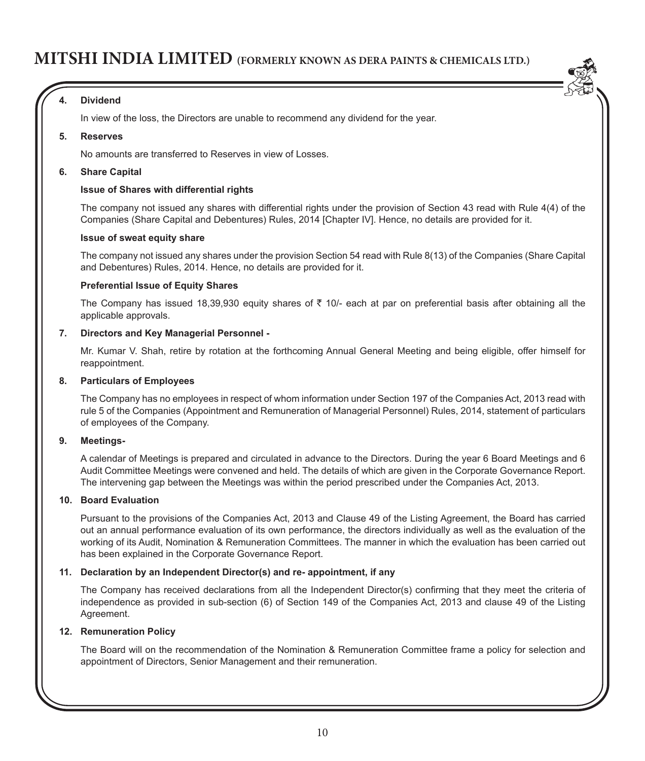**4. Dividend**

In view of the loss, the Directors are unable to recommend any dividend for the year.

**5. Reserves**

No amounts are transferred to Reserves in view of Losses.

**6. Share Capital**

**Issue of Shares with differential rights**

The company not issued any shares with differential rights under the provision of Section 43 read with Rule 4(4) of the Companies (Share Capital and Debentures) Rules, 2014 [Chapter IV]. Hence, no details are provided for it.

**Issue of sweat equity share**

The company not issued any shares under the provision Section 54 read with Rule 8(13) of the Companies (Share Capital and Debentures) Rules, 2014. Hence, no details are provided for it.

**Preferential Issue of Equity Shares**

The Company has issued 18,39,930 equity shares of ₹ 10/- each at par on preferential basis after obtaining all the applicable approvals.

**7. Directors and Key Managerial Personnel -**

Mr. Kumar V. Shah, retire by rotation at the forthcoming Annual General Meeting and being eligible, offer himself for reappointment.

**8. Particulars of Employees**

The Company has no employees in respect of whom information under Section 197 of the Companies Act, 2013 read with rule 5 of the Companies (Appointment and Remuneration of Managerial Personnel) Rules, 2014, statement of particulars of employees of the Company.

**9. Meetings-**

A calendar of Meetings is prepared and circulated in advance to the Directors. During the year 6 Board Meetings and 6 Audit Committee Meetings were convened and held. The details of which are given in the Corporate Governance Report. The intervening gap between the Meetings was within the period prescribed under the Companies Act, 2013.

**10. Board Evaluation**

Pursuant to the provisions of the Companies Act, 2013 and Clause 49 of the Listing Agreement, the Board has carried out an annual performance evaluation of its own performance, the directors individually as well as the evaluation of the working of its Audit, Nomination & Remuneration Committees. The manner in which the evaluation has been carried out has been explained in the Corporate Governance Report.

**11. Declaration by an Independent Director(s) and re- appointment, if any**

The Company has received declarations from all the Independent Director(s) confirming that they meet the criteria of independence as provided in sub-section (6) of Section 149 of the Companies Act, 2013 and clause 49 of the Listing Agreement.

**12. Remuneration Policy**

The Board will on the recommendation of the Nomination & Remuneration Committee frame a policy for selection and appointment of Directors, Senior Management and their remuneration.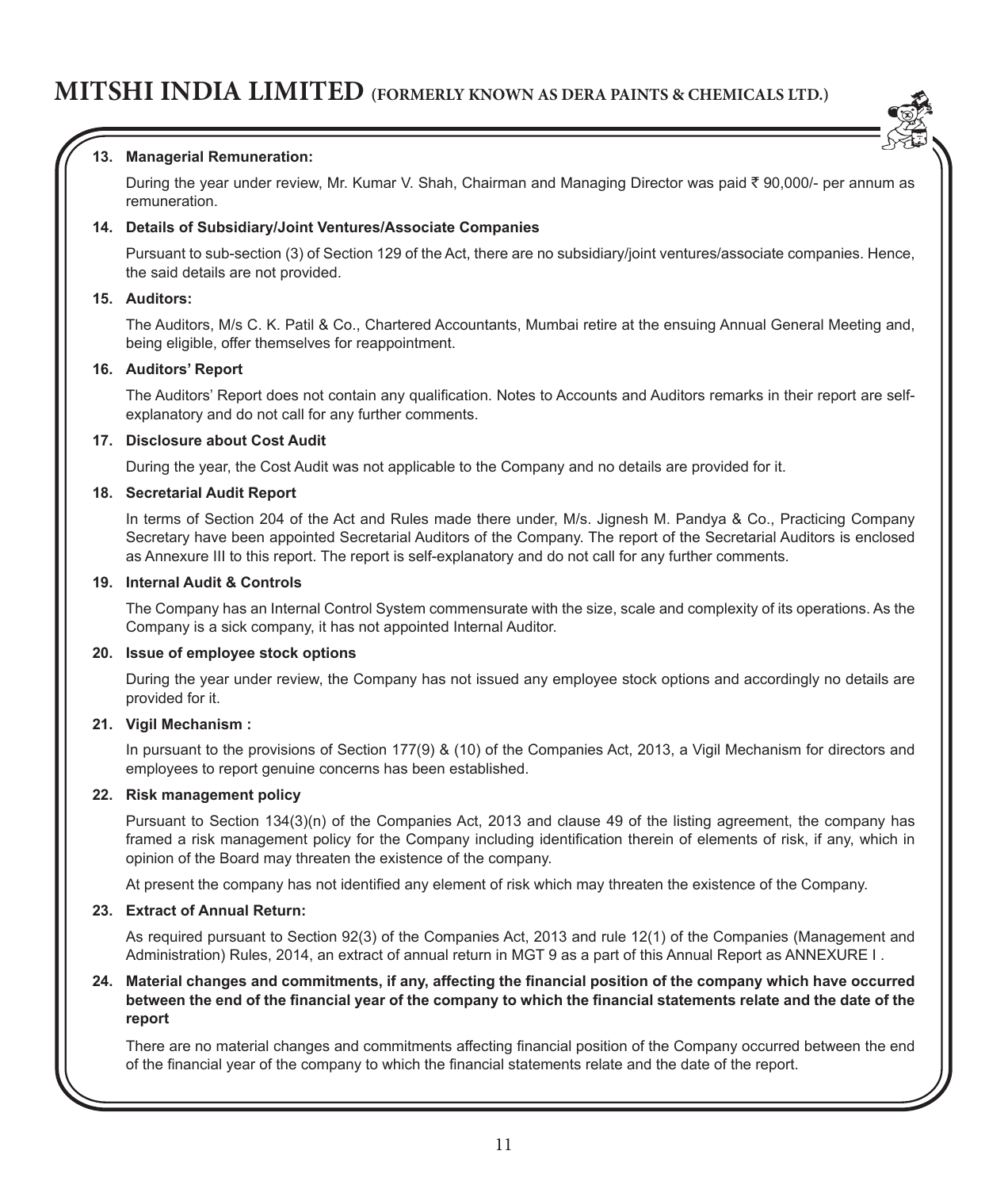### 13. Managerial Remuneration:

During the year under review, Mr. Kumar V. Shah, Chairman and Managing Director was paid ₹ 90,000/- per annum as remuneration.

### 14. Details of Subsidiary/Joint Ventures/Associate Companies

Pursuant to sub-section (3) of Section 129 of the Act, there are no subsidiary/joint ventures/associate companies. Hence, the said details are not provided.

### 15. Auditors:

The Auditors, M/s C. K. Patil & Co., Chartered Accountants, Mumbai retire at the ensuing Annual General Meeting and, being eligible, offer themselves for reappointment.

### 16. Auditors' Report

The Auditors' Report does not contain any qualification. Notes to Accounts and Auditors remarks in their report are self-explanatory and do not call for any further comments.

### 17. Disclosure about Cost Audit

During the year, the Cost Audit was not applicable to the Company and no details are provided for it.

### 18. Secretarial Audit Report

In terms of Section 204 of the Act and Rules made there under, M/s. Jignesh M. Pandya & Co., Practicing Company Secretary have been appointed Secretarial Auditors of the Company. The report of the Secretarial Auditors is enclosed as Annexure III to this report. The report is self-explanatory and do not call for any further comments.

### 19. Internal Audit & Controls

The Company has an Internal Control System commensurate with the size, scale and complexity of its operations. As the Company is a sick company, it has not appointed Internal Auditor.

### 20. Issue of employee stock options

During the year under review, the Company has not issued any employee stock options and accordingly no details are provided for it.

### 21. Vigil Mechanism :

In pursuant to the provisions of Section 177(9) & (10) of the Companies Act, 2013, a Vigil Mechanism for directors and employees to report genuine concerns has been established.

### 22. Risk management policy

Pursuant to Section 134(3)(n) of the Companies Act, 2013 and clause 49 of the listing agreement, the company has framed a risk management policy for the Company including identification therein of elements of risk, if any, which in opinion of the Board may threaten the existence of the company.

At present the company has not identified any element of risk which may threaten the existence of the Company.

### 23. Extract of Annual Return:

As required pursuant to Section 92(3) of the Companies Act, 2013 and rule 12(1) of the Companies (Management and Administration) Rules, 2014, an extract of annual return in MGT 9 as a part of this Annual Report as ANNEXURE I .

### 24. Material changes and commitments, if any, affecting the financial position of the company which have occurred between the end of the financial year of the company to which the financial statements relate and the date of the report

There are no material changes and commitments affecting financial position of the Company occurred between the end of the financial year of the company to which the financial statements relate and the date of the report.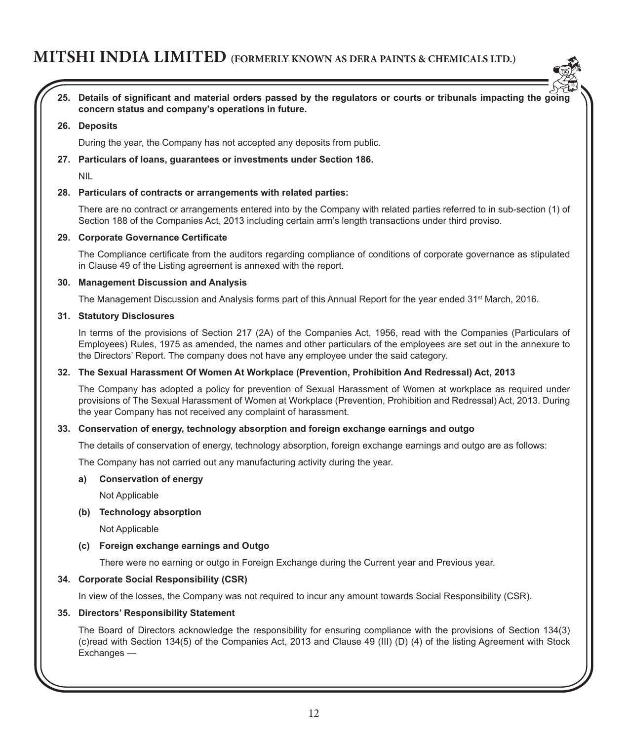**25. Details of significant and material orders passed by the regulators or courts or tribunals impacting the going concern status and company's operations in future.**

**26. Deposits**

During the year, the Company has not accepted any deposits from public.

**27. Particulars of loans, guarantees or investments under Section 186.**

NIL

**28. Particulars of contracts or arrangements with related parties:**

There are no contract or arrangements entered into by the Company with related parties referred to in sub-section (1) of Section 188 of the Companies Act, 2013 including certain arm's length transactions under third proviso.

**29. Corporate Governance Certificate**

The Compliance certificate from the auditors regarding compliance of conditions of corporate governance as stipulated in Clause 49 of the Listing agreement is annexed with the report.

**30. Management Discussion and Analysis**

The Management Discussion and Analysis forms part of this Annual Report for the year ended 31st March, 2016.

**31. Statutory Disclosures**

In terms of the provisions of Section 217 (2A) of the Companies Act, 1956, read with the Companies (Particulars of Employees) Rules, 1975 as amended, the names and other particulars of the employees are set out in the annexure to the Directors' Report. The company does not have any employee under the said category.

**32. The Sexual Harassment Of Women At Workplace (Prevention, Prohibition And Redressal) Act, 2013**

The Company has adopted a policy for prevention of Sexual Harassment of Women at workplace as required under provisions of The Sexual Harassment of Women at Workplace (Prevention, Prohibition and Redressal) Act, 2013. During the year Company has not received any complaint of harassment.

**33. Conservation of energy, technology absorption and foreign exchange earnings and outgo**

The details of conservation of energy, technology absorption, foreign exchange earnings and outgo are as follows:

The Company has not carried out any manufacturing activity during the year.

**a) Conservation of energy**

Not Applicable

**(b) Technology absorption**

Not Applicable

**(c) Foreign exchange earnings and Outgo**

There were no earning or outgo in Foreign Exchange during the Current year and Previous year.

**34. Corporate Social Responsibility (CSR)**

In view of the losses, the Company was not required to incur any amount towards Social Responsibility (CSR).

**35. Directors' Responsibility Statement**

The Board of Directors acknowledge the responsibility for ensuring compliance with the provisions of Section 134(3) (c)read with Section 134(5) of the Companies Act, 2013 and Clause 49 (III) (D) (4) of the listing Agreement with Stock Exchanges —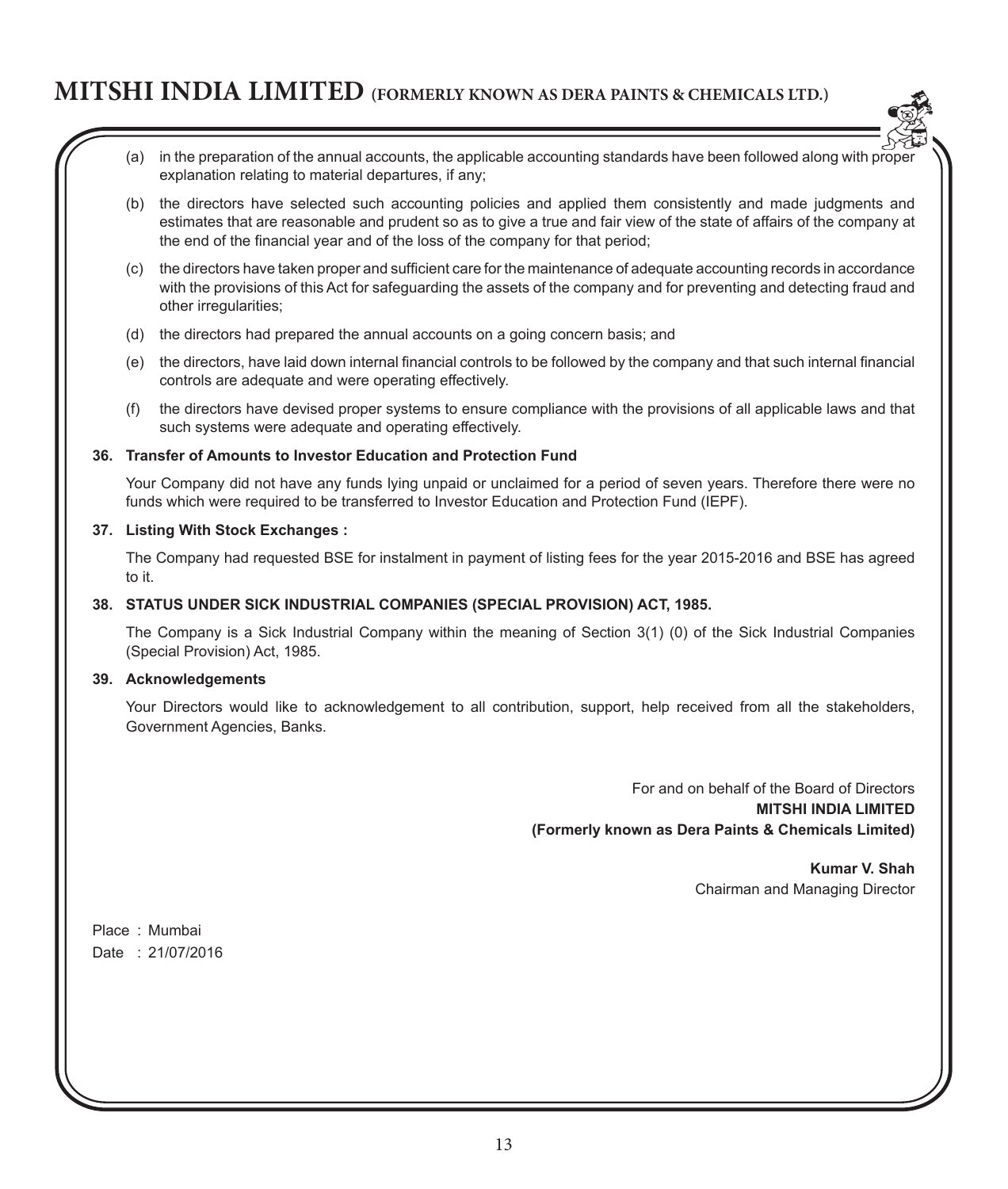(a) in the preparation of the annual accounts, the applicable accounting standards have been followed along with proper explanation relating to material departures, if any;

(b) the directors have selected such accounting policies and applied them consistently and made judgments and estimates that are reasonable and prudent so as to give a true and fair view of the state of affairs of the company at the end of the financial year and of the loss of the company for that period;

(c) the directors have taken proper and sufficient care for the maintenance of adequate accounting records in accordance with the provisions of this Act for safeguarding the assets of the company and for preventing and detecting fraud and other irregularities;

(d) the directors had prepared the annual accounts on a going concern basis; and

(e) the directors, have laid down internal financial controls to be followed by the company and that such internal financial controls are adequate and were operating effectively.

(f) the directors have devised proper systems to ensure compliance with the provisions of all applicable laws and that such systems were adequate and operating effectively.

**36. Transfer of Amounts to Investor Education and Protection Fund**

Your Company did not have any funds lying unpaid or unclaimed for a period of seven years. Therefore there were no funds which were required to be transferred to Investor Education and Protection Fund (IEPF).

**37. Listing With Stock Exchanges :**

The Company had requested BSE for instalment in payment of listing fees for the year 2015-2016 and BSE has agreed to it.

**38. STATUS UNDER SICK INDUSTRIAL COMPANIES (SPECIAL PROVISION) ACT, 1985.**

The Company is a Sick Industrial Company within the meaning of Section 3(1) (0) of the Sick Industrial Companies (Special Provision) Act, 1985.

**39. Acknowledgements**

Your Directors would like to acknowledgement to all contribution, support, help received from all the stakeholders, Government Agencies, Banks.

For and on behalf of the Board of Directors
**MITSHI INDIA LIMITED**
**(Formerly known as Dera Paints & Chemicals Limited)**

**Kumar V. Shah**
Chairman and Managing Director

Place : Mumbai
Date : 21/07/2016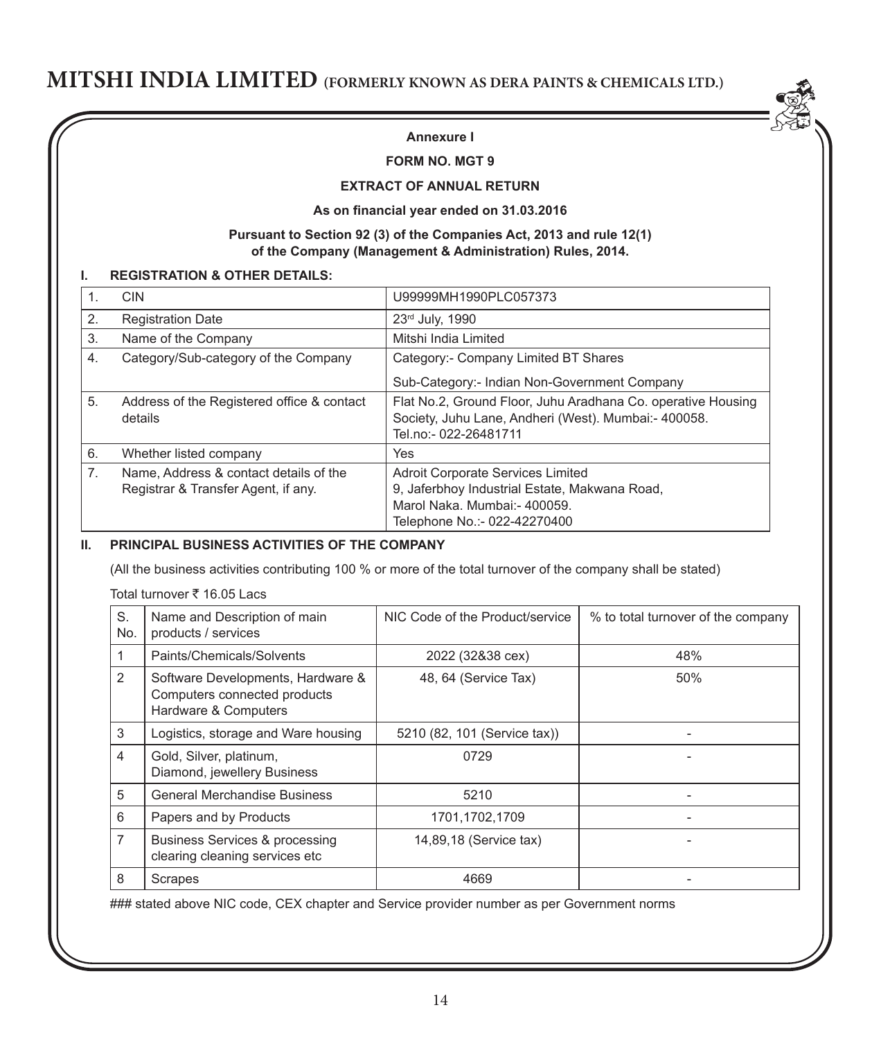**Annexure I**

**FORM NO. MGT 9**

**EXTRACT OF ANNUAL RETURN**

**As on financial year ended on 31.03.2016**

**Pursuant to Section 92 (3) of the Companies Act, 2013 and rule 12(1) of the Company (Management & Administration) Rules, 2014.**

## I. REGISTRATION & OTHER DETAILS:

| | | |
|---|---|---|
| 1. | CIN | U99999MH1990PLC057373 |
| 2. | Registration Date | 23rd July, 1990 |
| 3. | Name of the Company | Mitshi India Limited |
| 4. | Category/Sub-category of the Company | Category:- Company Limited BT Shares<br>Sub-Category:- Indian Non-Government Company |
| 5. | Address of the Registered office & contact details | Flat No.2, Ground Floor, Juhu Aradhana Co. operative Housing Society, Juhu Lane, Andheri (West). Mumbai:- 400058. Tel.no:- 022-26481711 |
| 6. | Whether listed company | Yes |
| 7. | Name, Address & contact details of the Registrar & Transfer Agent, if any. | Adroit Corporate Services Limited<br>9, Jaferbhoy Industrial Estate, Makwana Road, Marol Naka. Mumbai:- 400059.<br>Telephone No.:- 022-42270400 |

## II. PRINCIPAL BUSINESS ACTIVITIES OF THE COMPANY

(All the business activities contributing 100 % or more of the total turnover of the company shall be stated)

Total turnover ₹ 16.05 Lacs

| S. No. | Name and Description of main products / services | NIC Code of the Product/service | % to total turnover of the company |
|---|---|---|---|
| 1 | Paints/Chemicals/Solvents | 2022 (32&38 cex) | 48% |
| 2 | Software Developments, Hardware & Computers connected products Hardware & Computers | 48, 64 (Service Tax) | 50% |
| 3 | Logistics, storage and Ware housing | 5210 (82, 101 (Service tax)) | - |
| 4 | Gold, Silver, platinum, Diamond, jewellery Business | 0729 | - |
| 5 | General Merchandise Business | 5210 | - |
| 6 | Papers and by Products | 1701,1702,1709 | - |
| 7 | Business Services & processing clearing cleaning services etc | 14,89,18 (Service tax) | - |
| 8 | Scrapes | 4669 | - |

### stated above NIC code, CEX chapter and Service provider number as per Government norms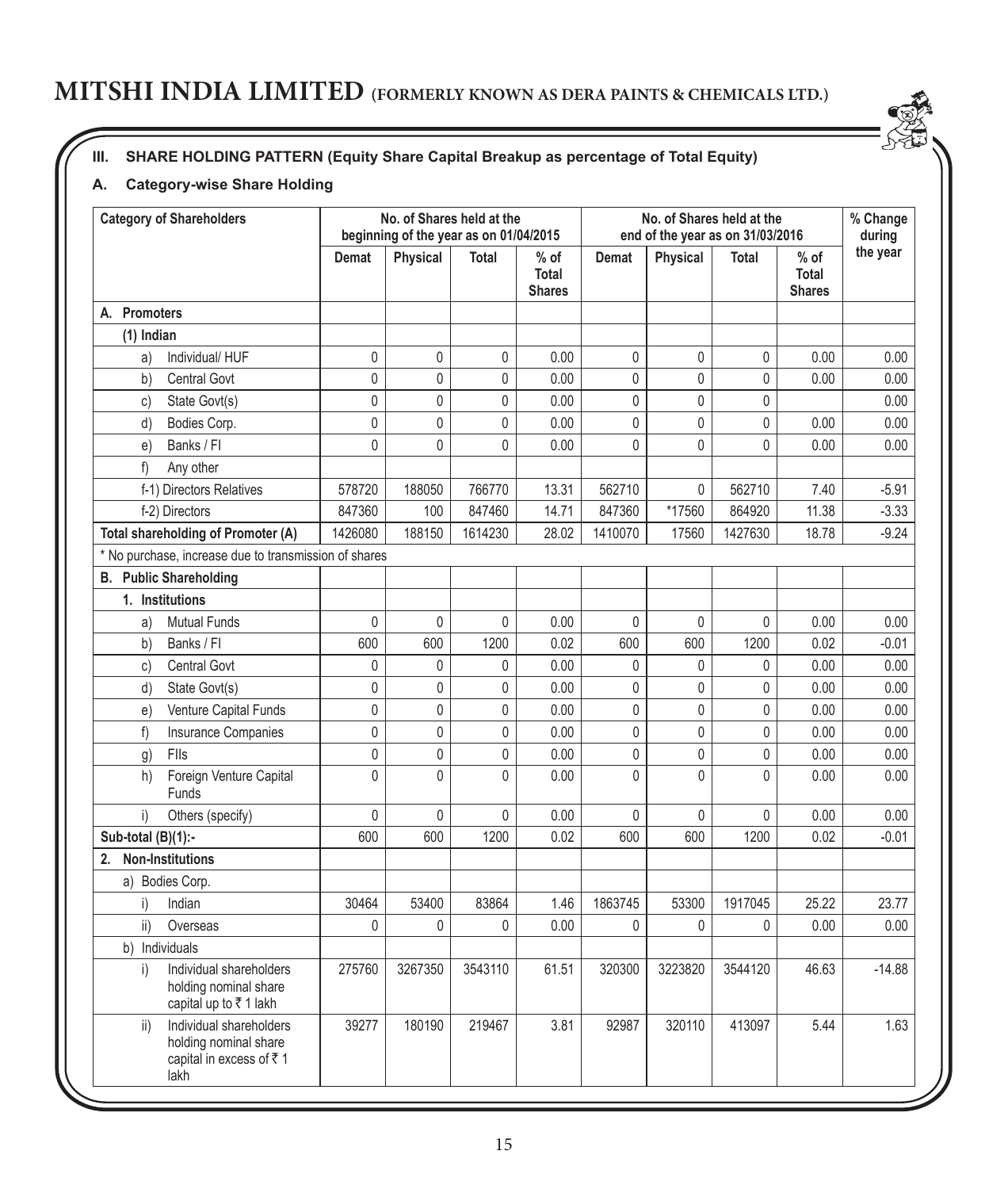## III. SHARE HOLDING PATTERN (Equity Share Capital Breakup as percentage of Total Equity)

### A. Category-wise Share Holding

| Category of Shareholders | No. of Shares held at the beginning of the year as on 01/04/2015 | | | | No. of Shares held at the end of the year as on 31/03/2016 | | | | % Change during the year |
|---|---|---|---|---|---|---|---|---|---|
| | Demat | Physical | Total | % of Total Shares | Demat | Physical | Total | % of Total Shares | |
| **A. Promoters** | | | | | | | | | |
| **(1) Indian** | | | | | | | | | |
| a) Individual/ HUF | 0 | 0 | 0 | 0.00 | 0 | 0 | 0 | 0.00 | 0.00 |
| b) Central Govt | 0 | 0 | 0 | 0.00 | 0 | 0 | 0 | 0.00 | 0.00 |
| c) State Govt(s) | 0 | 0 | 0 | 0.00 | 0 | 0 | 0 | | 0.00 |
| d) Bodies Corp. | 0 | 0 | 0 | 0.00 | 0 | 0 | 0 | 0.00 | 0.00 |
| e) Banks / FI | 0 | 0 | 0 | 0.00 | 0 | 0 | 0 | 0.00 | 0.00 |
| f) Any other | | | | | | | | | |
| f-1) Directors Relatives | 578720 | 188050 | 766770 | 13.31 | 562710 | 0 | 562710 | 7.40 | -5.91 |
| f-2) Directors | 847360 | 100 | 847460 | 14.71 | 847360 | *17560 | 864920 | 11.38 | -3.33 |
| **Total shareholding of Promoter (A)** | 1426080 | 188150 | 1614230 | 28.02 | 1410070 | 17560 | 1427630 | 18.78 | -9.24 |
| * No purchase, increase due to transmission of shares | | | | | | | | | |
| **B. Public Shareholding** | | | | | | | | | |
| **1. Institutions** | | | | | | | | | |
| a) Mutual Funds | 0 | 0 | 0 | 0.00 | 0 | 0 | 0 | 0.00 | 0.00 |
| b) Banks / FI | 600 | 600 | 1200 | 0.02 | 600 | 600 | 1200 | 0.02 | -0.01 |
| c) Central Govt | 0 | 0 | 0 | 0.00 | 0 | 0 | 0 | 0.00 | 0.00 |
| d) State Govt(s) | 0 | 0 | 0 | 0.00 | 0 | 0 | 0 | 0.00 | 0.00 |
| e) Venture Capital Funds | 0 | 0 | 0 | 0.00 | 0 | 0 | 0 | 0.00 | 0.00 |
| f) Insurance Companies | 0 | 0 | 0 | 0.00 | 0 | 0 | 0 | 0.00 | 0.00 |
| g) FIIs | 0 | 0 | 0 | 0.00 | 0 | 0 | 0 | 0.00 | 0.00 |
| h) Foreign Venture Capital Funds | 0 | 0 | 0 | 0.00 | 0 | 0 | 0 | 0.00 | 0.00 |
| i) Others (specify) | 0 | 0 | 0 | 0.00 | 0 | 0 | 0 | 0.00 | 0.00 |
| **Sub-total (B)(1):-** | 600 | 600 | 1200 | 0.02 | 600 | 600 | 1200 | 0.02 | -0.01 |
| **2. Non-Institutions** | | | | | | | | | |
| a) Bodies Corp. | | | | | | | | | |
| i) Indian | 30464 | 53400 | 83864 | 1.46 | 1863745 | 53300 | 1917045 | 25.22 | 23.77 |
| ii) Overseas | 0 | 0 | 0 | 0.00 | 0 | 0 | 0 | 0.00 | 0.00 |
| b) Individuals | | | | | | | | | |
| i) Individual shareholders holding nominal share capital up to ₹ 1 lakh | 275760 | 3267350 | 3543110 | 61.51 | 320300 | 3223820 | 3544120 | 46.63 | -14.88 |
| ii) Individual shareholders holding nominal share capital in excess of ₹ 1 lakh | 39277 | 180190 | 219467 | 3.81 | 92987 | 320110 | 413097 | 5.44 | 1.63 |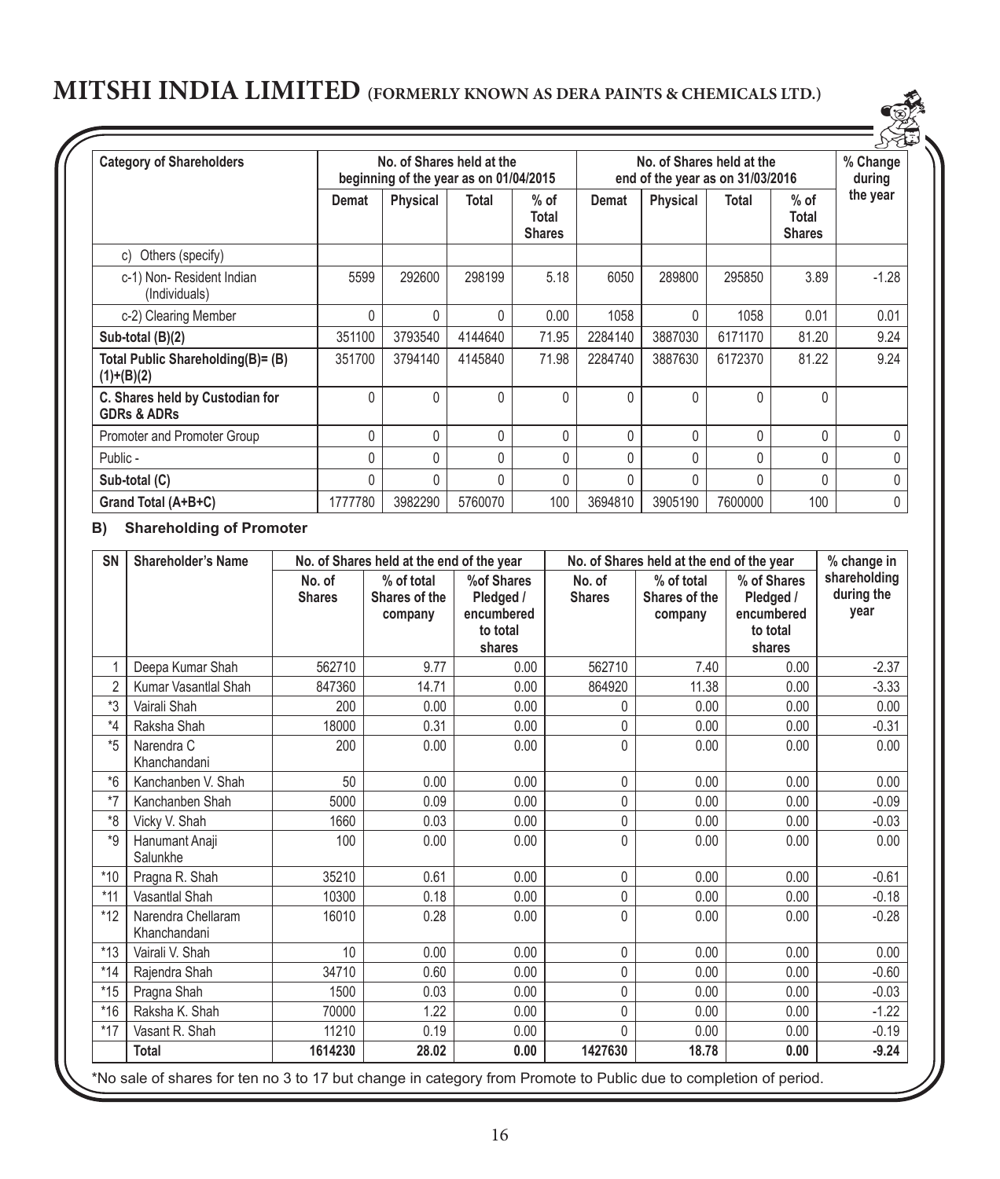| Category of Shareholders | No. of Shares held at the beginning of the year as on 01/04/2015 | | | | No. of Shares held at the end of the year as on 31/03/2016 | | | | % Change during the year |
|---|---|---|---|---|---|---|---|---|---|
| | Demat | Physical | Total | % of Total Shares | Demat | Physical | Total | % of Total Shares | |
| c) Others (specify) | | | | | | | | | |
| c-1) Non- Resident Indian (Individuals) | 5599 | 292600 | 298199 | 5.18 | 6050 | 289800 | 295850 | 3.89 | -1.28 |
| c-2) Clearing Member | 0 | 0 | 0 | 0.00 | 1058 | 0 | 1058 | 0.01 | 0.01 |
| **Sub-total (B)(2)** | 351100 | 3793540 | 4144640 | 71.95 | 2284140 | 3887030 | 6171170 | 81.20 | 9.24 |
| **Total Public Shareholding(B)= (B)(1)+(B)(2)** | 351700 | 3794140 | 4145840 | 71.98 | 2284740 | 3887630 | 6172370 | 81.22 | 9.24 |
| **C. Shares held by Custodian for GDRs & ADRs** | 0 | 0 | 0 | 0 | 0 | 0 | 0 | 0 | |
| Promoter and Promoter Group | 0 | 0 | 0 | 0 | 0 | 0 | 0 | 0 | 0 |
| Public - | 0 | 0 | 0 | 0 | 0 | 0 | 0 | 0 | 0 |
| **Sub-total (C)** | 0 | 0 | 0 | 0 | 0 | 0 | 0 | 0 | 0 |
| **Grand Total (A+B+C)** | 1777780 | 3982290 | 5760070 | 100 | 3694810 | 3905190 | 7600000 | 100 | 0 |

### B) Shareholding of Promoter

| SN | Shareholder's Name | No. of Shares held at the end of the year | | | No. of Shares held at the end of the year | | | % change in shareholding during the year |
|---|---|---|---|---|---|---|---|---|
| | | No. of Shares | % of total Shares of the company | %of Shares Pledged / encumbered to total shares | No. of Shares | % of total Shares of the company | % of Shares Pledged / encumbered to total shares | |
| 1 | Deepa Kumar Shah | 562710 | 9.77 | 0.00 | 562710 | 7.40 | 0.00 | -2.37 |
| 2 | Kumar Vasantlal Shah | 847360 | 14.71 | 0.00 | 864920 | 11.38 | 0.00 | -3.33 |
| *3 | Vairali Shah | 200 | 0.00 | 0.00 | 0 | 0.00 | 0.00 | 0.00 |
| *4 | Raksha Shah | 18000 | 0.31 | 0.00 | 0 | 0.00 | 0.00 | -0.31 |
| *5 | Narendra C Khanchandani | 200 | 0.00 | 0.00 | 0 | 0.00 | 0.00 | 0.00 |
| *6 | Kanchanben V. Shah | 50 | 0.00 | 0.00 | 0 | 0.00 | 0.00 | 0.00 |
| *7 | Kanchanben Shah | 5000 | 0.09 | 0.00 | 0 | 0.00 | 0.00 | -0.09 |
| *8 | Vicky V. Shah | 1660 | 0.03 | 0.00 | 0 | 0.00 | 0.00 | -0.03 |
| *9 | Hanumant Anaji Salunkhe | 100 | 0.00 | 0.00 | 0 | 0.00 | 0.00 | 0.00 |
| *10 | Pragna R. Shah | 35210 | 0.61 | 0.00 | 0 | 0.00 | 0.00 | -0.61 |
| *11 | Vasantlal Shah | 10300 | 0.18 | 0.00 | 0 | 0.00 | 0.00 | -0.18 |
| *12 | Narendra Chellaram Khanchandani | 16010 | 0.28 | 0.00 | 0 | 0.00 | 0.00 | -0.28 |
| *13 | Vairali V. Shah | 10 | 0.00 | 0.00 | 0 | 0.00 | 0.00 | 0.00 |
| *14 | Rajendra Shah | 34710 | 0.60 | 0.00 | 0 | 0.00 | 0.00 | -0.60 |
| *15 | Pragna Shah | 1500 | 0.03 | 0.00 | 0 | 0.00 | 0.00 | -0.03 |
| *16 | Raksha K. Shah | 70000 | 1.22 | 0.00 | 0 | 0.00 | 0.00 | -1.22 |
| *17 | Vasant R. Shah | 11210 | 0.19 | 0.00 | 0 | 0.00 | 0.00 | -0.19 |
| | **Total** | **1614230** | **28.02** | **0.00** | **1427630** | **18.78** | **0.00** | **-9.24** |

*No sale of shares for ten no 3 to 17 but change in category from Promote to Public due to completion of period.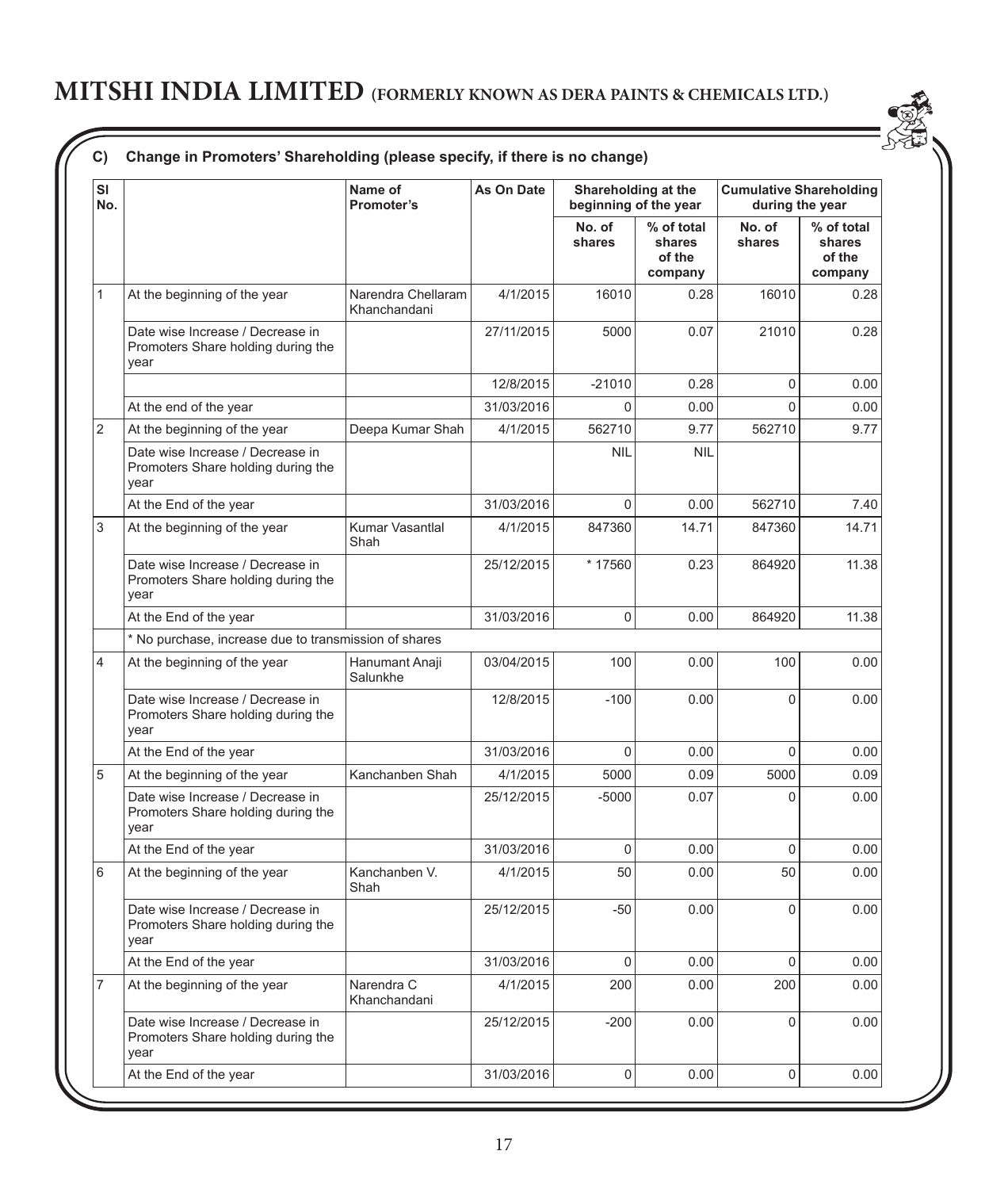## C) Change in Promoters' Shareholding (please specify, if there is no change)

| Sl No. | | Name of Promoter's | As On Date | Shareholding at the beginning of the year | | Cumulative Shareholding during the year | |
|---|---|---|---|---|---|---|---|
| | | | | No. of shares | % of total shares of the company | No. of shares | % of total shares of the company |
| 1 | At the beginning of the year | Narendra Chellaram Khanchandani | 4/1/2015 | 16010 | 0.28 | 16010 | 0.28 |
| | Date wise Increase / Decrease in Promoters Share holding during the year | | 27/11/2015 | 5000 | 0.07 | 21010 | 0.28 |
| | | | 12/8/2015 | -21010 | 0.28 | 0 | 0.00 |
| | At the end of the year | | 31/03/2016 | 0 | 0.00 | 0 | 0.00 |
| 2 | At the beginning of the year | Deepa Kumar Shah | 4/1/2015 | 562710 | 9.77 | 562710 | 9.77 |
| | Date wise Increase / Decrease in Promoters Share holding during the year | | | NIL | NIL | | |
| | At the End of the year | | 31/03/2016 | 0 | 0.00 | 562710 | 7.40 |
| 3 | At the beginning of the year | Kumar Vasantlal Shah | 4/1/2015 | 847360 | 14.71 | 847360 | 14.71 |
| | Date wise Increase / Decrease in Promoters Share holding during the year | | 25/12/2015 | * 17560 | 0.23 | 864920 | 11.38 |
| | At the End of the year | | 31/03/2016 | 0 | 0.00 | 864920 | 11.38 |
| | * No purchase, increase due to transmission of shares | | | | | | |
| 4 | At the beginning of the year | Hanumant Anaji Salunkhe | 03/04/2015 | 100 | 0.00 | 100 | 0.00 |
| | Date wise Increase / Decrease in Promoters Share holding during the year | | 12/8/2015 | -100 | 0.00 | 0 | 0.00 |
| | At the End of the year | | 31/03/2016 | 0 | 0.00 | 0 | 0.00 |
| 5 | At the beginning of the year | Kanchanben Shah | 4/1/2015 | 5000 | 0.09 | 5000 | 0.09 |
| | Date wise Increase / Decrease in Promoters Share holding during the year | | 25/12/2015 | -5000 | 0.07 | 0 | 0.00 |
| | At the End of the year | | 31/03/2016 | 0 | 0.00 | 0 | 0.00 |
| 6 | At the beginning of the year | Kanchanben V. Shah | 4/1/2015 | 50 | 0.00 | 50 | 0.00 |
| | Date wise Increase / Decrease in Promoters Share holding during the year | | 25/12/2015 | -50 | 0.00 | 0 | 0.00 |
| | At the End of the year | | 31/03/2016 | 0 | 0.00 | 0 | 0.00 |
| 7 | At the beginning of the year | Narendra C Khanchandani | 4/1/2015 | 200 | 0.00 | 200 | 0.00 |
| | Date wise Increase / Decrease in Promoters Share holding during the year | | 25/12/2015 | -200 | 0.00 | 0 | 0.00 |
| | At the End of the year | | 31/03/2016 | 0 | 0.00 | 0 | 0.00 |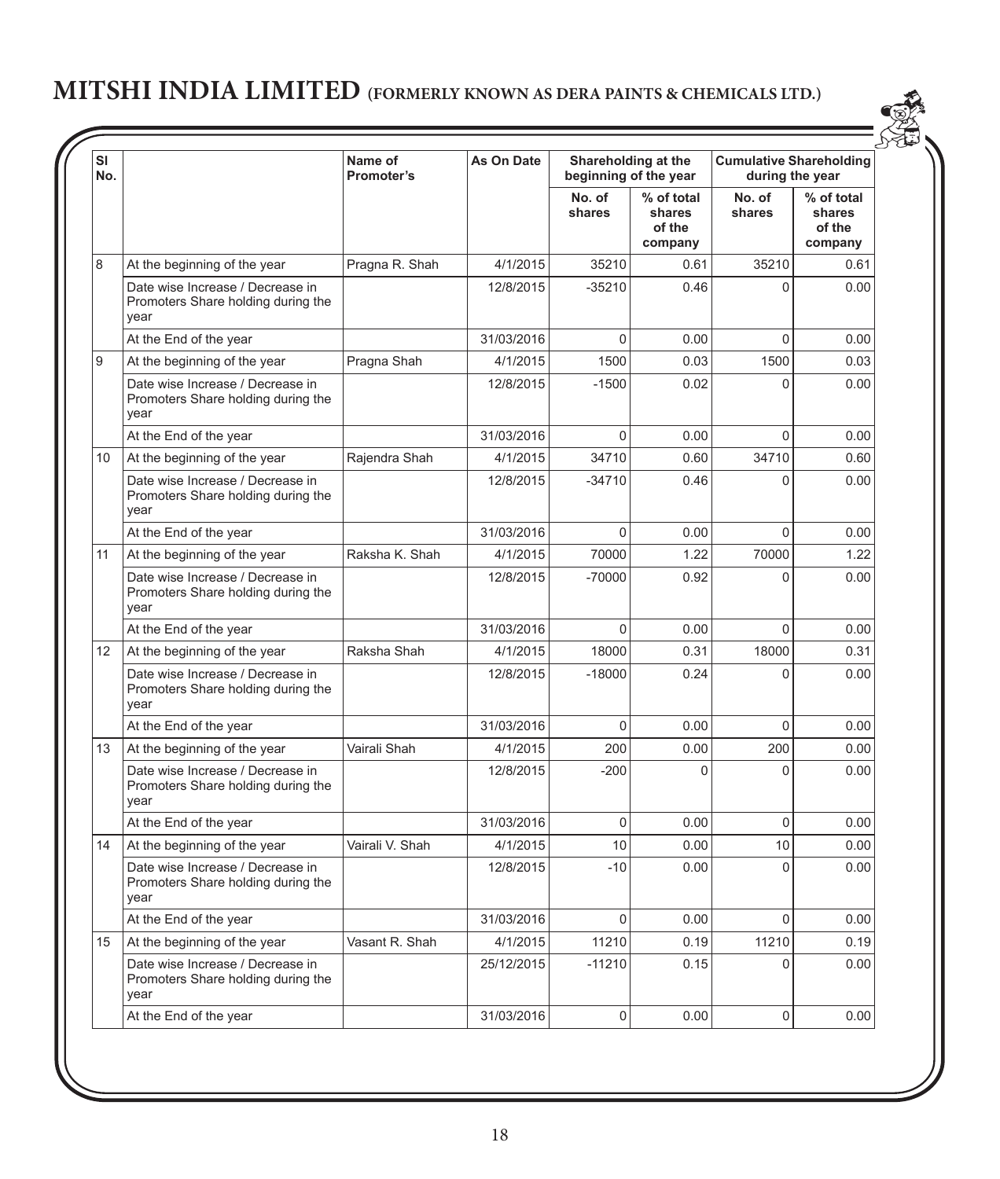| Sl No. | | Name of Promoter's | As On Date | Shareholding at the beginning of the year | | Cumulative Shareholding during the year | |
|---|---|---|---|---|---|---|---|
| | | | | No. of shares | % of total shares of the company | No. of shares | % of total shares of the company |
| 8 | At the beginning of the year | Pragna R. Shah | 4/1/2015 | 35210 | 0.61 | 35210 | 0.61 |
| | Date wise Increase / Decrease in Promoters Share holding during the year | | 12/8/2015 | -35210 | 0.46 | 0 | 0.00 |
| | At the End of the year | | 31/03/2016 | 0 | 0.00 | 0 | 0.00 |
| 9 | At the beginning of the year | Pragna Shah | 4/1/2015 | 1500 | 0.03 | 1500 | 0.03 |
| | Date wise Increase / Decrease in Promoters Share holding during the year | | 12/8/2015 | -1500 | 0.02 | 0 | 0.00 |
| | At the End of the year | | 31/03/2016 | 0 | 0.00 | 0 | 0.00 |
| 10 | At the beginning of the year | Rajendra Shah | 4/1/2015 | 34710 | 0.60 | 34710 | 0.60 |
| | Date wise Increase / Decrease in Promoters Share holding during the year | | 12/8/2015 | -34710 | 0.46 | 0 | 0.00 |
| | At the End of the year | | 31/03/2016 | 0 | 0.00 | 0 | 0.00 |
| 11 | At the beginning of the year | Raksha K. Shah | 4/1/2015 | 70000 | 1.22 | 70000 | 1.22 |
| | Date wise Increase / Decrease in Promoters Share holding during the year | | 12/8/2015 | -70000 | 0.92 | 0 | 0.00 |
| | At the End of the year | | 31/03/2016 | 0 | 0.00 | 0 | 0.00 |
| 12 | At the beginning of the year | Raksha Shah | 4/1/2015 | 18000 | 0.31 | 18000 | 0.31 |
| | Date wise Increase / Decrease in Promoters Share holding during the year | | 12/8/2015 | -18000 | 0.24 | 0 | 0.00 |
| | At the End of the year | | 31/03/2016 | 0 | 0.00 | 0 | 0.00 |
| 13 | At the beginning of the year | Vairali Shah | 4/1/2015 | 200 | 0.00 | 200 | 0.00 |
| | Date wise Increase / Decrease in Promoters Share holding during the year | | 12/8/2015 | -200 | 0 | 0 | 0.00 |
| | At the End of the year | | 31/03/2016 | 0 | 0.00 | 0 | 0.00 |
| 14 | At the beginning of the year | Vairali V. Shah | 4/1/2015 | 10 | 0.00 | 10 | 0.00 |
| | Date wise Increase / Decrease in Promoters Share holding during the year | | 12/8/2015 | -10 | 0.00 | 0 | 0.00 |
| | At the End of the year | | 31/03/2016 | 0 | 0.00 | 0 | 0.00 |
| 15 | At the beginning of the year | Vasant R. Shah | 4/1/2015 | 11210 | 0.19 | 11210 | 0.19 |
| | Date wise Increase / Decrease in Promoters Share holding during the year | | 25/12/2015 | -11210 | 0.15 | 0 | 0.00 |
| | At the End of the year | | 31/03/2016 | 0 | 0.00 | 0 | 0.00 |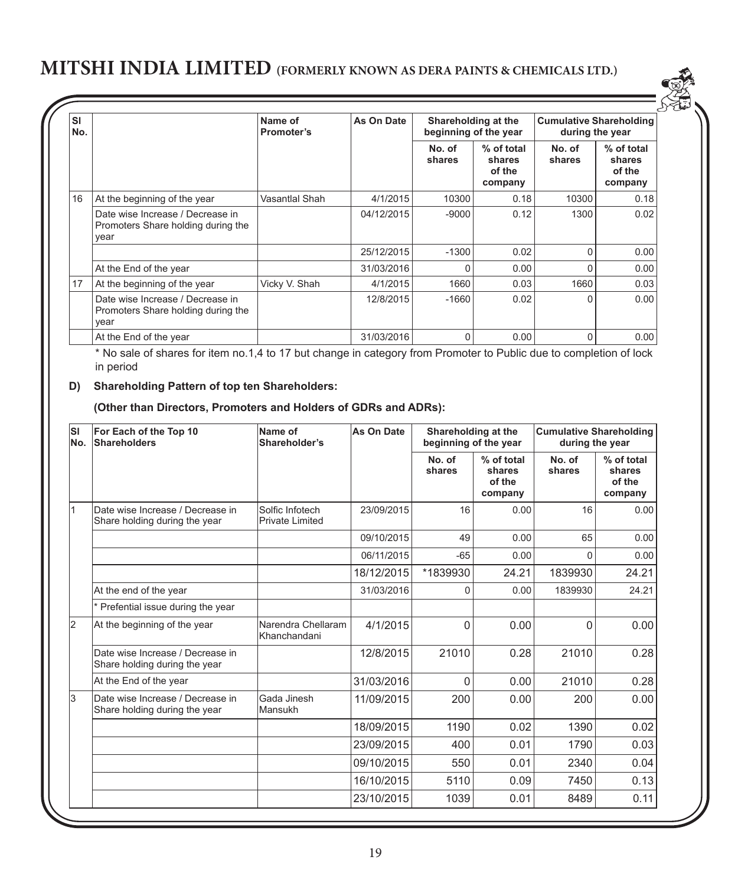| Sl No. | | Name of Promoter's | As On Date | Shareholding at the beginning of the year | | Cumulative Shareholding during the year | |
|---|---|---|---|---|---|---|---|
| | | | | No. of shares | % of total shares of the company | No. of shares | % of total shares of the company |
| 16 | At the beginning of the year | Vasantlal Shah | 4/1/2015 | 10300 | 0.18 | 10300 | 0.18 |
| | Date wise Increase / Decrease in Promoters Share holding during the year | | 04/12/2015 | -9000 | 0.12 | 1300 | 0.02 |
| | | | 25/12/2015 | -1300 | 0.02 | 0 | 0.00 |
| | At the End of the year | | 31/03/2016 | 0 | 0.00 | 0 | 0.00 |
| 17 | At the beginning of the year | Vicky V. Shah | 4/1/2015 | 1660 | 0.03 | 1660 | 0.03 |
| | Date wise Increase / Decrease in Promoters Share holding during the year | | 12/8/2015 | -1660 | 0.02 | 0 | 0.00 |
| | At the End of the year | | 31/03/2016 | 0 | 0.00 | 0 | 0.00 |

* No sale of shares for item no.1,4 to 17 but change in category from Promoter to Public due to completion of lock in period

**D) Shareholding Pattern of top ten Shareholders:**

**(Other than Directors, Promoters and Holders of GDRs and ADRs):**

| Sl No. | For Each of the Top 10 Shareholders | Name of Shareholder's | As On Date | Shareholding at the beginning of the year | | Cumulative Shareholding during the year | |
|---|---|---|---|---|---|---|---|
| | | | | No. of shares | % of total shares of the company | No. of shares | % of total shares of the company |
| 1 | Date wise Increase / Decrease in Share holding during the year | Solfic Infotech Private Limited | 23/09/2015 | 16 | 0.00 | 16 | 0.00 |
| | | | 09/10/2015 | 49 | 0.00 | 65 | 0.00 |
| | | | 06/11/2015 | -65 | 0.00 | 0 | 0.00 |
| | | | 18/12/2015 | *1839930 | 24.21 | 1839930 | 24.21 |
| | At the end of the year | | 31/03/2016 | 0 | 0.00 | 1839930 | 24.21 |
| | * Prefential issue during the year | | | | | | |
| 2 | At the beginning of the year | Narendra Chellaram Khanchandani | 4/1/2015 | 0 | 0.00 | 0 | 0.00 |
| | Date wise Increase / Decrease in Share holding during the year | | 12/8/2015 | 21010 | 0.28 | 21010 | 0.28 |
| | At the End of the year | | 31/03/2016 | 0 | 0.00 | 21010 | 0.28 |
| 3 | Date wise Increase / Decrease in Share holding during the year | Gada Jinesh Mansukh | 11/09/2015 | 200 | 0.00 | 200 | 0.00 |
| | | | 18/09/2015 | 1190 | 0.02 | 1390 | 0.02 |
| | | | 23/09/2015 | 400 | 0.01 | 1790 | 0.03 |
| | | | 09/10/2015 | 550 | 0.01 | 2340 | 0.04 |
| | | | 16/10/2015 | 5110 | 0.09 | 7450 | 0.13 |
| | | | 23/10/2015 | 1039 | 0.01 | 8489 | 0.11 |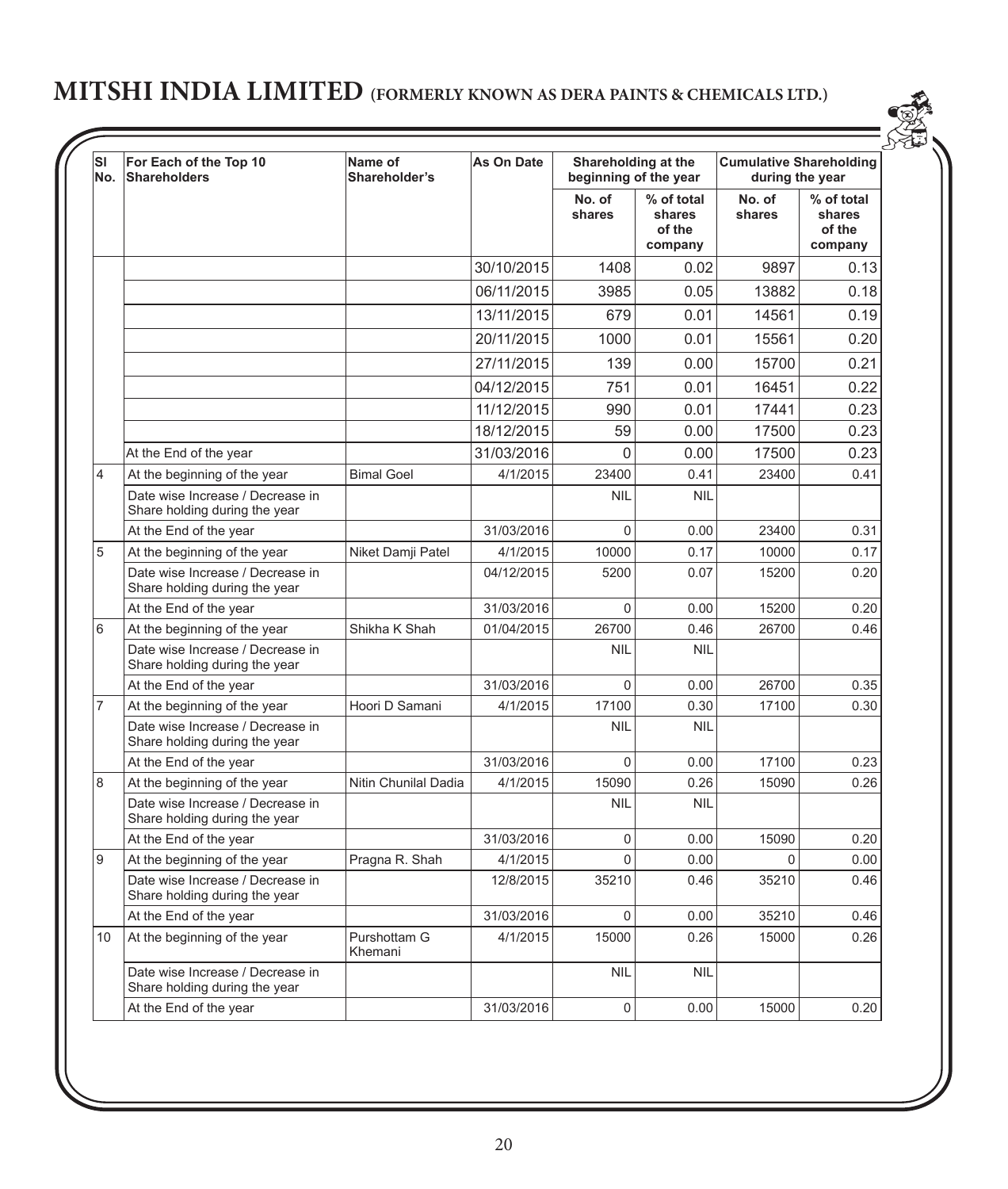# MITSHI INDIA LIMITED (FORMERLY KNOWN AS DERA PAINTS & CHEMICALS LTD.)

| SI No. | For Each of the Top 10 Shareholders | Name of Shareholder's | As On Date | Shareholding at the beginning of the year | | Cumulative Shareholding during the year | |
|---|---|---|---|---|---|---|---|
| | | | | No. of shares | % of total shares of the company | No. of shares | % of total shares of the company |
| | | | 30/10/2015 | 1408 | 0.02 | 9897 | 0.13 |
| | | | 06/11/2015 | 3985 | 0.05 | 13882 | 0.18 |
| | | | 13/11/2015 | 679 | 0.01 | 14561 | 0.19 |
| | | | 20/11/2015 | 1000 | 0.01 | 15561 | 0.20 |
| | | | 27/11/2015 | 139 | 0.00 | 15700 | 0.21 |
| | | | 04/12/2015 | 751 | 0.01 | 16451 | 0.22 |
| | | | 11/12/2015 | 990 | 0.01 | 17441 | 0.23 |
| | | | 18/12/2015 | 59 | 0.00 | 17500 | 0.23 |
| | At the End of the year | | 31/03/2016 | 0 | 0.00 | 17500 | 0.23 |
| 4 | At the beginning of the year | Bimal Goel | 4/1/2015 | 23400 | 0.41 | 23400 | 0.41 |
| | Date wise Increase / Decrease in Share holding during the year | | | NIL | NIL | | |
| | At the End of the year | | 31/03/2016 | 0 | 0.00 | 23400 | 0.31 |
| 5 | At the beginning of the year | Niket Damji Patel | 4/1/2015 | 10000 | 0.17 | 10000 | 0.17 |
| | Date wise Increase / Decrease in Share holding during the year | | 04/12/2015 | 5200 | 0.07 | 15200 | 0.20 |
| | At the End of the year | | 31/03/2016 | 0 | 0.00 | 15200 | 0.20 |
| 6 | At the beginning of the year | Shikha K Shah | 01/04/2015 | 26700 | 0.46 | 26700 | 0.46 |
| | Date wise Increase / Decrease in Share holding during the year | | | NIL | NIL | | |
| | At the End of the year | | 31/03/2016 | 0 | 0.00 | 26700 | 0.35 |
| 7 | At the beginning of the year | Hoori D Samani | 4/1/2015 | 17100 | 0.30 | 17100 | 0.30 |
| | Date wise Increase / Decrease in Share holding during the year | | | NIL | NIL | | |
| | At the End of the year | | 31/03/2016 | 0 | 0.00 | 17100 | 0.23 |
| 8 | At the beginning of the year | Nitin Chunilal Dadia | 4/1/2015 | 15090 | 0.26 | 15090 | 0.26 |
| | Date wise Increase / Decrease in Share holding during the year | | | NIL | NIL | | |
| | At the End of the year | | 31/03/2016 | 0 | 0.00 | 15090 | 0.20 |
| 9 | At the beginning of the year | Pragna R. Shah | 4/1/2015 | 0 | 0.00 | 0 | 0.00 |
| | Date wise Increase / Decrease in Share holding during the year | | 12/8/2015 | 35210 | 0.46 | 35210 | 0.46 |
| | At the End of the year | | 31/03/2016 | 0 | 0.00 | 35210 | 0.46 |
| 10 | At the beginning of the year | Purshottam G Khemani | 4/1/2015 | 15000 | 0.26 | 15000 | 0.26 |
| | Date wise Increase / Decrease in Share holding during the year | | | NIL | NIL | | |
| | At the End of the year | | 31/03/2016 | 0 | 0.00 | 15000 | 0.20 |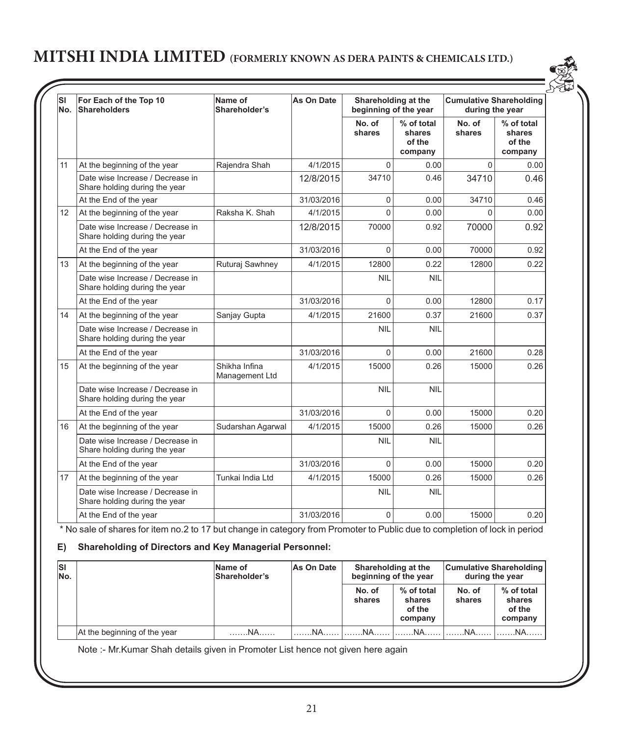| Sl No. | For Each of the Top 10 Shareholders | Name of Shareholder's | As On Date | Shareholding at the beginning of the year | | Cumulative Shareholding during the year | |
|---|---|---|---|---|---|---|---|
| | | | | No. of shares | % of total shares of the company | No. of shares | % of total shares of the company |
| 11 | At the beginning of the year | Rajendra Shah | 4/1/2015 | 0 | 0.00 | 0 | 0.00 |
| | Date wise Increase / Decrease in Share holding during the year | | 12/8/2015 | 34710 | 0.46 | 34710 | 0.46 |
| | At the End of the year | | 31/03/2016 | 0 | 0.00 | 34710 | 0.46 |
| 12 | At the beginning of the year | Raksha K. Shah | 4/1/2015 | 0 | 0.00 | 0 | 0.00 |
| | Date wise Increase / Decrease in Share holding during the year | | 12/8/2015 | 70000 | 0.92 | 70000 | 0.92 |
| | At the End of the year | | 31/03/2016 | 0 | 0.00 | 70000 | 0.92 |
| 13 | At the beginning of the year | Ruturaj Sawhney | 4/1/2015 | 12800 | 0.22 | 12800 | 0.22 |
| | Date wise Increase / Decrease in Share holding during the year | | | NIL | NIL | | |
| | At the End of the year | | 31/03/2016 | 0 | 0.00 | 12800 | 0.17 |
| 14 | At the beginning of the year | Sanjay Gupta | 4/1/2015 | 21600 | 0.37 | 21600 | 0.37 |
| | Date wise Increase / Decrease in Share holding during the year | | | NIL | NIL | | |
| | At the End of the year | | 31/03/2016 | 0 | 0.00 | 21600 | 0.28 |
| 15 | At the beginning of the year | Shikha Infina Management Ltd | 4/1/2015 | 15000 | 0.26 | 15000 | 0.26 |
| | Date wise Increase / Decrease in Share holding during the year | | | NIL | NIL | | |
| | At the End of the year | | 31/03/2016 | 0 | 0.00 | 15000 | 0.20 |
| 16 | At the beginning of the year | Sudarshan Agarwal | 4/1/2015 | 15000 | 0.26 | 15000 | 0.26 |
| | Date wise Increase / Decrease in Share holding during the year | | | NIL | NIL | | |
| | At the End of the year | | 31/03/2016 | 0 | 0.00 | 15000 | 0.20 |
| 17 | At the beginning of the year | Tunkai India Ltd | 4/1/2015 | 15000 | 0.26 | 15000 | 0.26 |
| | Date wise Increase / Decrease in Share holding during the year | | | NIL | NIL | | |
| | At the End of the year | | 31/03/2016 | 0 | 0.00 | 15000 | 0.20 |

* No sale of shares for item no.2 to 17 but change in category from Promoter to Public due to completion of lock in period

**E) Shareholding of Directors and Key Managerial Personnel:**

| Sl No. | | Name of Shareholder's | As On Date | Shareholding at the beginning of the year | | Cumulative Shareholding during the year | |
|---|---|---|---|---|---|---|---|
| | | | | No. of shares | % of total shares of the company | No. of shares | % of total shares of the company |
| | At the beginning of the year | …….NA…… | …….NA…… | …….NA…… | …….NA…… | …….NA…… | …….NA…… |

Note :- Mr.Kumar Shah details given in Promoter List hence not given here again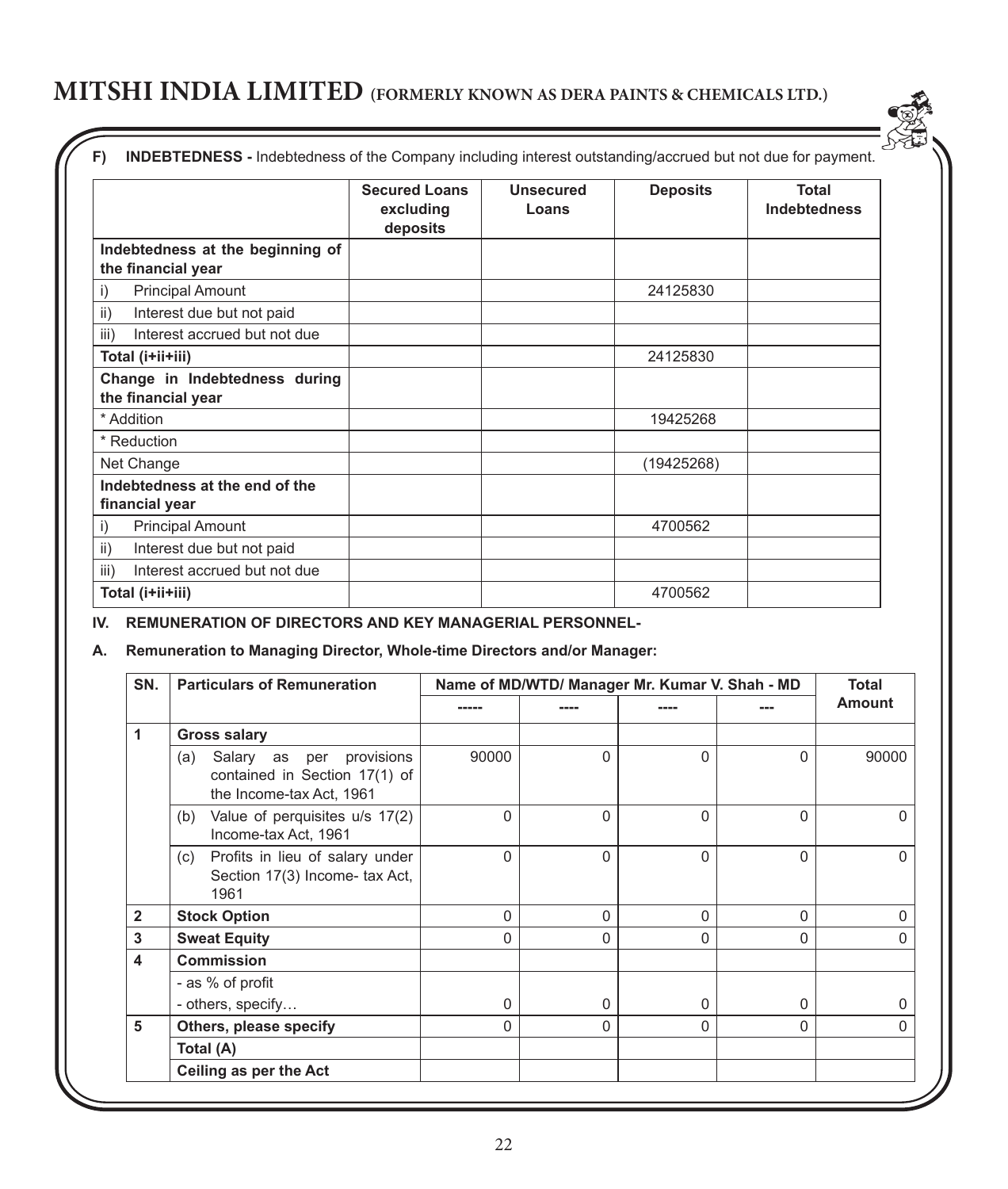**F) INDEBTEDNESS -** Indebtedness of the Company including interest outstanding/accrued but not due for payment.

| | Secured Loans excluding deposits | Unsecured Loans | Deposits | Total Indebtedness |
|---|---|---|---|---|
| **Indebtedness at the beginning of the financial year** | | | | |
| i) Principal Amount | | | 24125830 | |
| ii) Interest due but not paid | | | | |
| iii) Interest accrued but not due | | | | |
| **Total (i+ii+iii)** | | | 24125830 | |
| **Change in Indebtedness during the financial year** | | | | |
| * Addition | | | 19425268 | |
| * Reduction | | | | |
| Net Change | | | (19425268) | |
| **Indebtedness at the end of the financial year** | | | | |
| i) Principal Amount | | | 4700562 | |
| ii) Interest due but not paid | | | | |
| iii) Interest accrued but not due | | | | |
| **Total (i+ii+iii)** | | | 4700562 | |

**IV. REMUNERATION OF DIRECTORS AND KEY MANAGERIAL PERSONNEL-**

**A. Remuneration to Managing Director, Whole-time Directors and/or Manager:**

| SN. | Particulars of Remuneration | Name of MD/WTD/ Manager Mr. Kumar V. Shah - MD | | | | Total Amount |
|---|---|---|---|---|---|---|
| | | ----- | ---- | ---- | --- | |
| **1** | **Gross salary** | | | | | |
| | (a) Salary as per provisions contained in Section 17(1) of the Income-tax Act, 1961 | 90000 | 0 | 0 | 0 | 90000 |
| | (b) Value of perquisites u/s 17(2) Income-tax Act, 1961 | 0 | 0 | 0 | 0 | 0 |
| | (c) Profits in lieu of salary under Section 17(3) Income- tax Act, 1961 | 0 | 0 | 0 | 0 | 0 |
| **2** | **Stock Option** | 0 | 0 | 0 | 0 | 0 |
| **3** | **Sweat Equity** | 0 | 0 | 0 | 0 | 0 |
| **4** | **Commission** | | | | | |
| | - as % of profit<br>- others, specify… | 0 | 0 | 0 | 0 | 0 |
| **5** | **Others, please specify** | 0 | 0 | 0 | 0 | 0 |
| | **Total (A)** | | | | | |
| | **Ceiling as per the Act** | | | | | |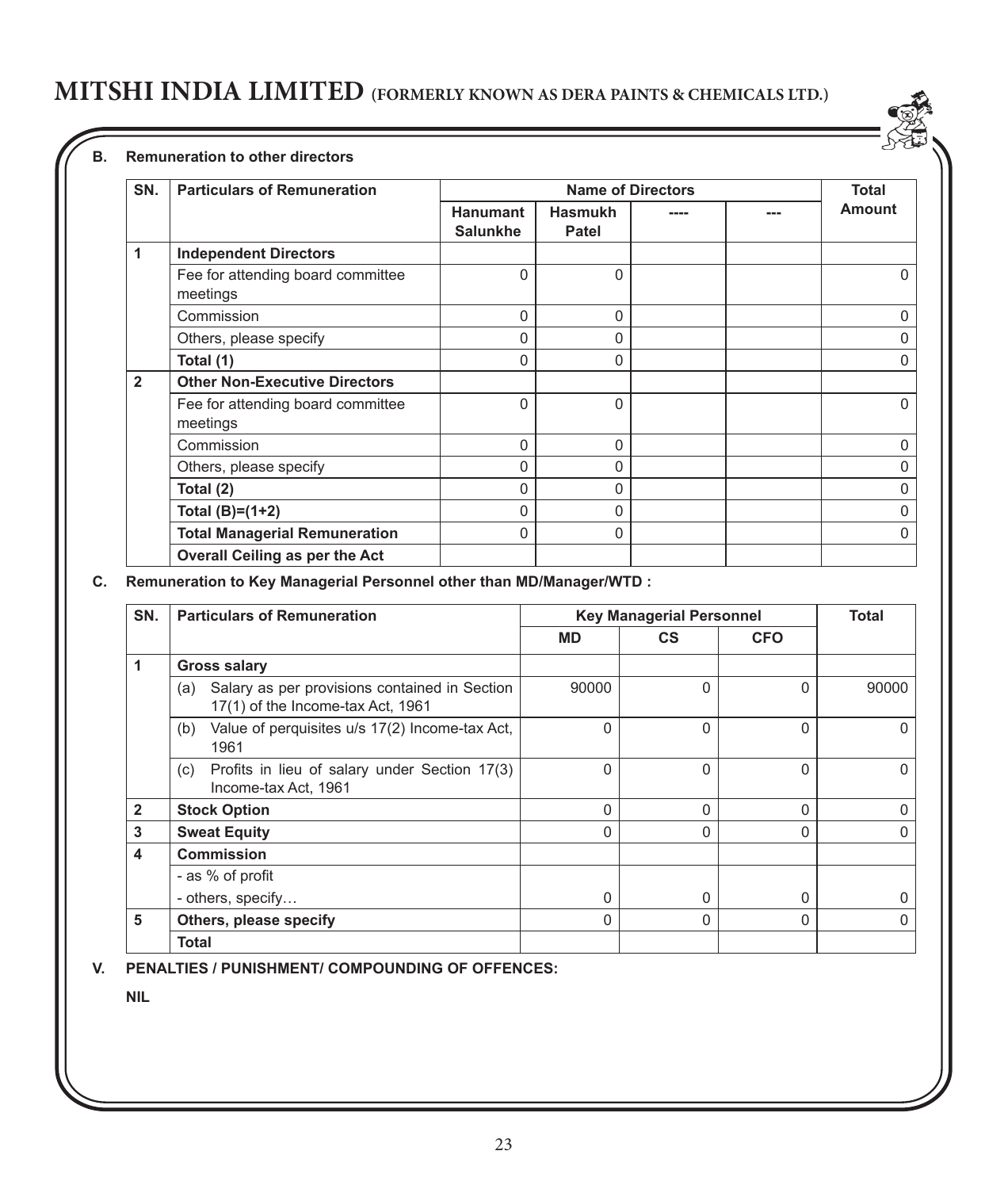**B. Remuneration to other directors**

| SN. | Particulars of Remuneration | Name of Directors | | | | Total Amount |
|---|---|---|---|---|---|---|
| | | Hanumant Salunkhe | Hasmukh Patel | ---- | --- | |
| 1 | **Independent Directors** | | | | | |
| | Fee for attending board committee meetings | 0 | 0 | | | 0 |
| | Commission | 0 | 0 | | | 0 |
| | Others, please specify | 0 | 0 | | | 0 |
| | **Total (1)** | 0 | 0 | | | 0 |
| 2 | **Other Non-Executive Directors** | | | | | |
| | Fee for attending board committee meetings | 0 | 0 | | | 0 |
| | Commission | 0 | 0 | | | 0 |
| | Others, please specify | 0 | 0 | | | 0 |
| | **Total (2)** | 0 | 0 | | | 0 |
| | **Total (B)=(1+2)** | 0 | 0 | | | 0 |
| | **Total Managerial Remuneration** | 0 | 0 | | | 0 |
| | **Overall Ceiling as per the Act** | | | | | |

**C. Remuneration to Key Managerial Personnel other than MD/Manager/WTD :**

| SN. | Particulars of Remuneration | Key Managerial Personnel | | | Total |
|---|---|---|---|---|---|
| | | MD | CS | CFO | |
| 1 | **Gross salary** | | | | |
| | (a) Salary as per provisions contained in Section 17(1) of the Income-tax Act, 1961 | 90000 | 0 | 0 | 90000 |
| | (b) Value of perquisites u/s 17(2) Income-tax Act, 1961 | 0 | 0 | 0 | 0 |
| | (c) Profits in lieu of salary under Section 17(3) Income-tax Act, 1961 | 0 | 0 | 0 | 0 |
| 2 | **Stock Option** | 0 | 0 | 0 | 0 |
| 3 | **Sweat Equity** | 0 | 0 | 0 | 0 |
| 4 | **Commission** | | | | |
| | - as % of profit | | | | |
| | - others, specify… | 0 | 0 | 0 | 0 |
| 5 | **Others, please specify** | 0 | 0 | 0 | 0 |
| | **Total** | | | | |

**V. PENALTIES / PUNISHMENT/ COMPOUNDING OF OFFENCES:**

**NIL**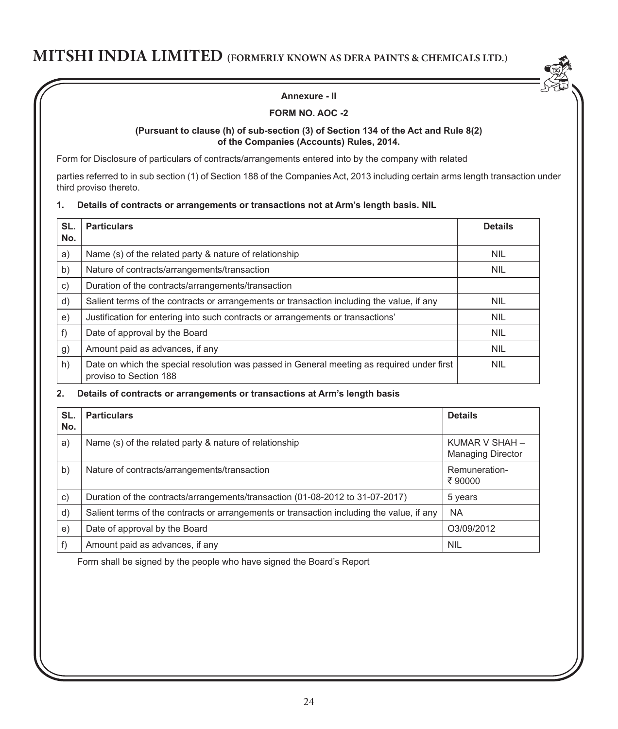### Annexure - II

### FORM NO. AOC -2

**(Pursuant to clause (h) of sub-section (3) of Section 134 of the Act and Rule 8(2) of the Companies (Accounts) Rules, 2014.**

Form for Disclosure of particulars of contracts/arrangements entered into by the company with related

parties referred to in sub section (1) of Section 188 of the Companies Act, 2013 including certain arms length transaction under third proviso thereto.

**1. Details of contracts or arrangements or transactions not at Arm's length basis. NIL**

| SL. No. | Particulars | Details |
|---|---|---|
| a) | Name (s) of the related party & nature of relationship | NIL |
| b) | Nature of contracts/arrangements/transaction | NIL |
| c) | Duration of the contracts/arrangements/transaction | |
| d) | Salient terms of the contracts or arrangements or transaction including the value, if any | NIL |
| e) | Justification for entering into such contracts or arrangements or transactions' | NIL |
| f) | Date of approval by the Board | NIL |
| g) | Amount paid as advances, if any | NIL |
| h) | Date on which the special resolution was passed in General meeting as required under first proviso to Section 188 | NIL |

**2. Details of contracts or arrangements or transactions at Arm's length basis**

| SL. No. | Particulars | Details |
|---|---|---|
| a) | Name (s) of the related party & nature of relationship | KUMAR V SHAH – Managing Director |
| b) | Nature of contracts/arrangements/transaction | Remuneration- ₹ 90000 |
| c) | Duration of the contracts/arrangements/transaction (01-08-2012 to 31-07-2017) | 5 years |
| d) | Salient terms of the contracts or arrangements or transaction including the value, if any | NA |
| e) | Date of approval by the Board | O3/09/2012 |
| f) | Amount paid as advances, if any | NIL |

Form shall be signed by the people who have signed the Board's Report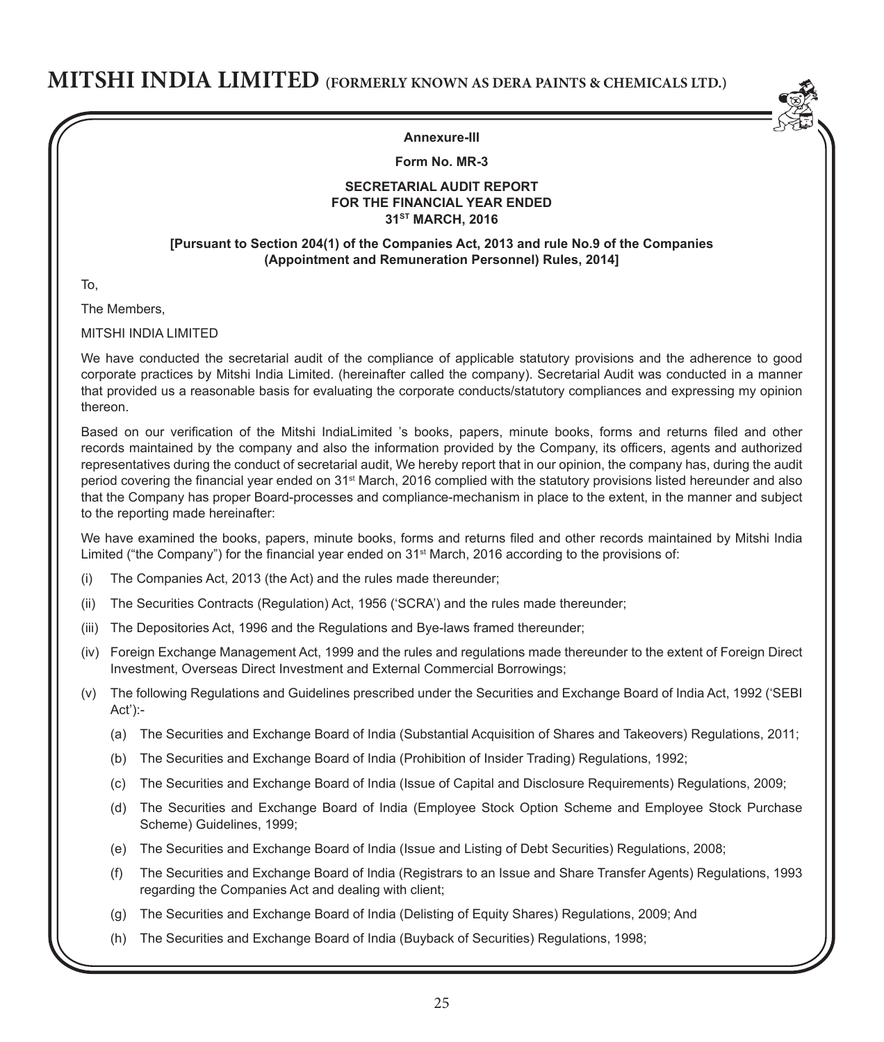**Annexure-III**

**Form No. MR-3**

**SECRETARIAL AUDIT REPORT**
**FOR THE FINANCIAL YEAR ENDED**
**31ST MARCH, 2016**

**[Pursuant to Section 204(1) of the Companies Act, 2013 and rule No.9 of the Companies (Appointment and Remuneration Personnel) Rules, 2014]**

To,

The Members,

MITSHI INDIA LIMITED

We have conducted the secretarial audit of the compliance of applicable statutory provisions and the adherence to good corporate practices by Mitshi India Limited. (hereinafter called the company). Secretarial Audit was conducted in a manner that provided us a reasonable basis for evaluating the corporate conducts/statutory compliances and expressing my opinion thereon.

Based on our verification of the Mitshi IndiaLimited 's books, papers, minute books, forms and returns filed and other records maintained by the company and also the information provided by the Company, its officers, agents and authorized representatives during the conduct of secretarial audit, We hereby report that in our opinion, the company has, during the audit period covering the financial year ended on 31st March, 2016 complied with the statutory provisions listed hereunder and also that the Company has proper Board-processes and compliance-mechanism in place to the extent, in the manner and subject to the reporting made hereinafter:

We have examined the books, papers, minute books, forms and returns filed and other records maintained by Mitshi India Limited ("the Company") for the financial year ended on 31st March, 2016 according to the provisions of:

(i) The Companies Act, 2013 (the Act) and the rules made thereunder;

(ii) The Securities Contracts (Regulation) Act, 1956 ('SCRA') and the rules made thereunder;

(iii) The Depositories Act, 1996 and the Regulations and Bye-laws framed thereunder;

(iv) Foreign Exchange Management Act, 1999 and the rules and regulations made thereunder to the extent of Foreign Direct Investment, Overseas Direct Investment and External Commercial Borrowings;

(v) The following Regulations and Guidelines prescribed under the Securities and Exchange Board of India Act, 1992 ('SEBI Act'):-

   (a) The Securities and Exchange Board of India (Substantial Acquisition of Shares and Takeovers) Regulations, 2011;

   (b) The Securities and Exchange Board of India (Prohibition of Insider Trading) Regulations, 1992;

   (c) The Securities and Exchange Board of India (Issue of Capital and Disclosure Requirements) Regulations, 2009;

   (d) The Securities and Exchange Board of India (Employee Stock Option Scheme and Employee Stock Purchase Scheme) Guidelines, 1999;

   (e) The Securities and Exchange Board of India (Issue and Listing of Debt Securities) Regulations, 2008;

   (f) The Securities and Exchange Board of India (Registrars to an Issue and Share Transfer Agents) Regulations, 1993 regarding the Companies Act and dealing with client;

   (g) The Securities and Exchange Board of India (Delisting of Equity Shares) Regulations, 2009; And

   (h) The Securities and Exchange Board of India (Buyback of Securities) Regulations, 1998;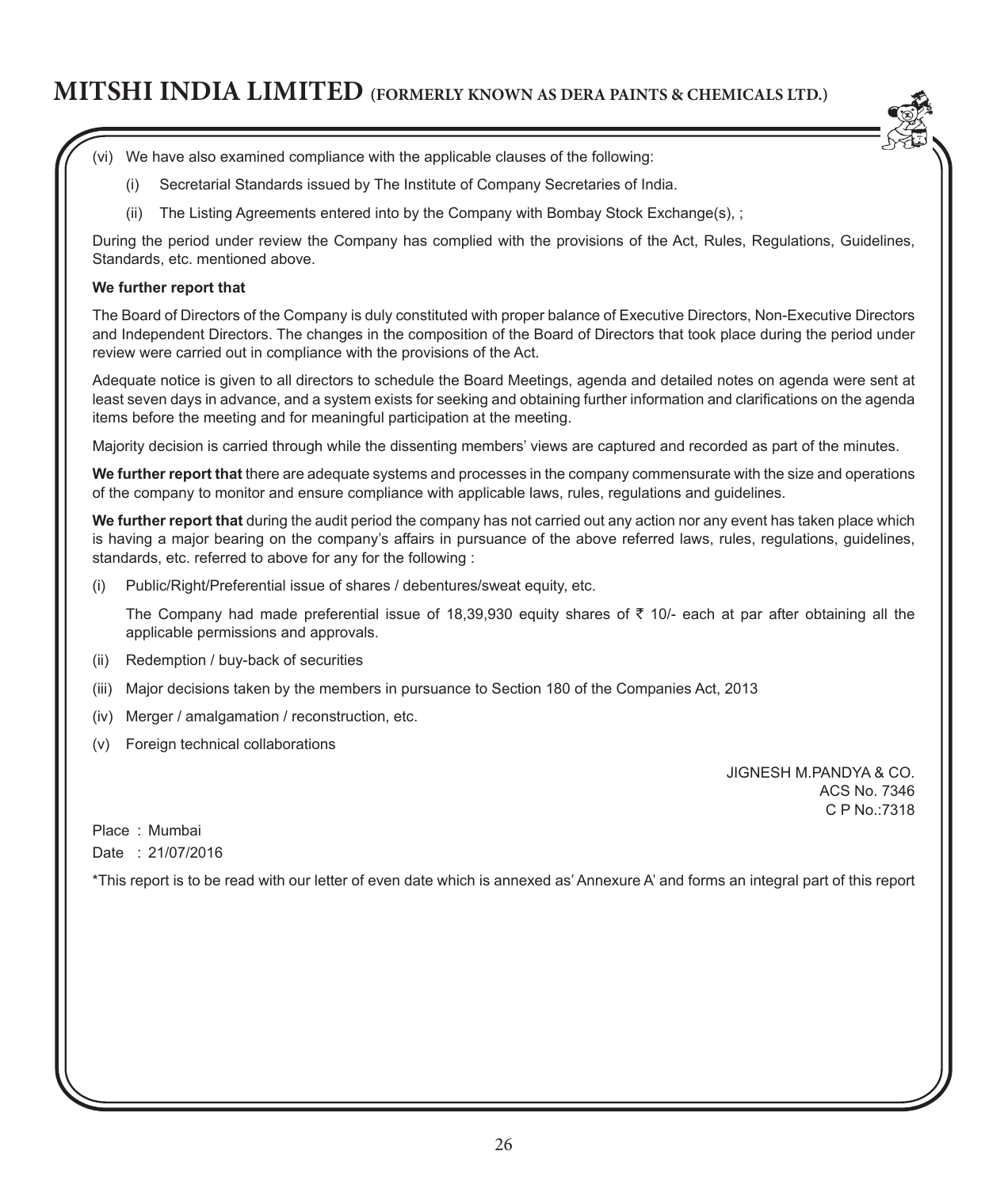(vi) We have also examined compliance with the applicable clauses of the following:

(i) Secretarial Standards issued by The Institute of Company Secretaries of India.

(ii) The Listing Agreements entered into by the Company with Bombay Stock Exchange(s), ;

During the period under review the Company has complied with the provisions of the Act, Rules, Regulations, Guidelines, Standards, etc. mentioned above.

**We further report that**

The Board of Directors of the Company is duly constituted with proper balance of Executive Directors, Non-Executive Directors and Independent Directors. The changes in the composition of the Board of Directors that took place during the period under review were carried out in compliance with the provisions of the Act.

Adequate notice is given to all directors to schedule the Board Meetings, agenda and detailed notes on agenda were sent at least seven days in advance, and a system exists for seeking and obtaining further information and clarifications on the agenda items before the meeting and for meaningful participation at the meeting.

Majority decision is carried through while the dissenting members' views are captured and recorded as part of the minutes.

**We further report that** there are adequate systems and processes in the company commensurate with the size and operations of the company to monitor and ensure compliance with applicable laws, rules, regulations and guidelines.

**We further report that** during the audit period the company has not carried out any action nor any event has taken place which is having a major bearing on the company's affairs in pursuance of the above referred laws, rules, regulations, guidelines, standards, etc. referred to above for any for the following :

(i) Public/Right/Preferential issue of shares / debentures/sweat equity, etc.

The Company had made preferential issue of 18,39,930 equity shares of ₹ 10/- each at par after obtaining all the applicable permissions and approvals.

(ii) Redemption / buy-back of securities

(iii) Major decisions taken by the members in pursuance to Section 180 of the Companies Act, 2013

(iv) Merger / amalgamation / reconstruction, etc.

(v) Foreign technical collaborations

JIGNESH M.PANDYA & CO.
ACS No. 7346
C P No.:7318

Place : Mumbai

Date : 21/07/2016

*This report is to be read with our letter of even date which is annexed as' Annexure A' and forms an integral part of this report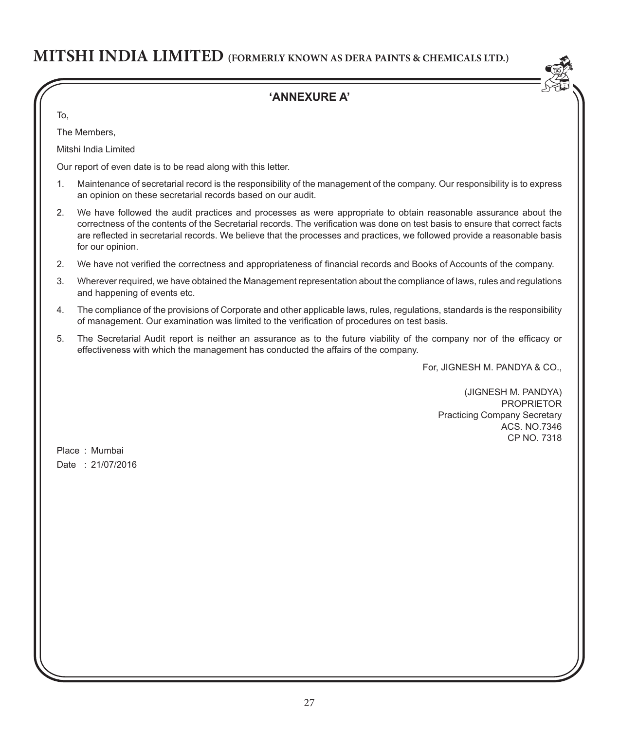## 'ANNEXURE A'

To,

The Members,

Mitshi India Limited

Our report of even date is to be read along with this letter.

1. Maintenance of secretarial record is the responsibility of the management of the company. Our responsibility is to express an opinion on these secretarial records based on our audit.

2. We have followed the audit practices and processes as were appropriate to obtain reasonable assurance about the correctness of the contents of the Secretarial records. The verification was done on test basis to ensure that correct facts are reflected in secretarial records. We believe that the processes and practices, we followed provide a reasonable basis for our opinion.

2. We have not verified the correctness and appropriateness of financial records and Books of Accounts of the company.

3. Wherever required, we have obtained the Management representation about the compliance of laws, rules and regulations and happening of events etc.

4. The compliance of the provisions of Corporate and other applicable laws, rules, regulations, standards is the responsibility of management. Our examination was limited to the verification of procedures on test basis.

5. The Secretarial Audit report is neither an assurance as to the future viability of the company nor of the efficacy or effectiveness with which the management has conducted the affairs of the company.

For, JIGNESH M. PANDYA & CO.,

(JIGNESH M. PANDYA)
PROPRIETOR
Practicing Company Secretary
ACS. NO.7346
CP NO. 7318

Place : Mumbai

Date : 21/07/2016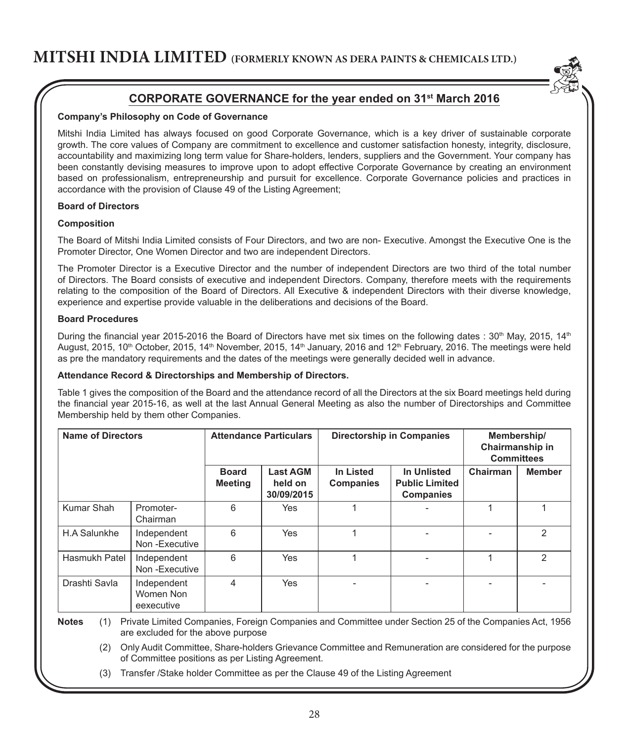## CORPORATE GOVERNANCE for the year ended on 31st March 2016

**Company's Philosophy on Code of Governance**

Mitshi India Limited has always focused on good Corporate Governance, which is a key driver of sustainable corporate growth. The core values of Company are commitment to excellence and customer satisfaction honesty, integrity, disclosure, accountability and maximizing long term value for Share-holders, lenders, suppliers and the Government. Your company has been constantly devising measures to improve upon to adopt effective Corporate Governance by creating an environment based on professionalism, entrepreneurship and pursuit for excellence. Corporate Governance policies and practices in accordance with the provision of Clause 49 of the Listing Agreement;

**Board of Directors**

**Composition**

The Board of Mitshi India Limited consists of Four Directors, and two are non- Executive. Amongst the Executive One is the Promoter Director, One Women Director and two are independent Directors.

The Promoter Director is a Executive Director and the number of independent Directors are two third of the total number of Directors. The Board consists of executive and independent Directors. Company, therefore meets with the requirements relating to the composition of the Board of Directors. All Executive & independent Directors with their diverse knowledge, experience and expertise provide valuable in the deliberations and decisions of the Board.

**Board Procedures**

During the financial year 2015-2016 the Board of Directors have met six times on the following dates : 30th May, 2015, 14th August, 2015, 10th October, 2015, 14th November, 2015, 14th January, 2016 and 12th February, 2016. The meetings were held as pre the mandatory requirements and the dates of the meetings were generally decided well in advance.

**Attendance Record & Directorships and Membership of Directors.**

Table 1 gives the composition of the Board and the attendance record of all the Directors at the six Board meetings held during the financial year 2015-16, as well at the last Annual General Meeting as also the number of Directorships and Committee Membership held by them other Companies.

| Name of Directors | | Attendance Particulars | | Directorship in Companies | | Membership/ Chairmanship in Committees | |
|---|---|---|---|---|---|---|---|
| | | Board Meeting | Last AGM held on 30/09/2015 | In Listed Companies | In Unlisted Public Limited Companies | Chairman | Member |
| Kumar Shah | Promoter-Chairman | 6 | Yes | 1 | - | 1 | 1 |
| H.A Salunkhe | Independent Non -Executive | 6 | Yes | 1 | - | - | 2 |
| Hasmukh Patel | Independent Non -Executive | 6 | Yes | 1 | - | 1 | 2 |
| Drashti Savla | Independent Women Non eexecutive | 4 | Yes | - | - | - | - |

**Notes**

(1) Private Limited Companies, Foreign Companies and Committee under Section 25 of the Companies Act, 1956 are excluded for the above purpose

(2) Only Audit Committee, Share-holders Grievance Committee and Remuneration are considered for the purpose of Committee positions as per Listing Agreement.

(3) Transfer /Stake holder Committee as per the Clause 49 of the Listing Agreement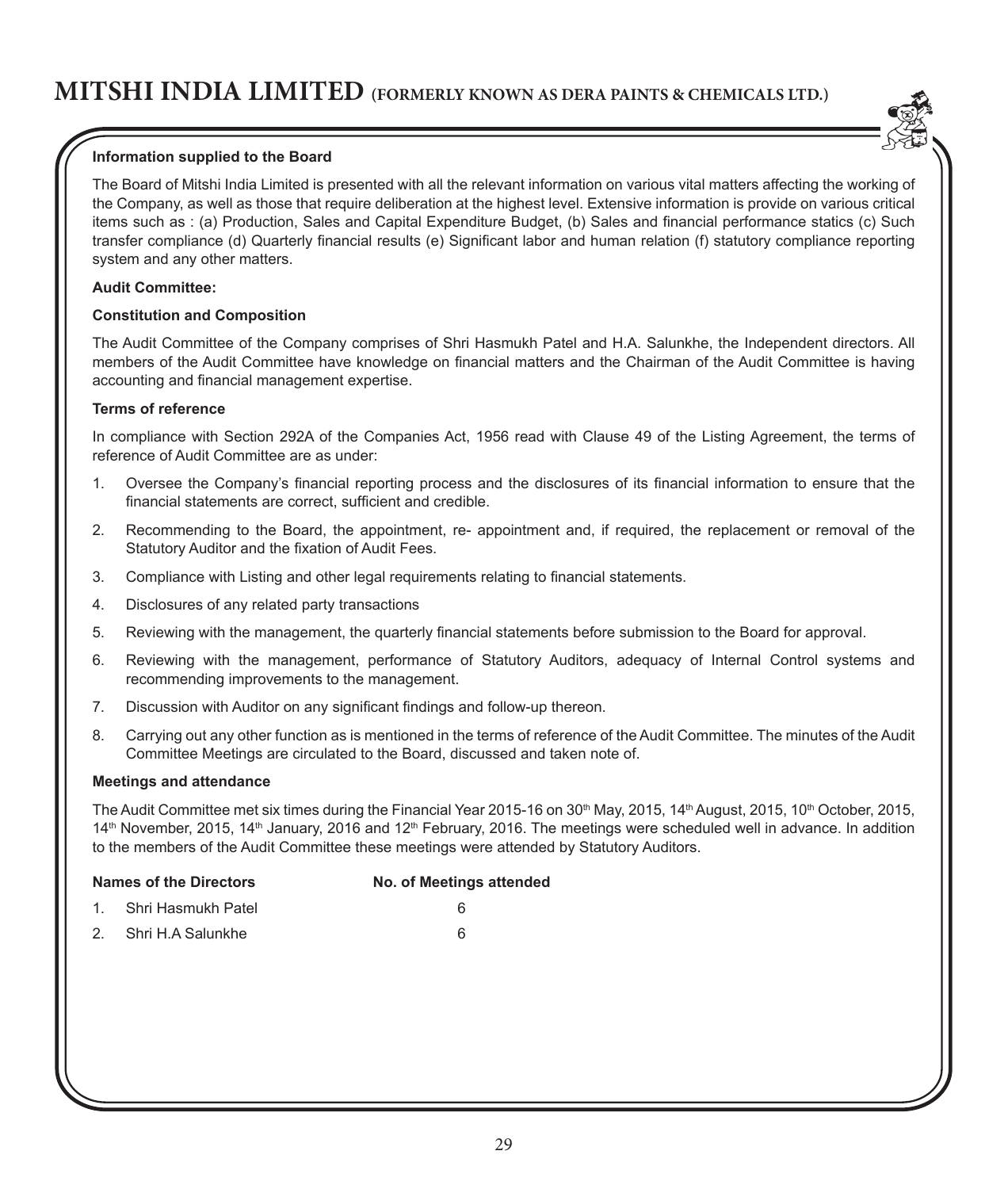**Information supplied to the Board**

The Board of Mitshi India Limited is presented with all the relevant information on various vital matters affecting the working of the Company, as well as those that require deliberation at the highest level. Extensive information is provide on various critical items such as : (a) Production, Sales and Capital Expenditure Budget, (b) Sales and financial performance statics (c) Such transfer compliance (d) Quarterly financial results (e) Significant labor and human relation (f) statutory compliance reporting system and any other matters.

**Audit Committee:**

**Constitution and Composition**

The Audit Committee of the Company comprises of Shri Hasmukh Patel and H.A. Salunkhe, the Independent directors. All members of the Audit Committee have knowledge on financial matters and the Chairman of the Audit Committee is having accounting and financial management expertise.

**Terms of reference**

In compliance with Section 292A of the Companies Act, 1956 read with Clause 49 of the Listing Agreement, the terms of reference of Audit Committee are as under:

1. Oversee the Company's financial reporting process and the disclosures of its financial information to ensure that the financial statements are correct, sufficient and credible.
2. Recommending to the Board, the appointment, re- appointment and, if required, the replacement or removal of the Statutory Auditor and the fixation of Audit Fees.
3. Compliance with Listing and other legal requirements relating to financial statements.
4. Disclosures of any related party transactions
5. Reviewing with the management, the quarterly financial statements before submission to the Board for approval.
6. Reviewing with the management, performance of Statutory Auditors, adequacy of Internal Control systems and recommending improvements to the management.
7. Discussion with Auditor on any significant findings and follow-up thereon.
8. Carrying out any other function as is mentioned in the terms of reference of the Audit Committee. The minutes of the Audit Committee Meetings are circulated to the Board, discussed and taken note of.

**Meetings and attendance**

The Audit Committee met six times during the Financial Year 2015-16 on 30th May, 2015, 14th August, 2015, 10th October, 2015, 14th November, 2015, 14th January, 2016 and 12th February, 2016. The meetings were scheduled well in advance. In addition to the members of the Audit Committee these meetings were attended by Statutory Auditors.

| Names of the Directors | No. of Meetings attended |
|---|---|
| 1. Shri Hasmukh Patel | 6 |
| 2. Shri H.A Salunkhe | 6 |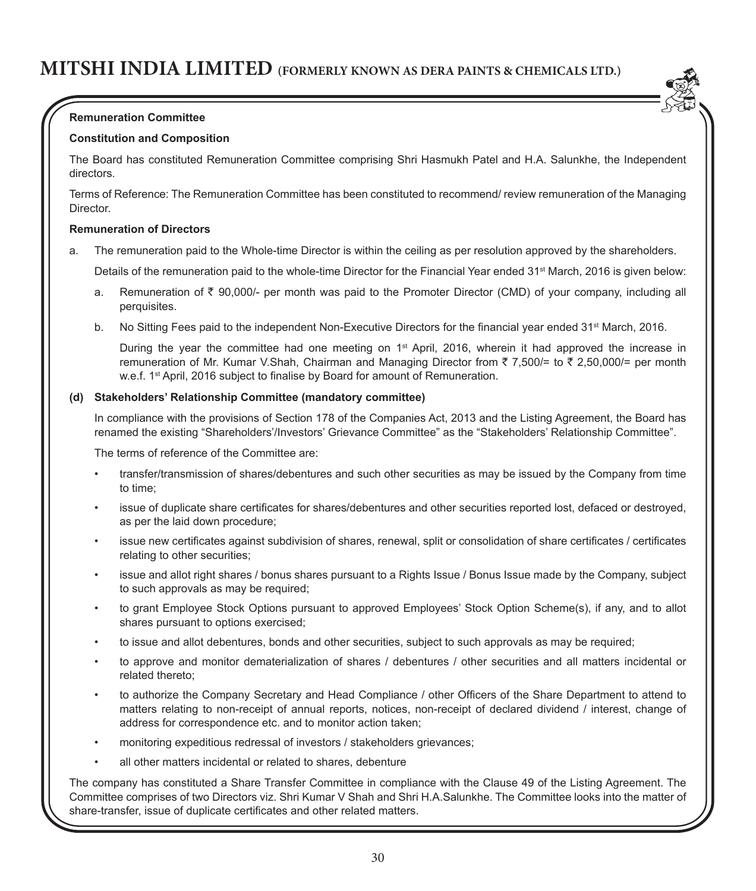**Remuneration Committee**

**Constitution and Composition**

The Board has constituted Remuneration Committee comprising Shri Hasmukh Patel and H.A. Salunkhe, the Independent directors.

Terms of Reference: The Remuneration Committee has been constituted to recommend/ review remuneration of the Managing Director.

**Remuneration of Directors**

a. The remuneration paid to the Whole-time Director is within the ceiling as per resolution approved by the shareholders.

   Details of the remuneration paid to the whole-time Director for the Financial Year ended 31st March, 2016 is given below:

   a. Remuneration of ₹ 90,000/- per month was paid to the Promoter Director (CMD) of your company, including all perquisites.

   b. No Sitting Fees paid to the independent Non-Executive Directors for the financial year ended 31st March, 2016.

      During the year the committee had one meeting on 1st April, 2016, wherein it had approved the increase in remuneration of Mr. Kumar V.Shah, Chairman and Managing Director from ₹ 7,500/= to ₹ 2,50,000/= per month w.e.f. 1st April, 2016 subject to finalise by Board for amount of Remuneration.

**(d) Stakeholders' Relationship Committee (mandatory committee)**

In compliance with the provisions of Section 178 of the Companies Act, 2013 and the Listing Agreement, the Board has renamed the existing "Shareholders'/Investors' Grievance Committee" as the "Stakeholders' Relationship Committee".

The terms of reference of the Committee are:

- transfer/transmission of shares/debentures and such other securities as may be issued by the Company from time to time;
- issue of duplicate share certificates for shares/debentures and other securities reported lost, defaced or destroyed, as per the laid down procedure;
- issue new certificates against subdivision of shares, renewal, split or consolidation of share certificates / certificates relating to other securities;
- issue and allot right shares / bonus shares pursuant to a Rights Issue / Bonus Issue made by the Company, subject to such approvals as may be required;
- to grant Employee Stock Options pursuant to approved Employees' Stock Option Scheme(s), if any, and to allot shares pursuant to options exercised;
- to issue and allot debentures, bonds and other securities, subject to such approvals as may be required;
- to approve and monitor dematerialization of shares / debentures / other securities and all matters incidental or related thereto;
- to authorize the Company Secretary and Head Compliance / other Officers of the Share Department to attend to matters relating to non-receipt of annual reports, notices, non-receipt of declared dividend / interest, change of address for correspondence etc. and to monitor action taken;
- monitoring expeditious redressal of investors / stakeholders grievances;
- all other matters incidental or related to shares, debenture

The company has constituted a Share Transfer Committee in compliance with the Clause 49 of the Listing Agreement. The Committee comprises of two Directors viz. Shri Kumar V Shah and Shri H.A.Salunkhe. The Committee looks into the matter of share-transfer, issue of duplicate certificates and other related matters.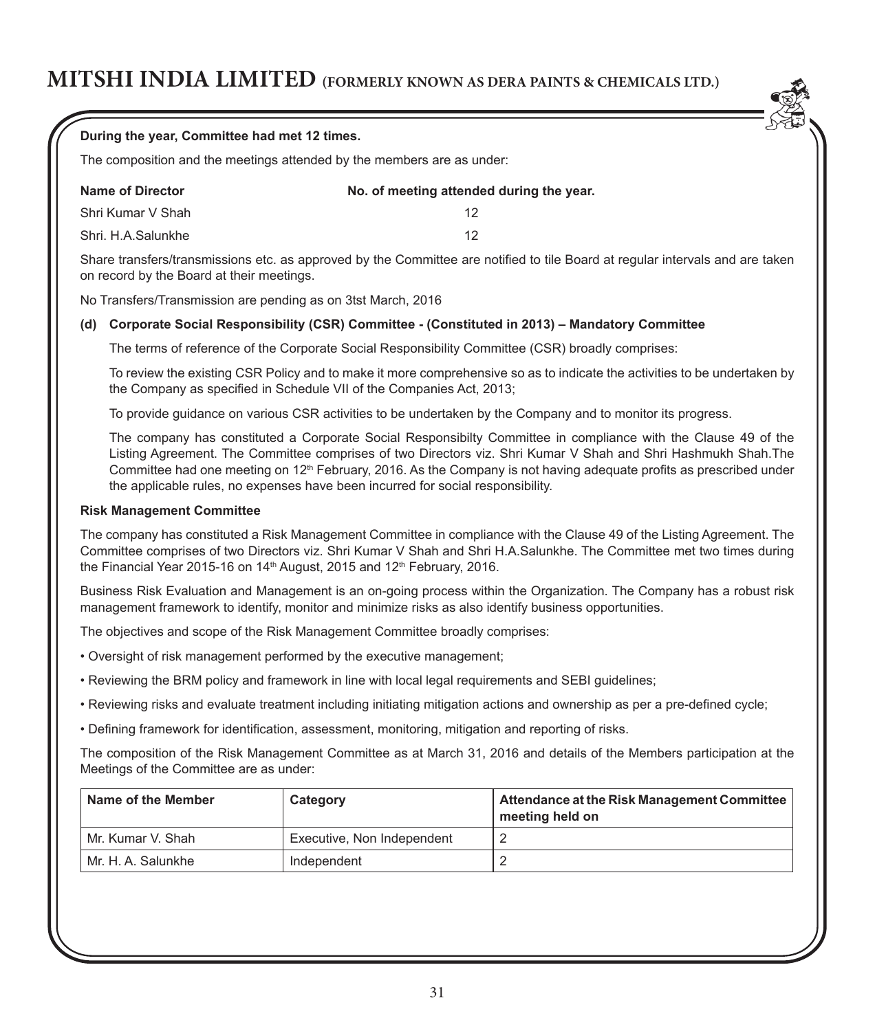**During the year, Committee had met 12 times.**

The composition and the meetings attended by the members are as under:

| Name of Director | No. of meeting attended during the year. |
|---|---|
| Shri Kumar V Shah | 12 |
| Shri. H.A.Salunkhe | 12 |

Share transfers/transmissions etc. as approved by the Committee are notified to tile Board at regular intervals and are taken on record by the Board at their meetings.

No Transfers/Transmission are pending as on 3tst March, 2016

**(d) Corporate Social Responsibility (CSR) Committee - (Constituted in 2013) – Mandatory Committee**

The terms of reference of the Corporate Social Responsibility Committee (CSR) broadly comprises:

To review the existing CSR Policy and to make it more comprehensive so as to indicate the activities to be undertaken by the Company as specified in Schedule VII of the Companies Act, 2013;

To provide guidance on various CSR activities to be undertaken by the Company and to monitor its progress.

The company has constituted a Corporate Social Responsibilty Committee in compliance with the Clause 49 of the Listing Agreement. The Committee comprises of two Directors viz. Shri Kumar V Shah and Shri Hashmukh Shah.The Committee had one meeting on 12th February, 2016. As the Company is not having adequate profits as prescribed under the applicable rules, no expenses have been incurred for social responsibility.

**Risk Management Committee**

The company has constituted a Risk Management Committee in compliance with the Clause 49 of the Listing Agreement. The Committee comprises of two Directors viz. Shri Kumar V Shah and Shri H.A.Salunkhe. The Committee met two times during the Financial Year 2015-16 on 14th August, 2015 and 12th February, 2016.

Business Risk Evaluation and Management is an on-going process within the Organization. The Company has a robust risk management framework to identify, monitor and minimize risks as also identify business opportunities.

The objectives and scope of the Risk Management Committee broadly comprises:

- Oversight of risk management performed by the executive management;
- Reviewing the BRM policy and framework in line with local legal requirements and SEBI guidelines;
- Reviewing risks and evaluate treatment including initiating mitigation actions and ownership as per a pre-defined cycle;
- Defining framework for identification, assessment, monitoring, mitigation and reporting of risks.

The composition of the Risk Management Committee as at March 31, 2016 and details of the Members participation at the Meetings of the Committee are as under:

| Name of the Member | Category | Attendance at the Risk Management Committee meeting held on |
|---|---|---|
| Mr. Kumar V. Shah | Executive, Non Independent | 2 |
| Mr. H. A. Salunkhe | Independent | 2 |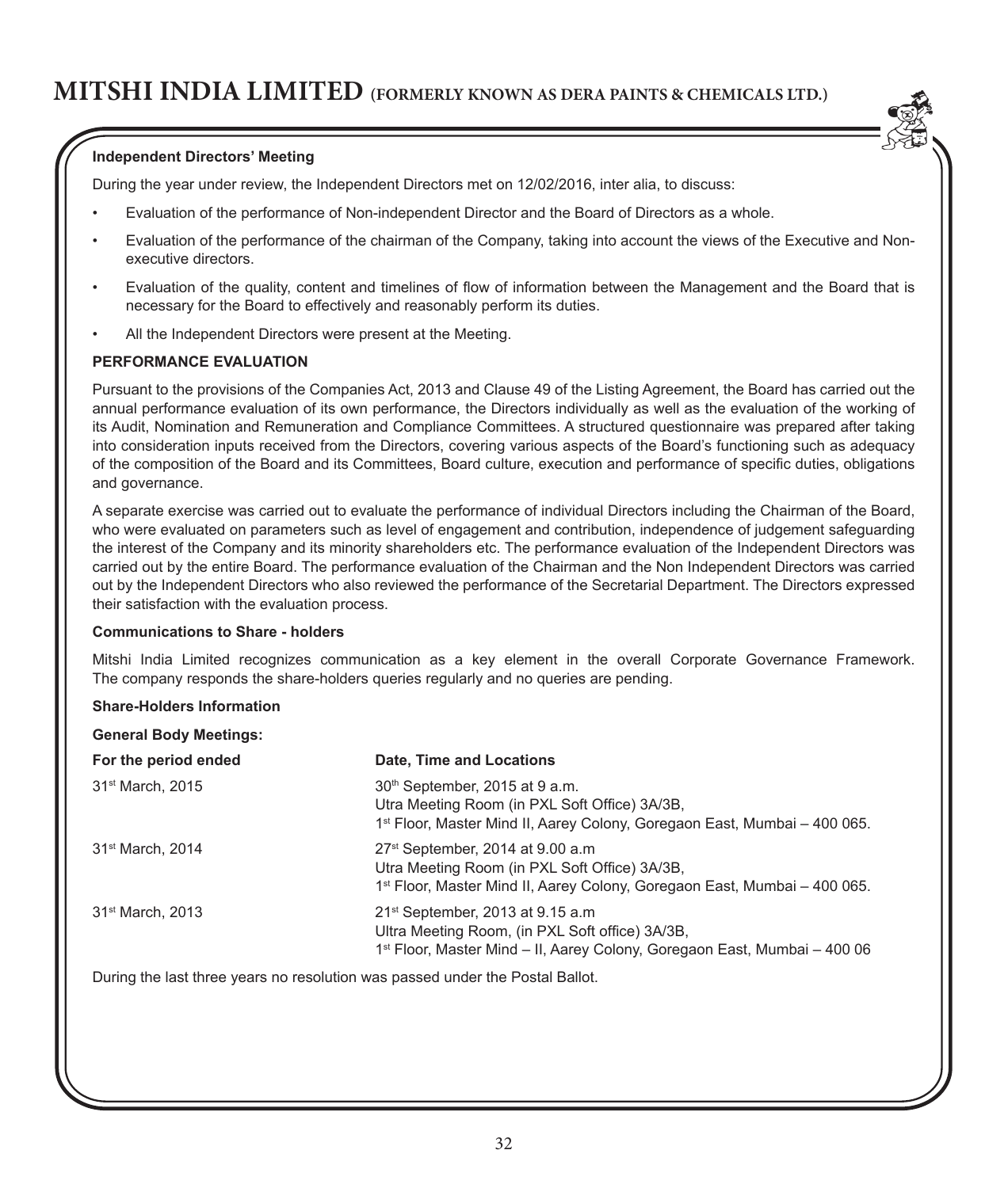**Independent Directors' Meeting**

During the year under review, the Independent Directors met on 12/02/2016, inter alia, to discuss:

- Evaluation of the performance of Non-independent Director and the Board of Directors as a whole.
- Evaluation of the performance of the chairman of the Company, taking into account the views of the Executive and Non-executive directors.
- Evaluation of the quality, content and timelines of flow of information between the Management and the Board that is necessary for the Board to effectively and reasonably perform its duties.
- All the Independent Directors were present at the Meeting.

**PERFORMANCE EVALUATION**

Pursuant to the provisions of the Companies Act, 2013 and Clause 49 of the Listing Agreement, the Board has carried out the annual performance evaluation of its own performance, the Directors individually as well as the evaluation of the working of its Audit, Nomination and Remuneration and Compliance Committees. A structured questionnaire was prepared after taking into consideration inputs received from the Directors, covering various aspects of the Board's functioning such as adequacy of the composition of the Board and its Committees, Board culture, execution and performance of specific duties, obligations and governance.

A separate exercise was carried out to evaluate the performance of individual Directors including the Chairman of the Board, who were evaluated on parameters such as level of engagement and contribution, independence of judgement safeguarding the interest of the Company and its minority shareholders etc. The performance evaluation of the Independent Directors was carried out by the entire Board. The performance evaluation of the Chairman and the Non Independent Directors was carried out by the Independent Directors who also reviewed the performance of the Secretarial Department. The Directors expressed their satisfaction with the evaluation process.

**Communications to Share - holders**

Mitshi India Limited recognizes communication as a key element in the overall Corporate Governance Framework. The company responds the share-holders queries regularly and no queries are pending.

**Share-Holders Information**

**General Body Meetings:**

| For the period ended | Date, Time and Locations |
|---|---|
| 31st March, 2015 | 30th September, 2015 at 9 a.m.<br>Utra Meeting Room (in PXL Soft Office) 3A/3B,<br>1st Floor, Master Mind II, Aarey Colony, Goregaon East, Mumbai – 400 065. |
| 31st March, 2014 | 27st September, 2014 at 9.00 a.m<br>Utra Meeting Room (in PXL Soft Office) 3A/3B,<br>1st Floor, Master Mind II, Aarey Colony, Goregaon East, Mumbai – 400 065. |
| 31st March, 2013 | 21st September, 2013 at 9.15 a.m<br>Ultra Meeting Room, (in PXL Soft office) 3A/3B,<br>1st Floor, Master Mind – II, Aarey Colony, Goregaon East, Mumbai – 400 06 |

During the last three years no resolution was passed under the Postal Ballot.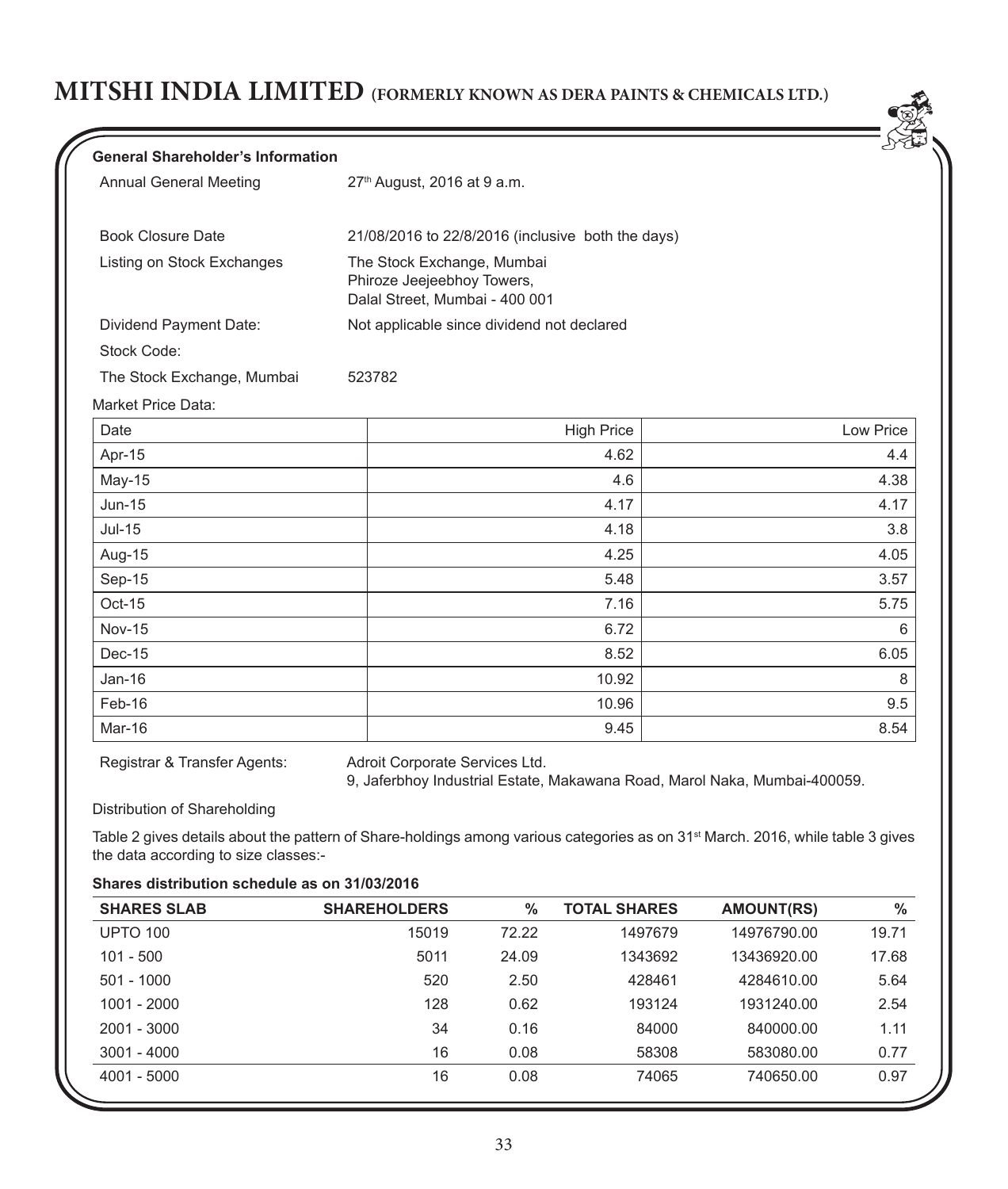**General Shareholder's Information**

| | |
|---|---|
| Annual General Meeting | 27th August, 2016 at 9 a.m. |
| Book Closure Date | 21/08/2016 to 22/8/2016 (inclusive both the days) |
| Listing on Stock Exchanges | The Stock Exchange, Mumbai<br>Phiroze Jeejeebhoy Towers,<br>Dalal Street, Mumbai - 400 001 |
| Dividend Payment Date: | Not applicable since dividend not declared |
| Stock Code: | |
| The Stock Exchange, Mumbai | 523782 |

Market Price Data:

| Date | High Price | Low Price |
|---|---|---|
| Apr-15 | 4.62 | 4.4 |
| May-15 | 4.6 | 4.38 |
| Jun-15 | 4.17 | 4.17 |
| Jul-15 | 4.18 | 3.8 |
| Aug-15 | 4.25 | 4.05 |
| Sep-15 | 5.48 | 3.57 |
| Oct-15 | 7.16 | 5.75 |
| Nov-15 | 6.72 | 6 |
| Dec-15 | 8.52 | 6.05 |
| Jan-16 | 10.92 | 8 |
| Feb-16 | 10.96 | 9.5 |
| Mar-16 | 9.45 | 8.54 |

Registrar & Transfer Agents: Adroit Corporate Services Ltd.
9, Jaferbhoy Industrial Estate, Makawana Road, Marol Naka, Mumbai-400059.

Distribution of Shareholding

Table 2 gives details about the pattern of Share-holdings among various categories as on 31st March. 2016, while table 3 gives the data according to size classes:-

**Shares distribution schedule as on 31/03/2016**

| SHARES SLAB | SHAREHOLDERS | % | TOTAL SHARES | AMOUNT(RS) | % |
|---|---|---|---|---|---|
| UPTO 100 | 15019 | 72.22 | 1497679 | 14976790.00 | 19.71 |
| 101 - 500 | 5011 | 24.09 | 1343692 | 13436920.00 | 17.68 |
| 501 - 1000 | 520 | 2.50 | 428461 | 4284610.00 | 5.64 |
| 1001 - 2000 | 128 | 0.62 | 193124 | 1931240.00 | 2.54 |
| 2001 - 3000 | 34 | 0.16 | 84000 | 840000.00 | 1.11 |
| 3001 - 4000 | 16 | 0.08 | 58308 | 583080.00 | 0.77 |
| 4001 - 5000 | 16 | 0.08 | 74065 | 740650.00 | 0.97 |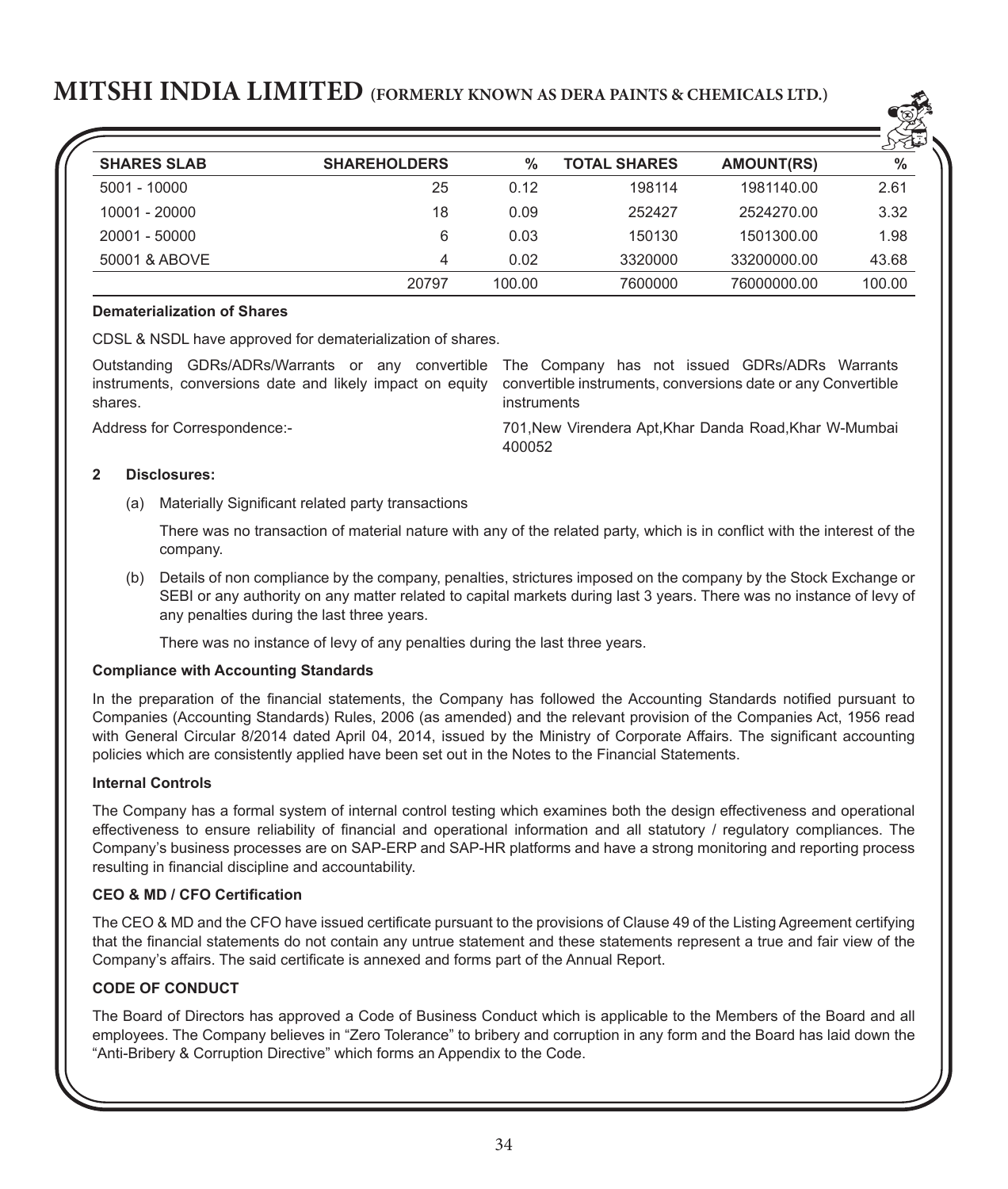| SHARES SLAB | SHAREHOLDERS | % | TOTAL SHARES | AMOUNT(RS) | % |
|---|---|---|---|---|---|
| 5001 - 10000 | 25 | 0.12 | 198114 | 1981140.00 | 2.61 |
| 10001 - 20000 | 18 | 0.09 | 252427 | 2524270.00 | 3.32 |
| 20001 - 50000 | 6 | 0.03 | 150130 | 1501300.00 | 1.98 |
| 50001 & ABOVE | 4 | 0.02 | 3320000 | 33200000.00 | 43.68 |
| | 20797 | 100.00 | 7600000 | 76000000.00 | 100.00 |

**Dematerialization of Shares**

CDSL & NSDL have approved for dematerialization of shares.

| | |
|---|---|
| Outstanding GDRs/ADRs/Warrants or any convertible instruments, conversions date and likely impact on equity shares. | The Company has not issued GDRs/ADRs Warrants convertible instruments, conversions date or any Convertible instruments |
| Address for Correspondence:- | 701,New Virendera Apt,Khar Danda Road,Khar W-Mumbai 400052 |

**2 Disclosures:**

(a) Materially Significant related party transactions

There was no transaction of material nature with any of the related party, which is in conflict with the interest of the company.

(b) Details of non compliance by the company, penalties, strictures imposed on the company by the Stock Exchange or SEBI or any authority on any matter related to capital markets during last 3 years. There was no instance of levy of any penalties during the last three years.

There was no instance of levy of any penalties during the last three years.

**Compliance with Accounting Standards**

In the preparation of the financial statements, the Company has followed the Accounting Standards notified pursuant to Companies (Accounting Standards) Rules, 2006 (as amended) and the relevant provision of the Companies Act, 1956 read with General Circular 8/2014 dated April 04, 2014, issued by the Ministry of Corporate Affairs. The significant accounting policies which are consistently applied have been set out in the Notes to the Financial Statements.

**Internal Controls**

The Company has a formal system of internal control testing which examines both the design effectiveness and operational effectiveness to ensure reliability of financial and operational information and all statutory / regulatory compliances. The Company's business processes are on SAP-ERP and SAP-HR platforms and have a strong monitoring and reporting process resulting in financial discipline and accountability.

**CEO & MD / CFO Certification**

The CEO & MD and the CFO have issued certificate pursuant to the provisions of Clause 49 of the Listing Agreement certifying that the financial statements do not contain any untrue statement and these statements represent a true and fair view of the Company's affairs. The said certificate is annexed and forms part of the Annual Report.

**CODE OF CONDUCT**

The Board of Directors has approved a Code of Business Conduct which is applicable to the Members of the Board and all employees. The Company believes in "Zero Tolerance" to bribery and corruption in any form and the Board has laid down the "Anti-Bribery & Corruption Directive" which forms an Appendix to the Code.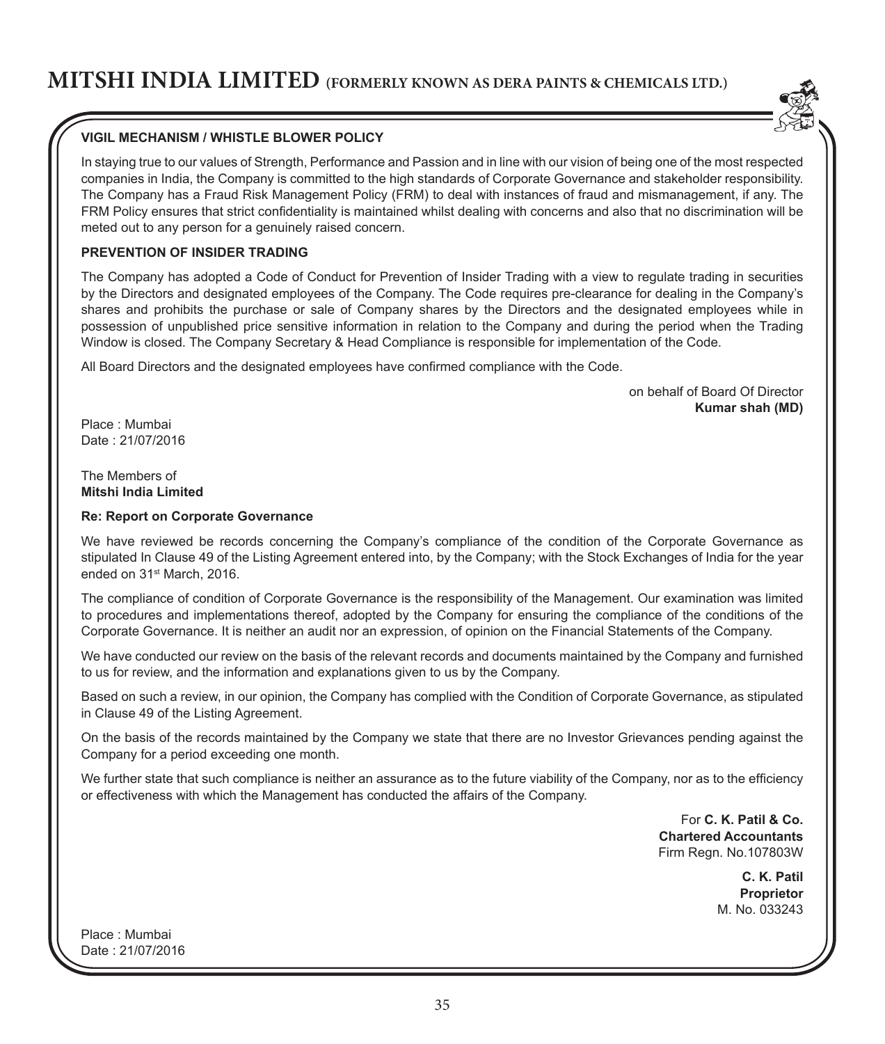### VIGIL MECHANISM / WHISTLE BLOWER POLICY

In staying true to our values of Strength, Performance and Passion and in line with our vision of being one of the most respected companies in India, the Company is committed to the high standards of Corporate Governance and stakeholder responsibility. The Company has a Fraud Risk Management Policy (FRM) to deal with instances of fraud and mismanagement, if any. The FRM Policy ensures that strict confidentiality is maintained whilst dealing with concerns and also that no discrimination will be meted out to any person for a genuinely raised concern.

### PREVENTION OF INSIDER TRADING

The Company has adopted a Code of Conduct for Prevention of Insider Trading with a view to regulate trading in securities by the Directors and designated employees of the Company. The Code requires pre-clearance for dealing in the Company's shares and prohibits the purchase or sale of Company shares by the Directors and the designated employees while in possession of unpublished price sensitive information in relation to the Company and during the period when the Trading Window is closed. The Company Secretary & Head Compliance is responsible for implementation of the Code.

All Board Directors and the designated employees have confirmed compliance with the Code.

on behalf of Board Of Director
**Kumar shah (MD)**

Place : Mumbai
Date : 21/07/2016

The Members of
**Mitshi India Limited**

**Re: Report on Corporate Governance**

We have reviewed be records concerning the Company's compliance of the condition of the Corporate Governance as stipulated In Clause 49 of the Listing Agreement entered into, by the Company; with the Stock Exchanges of India for the year ended on 31st March, 2016.

The compliance of condition of Corporate Governance is the responsibility of the Management. Our examination was limited to procedures and implementations thereof, adopted by the Company for ensuring the compliance of the conditions of the Corporate Governance. It is neither an audit nor an expression, of opinion on the Financial Statements of the Company.

We have conducted our review on the basis of the relevant records and documents maintained by the Company and furnished to us for review, and the information and explanations given to us by the Company.

Based on such a review, in our opinion, the Company has complied with the Condition of Corporate Governance, as stipulated in Clause 49 of the Listing Agreement.

On the basis of the records maintained by the Company we state that there are no Investor Grievances pending against the Company for a period exceeding one month.

We further state that such compliance is neither an assurance as to the future viability of the Company, nor as to the efficiency or effectiveness with which the Management has conducted the affairs of the Company.

For **C. K. Patil & Co.**
**Chartered Accountants**
Firm Regn. No.107803W

**C. K. Patil**
**Proprietor**
M. No. 033243

Place : Mumbai
Date : 21/07/2016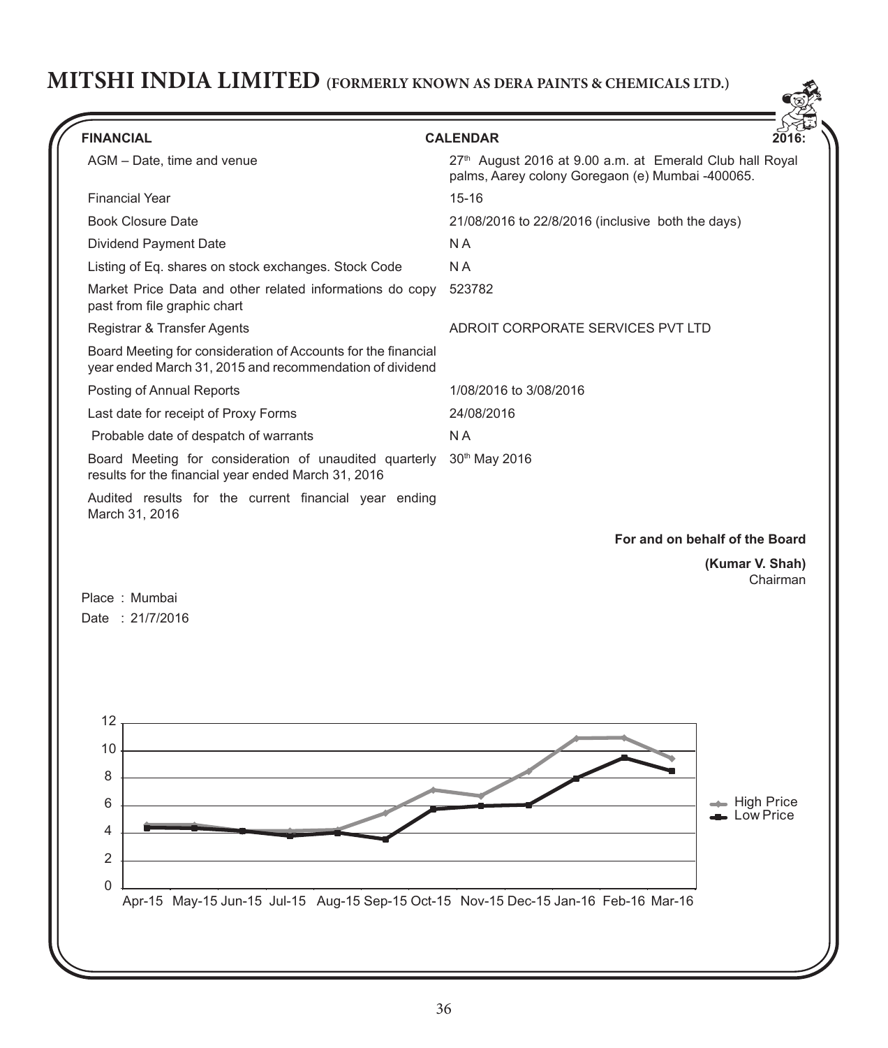**FINANCIAL CALENDAR 2016:**

| | |
|---|---|
| AGM – Date, time and venue | 27th August 2016 at 9.00 a.m. at Emerald Club hall Royal palms, Aarey colony Goregaon (e) Mumbai -400065. |
| Financial Year | 15-16 |
| Book Closure Date | 21/08/2016 to 22/8/2016 (inclusive both the days) |
| Dividend Payment Date | N A |
| Listing of Eq. shares on stock exchanges. Stock Code | N A |
| Market Price Data and other related informations do copy past from file graphic chart | 523782 |
| Registrar & Transfer Agents | ADROIT CORPORATE SERVICES PVT LTD |
| Board Meeting for consideration of Accounts for the financial year ended March 31, 2015 and recommendation of dividend | |
| Posting of Annual Reports | 1/08/2016 to 3/08/2016 |
| Last date for receipt of Proxy Forms | 24/08/2016 |
| Probable date of despatch of warrants | N A |
| Board Meeting for consideration of unaudited quarterly results for the financial year ended March 31, 2016 | 30th May 2016 |
| Audited results for the current financial year ending March 31, 2016 | |

**For and on behalf of the Board**

**(Kumar V. Shah)**
Chairman

Place : Mumbai
Date : 21/7/2016

High Price / Low Price chart: Apr-15 May-15 Jun-15 Jul-15 Aug-15 Sep-15 Oct-15 Nov-15 Dec-15 Jan-16 Feb-16 Mar-16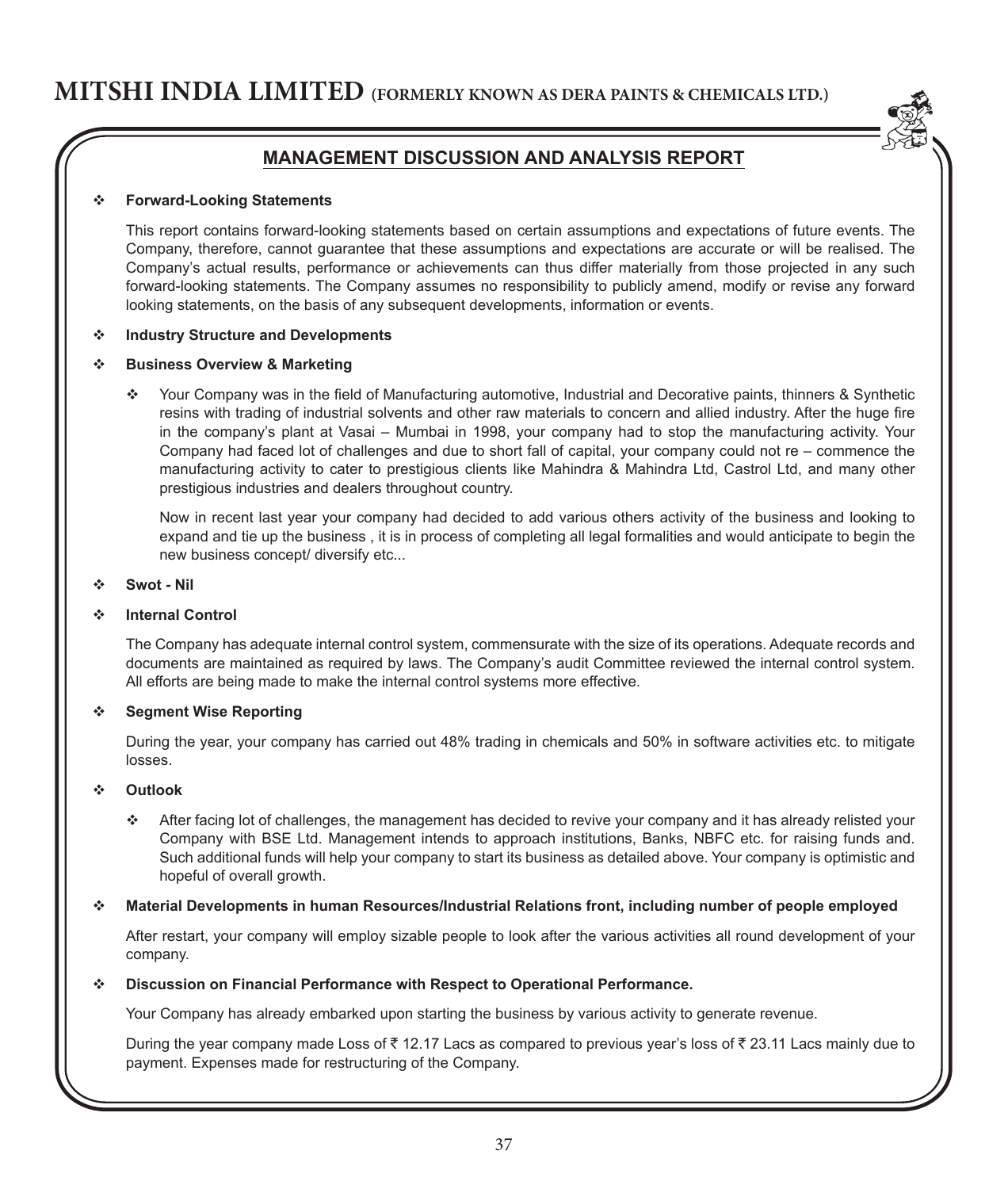## MANAGEMENT DISCUSSION AND ANALYSIS REPORT

❖ **Forward-Looking Statements**

This report contains forward-looking statements based on certain assumptions and expectations of future events. The Company, therefore, cannot guarantee that these assumptions and expectations are accurate or will be realised. The Company's actual results, performance or achievements can thus differ materially from those projected in any such forward-looking statements. The Company assumes no responsibility to publicly amend, modify or revise any forward looking statements, on the basis of any subsequent developments, information or events.

❖ **Industry Structure and Developments**

❖ **Business Overview & Marketing**

- ❖ Your Company was in the field of Manufacturing automotive, Industrial and Decorative paints, thinners & Synthetic resins with trading of industrial solvents and other raw materials to concern and allied industry. After the huge fire in the company's plant at Vasai – Mumbai in 1998, your company had to stop the manufacturing activity. Your Company had faced lot of challenges and due to short fall of capital, your company could not re – commence the manufacturing activity to cater to prestigious clients like Mahindra & Mahindra Ltd, Castrol Ltd, and many other prestigious industries and dealers throughout country.

  Now in recent last year your company had decided to add various others activity of the business and looking to expand and tie up the business , it is in process of completing all legal formalities and would anticipate to begin the new business concept/ diversify etc...

❖ **Swot - Nil**

❖ **Internal Control**

The Company has adequate internal control system, commensurate with the size of its operations. Adequate records and documents are maintained as required by laws. The Company's audit Committee reviewed the internal control system. All efforts are being made to make the internal control systems more effective.

❖ **Segment Wise Reporting**

During the year, your company has carried out 48% trading in chemicals and 50% in software activities etc. to mitigate losses.

❖ **Outlook**

- ❖ After facing lot of challenges, the management has decided to revive your company and it has already relisted your Company with BSE Ltd. Management intends to approach institutions, Banks, NBFC etc. for raising funds and. Such additional funds will help your company to start its business as detailed above. Your company is optimistic and hopeful of overall growth.

❖ **Material Developments in human Resources/Industrial Relations front, including number of people employed**

After restart, your company will employ sizable people to look after the various activities all round development of your company.

❖ **Discussion on Financial Performance with Respect to Operational Performance.**

Your Company has already embarked upon starting the business by various activity to generate revenue.

During the year company made Loss of ₹ 12.17 Lacs as compared to previous year's loss of ₹ 23.11 Lacs mainly due to payment. Expenses made for restructuring of the Company.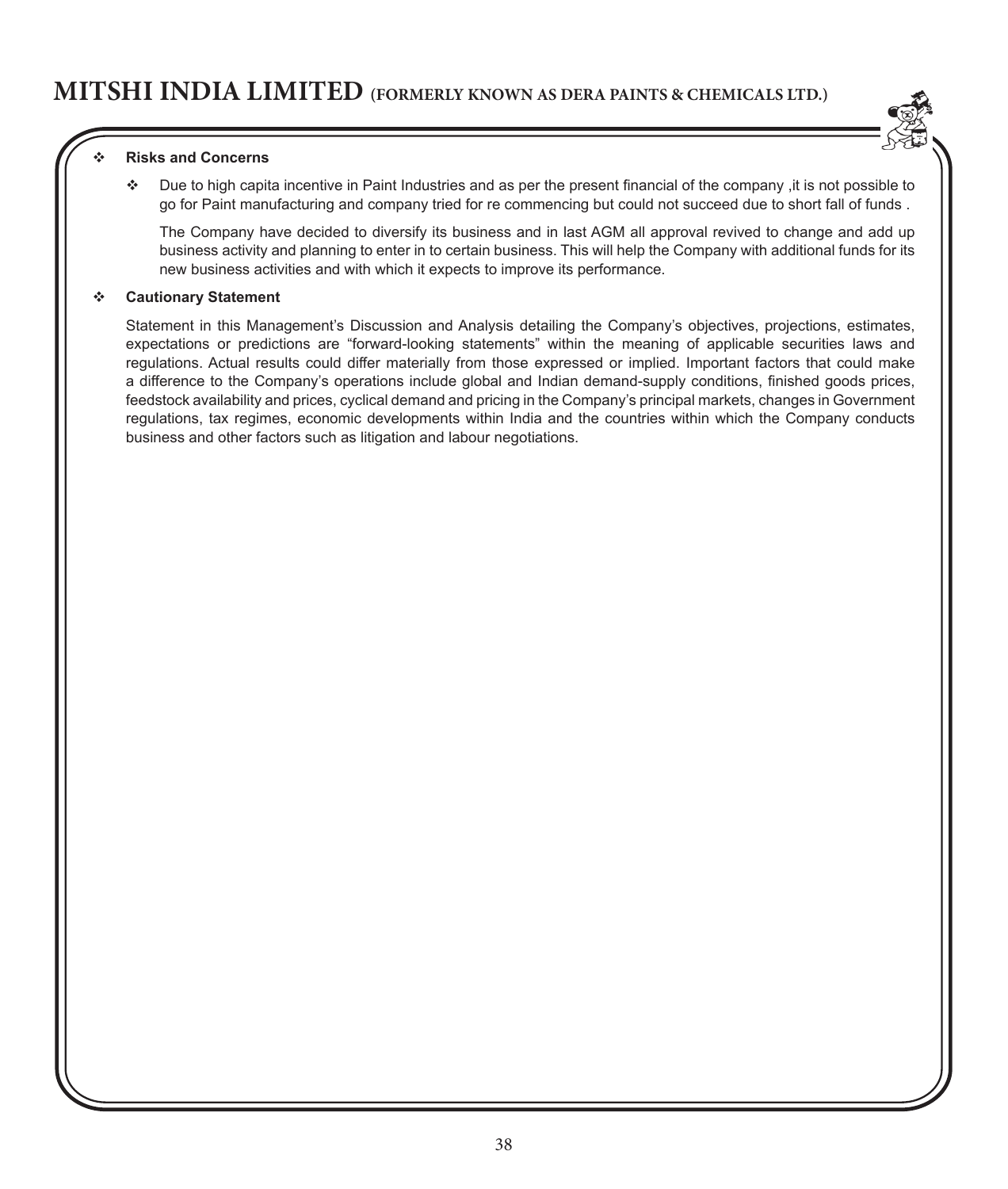- **Risks and Concerns**

  - Due to high capita incentive in Paint Industries and as per the present financial of the company ,it is not possible to go for Paint manufacturing and company tried for re commencing but could not succeed due to short fall of funds .

    The Company have decided to diversify its business and in last AGM all approval revived to change and add up business activity and planning to enter in to certain business. This will help the Company with additional funds for its new business activities and with which it expects to improve its performance.

- **Cautionary Statement**

  Statement in this Management's Discussion and Analysis detailing the Company's objectives, projections, estimates, expectations or predictions are "forward-looking statements" within the meaning of applicable securities laws and regulations. Actual results could differ materially from those expressed or implied. Important factors that could make a difference to the Company's operations include global and Indian demand-supply conditions, finished goods prices, feedstock availability and prices, cyclical demand and pricing in the Company's principal markets, changes in Government regulations, tax regimes, economic developments within India and the countries within which the Company conducts business and other factors such as litigation and labour negotiations.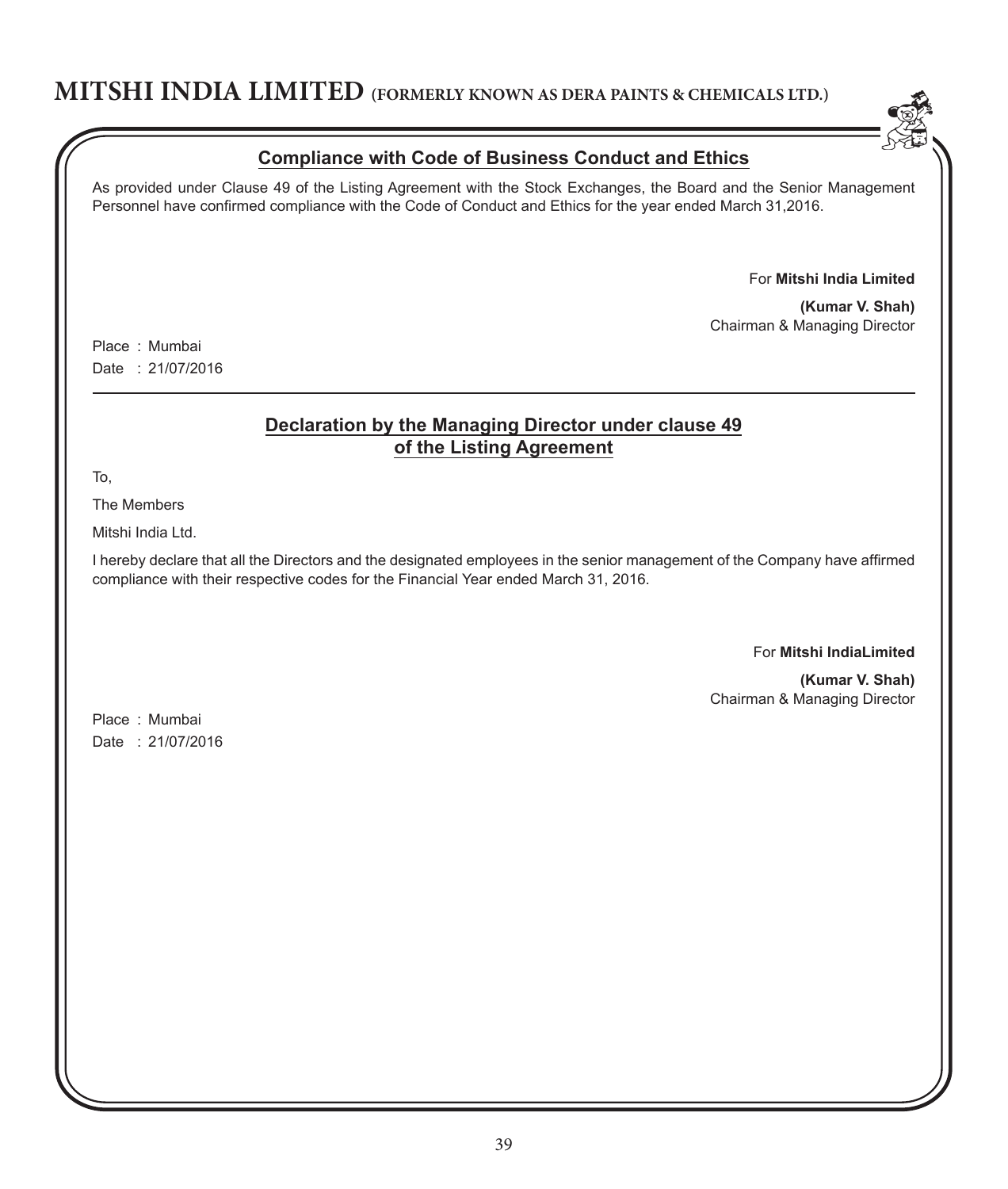## Compliance with Code of Business Conduct and Ethics

As provided under Clause 49 of the Listing Agreement with the Stock Exchanges, the Board and the Senior Management Personnel have confirmed compliance with the Code of Conduct and Ethics for the year ended March 31,2016.

For **Mitshi India Limited**

**(Kumar V. Shah)**
Chairman & Managing Director

Place : Mumbai
Date : 21/07/2016

---

## Declaration by the Managing Director under clause 49 of the Listing Agreement

To,

The Members

Mitshi India Ltd.

I hereby declare that all the Directors and the designated employees in the senior management of the Company have affirmed compliance with their respective codes for the Financial Year ended March 31, 2016.

For **Mitshi IndiaLimited**

**(Kumar V. Shah)**
Chairman & Managing Director

Place : Mumbai
Date : 21/07/2016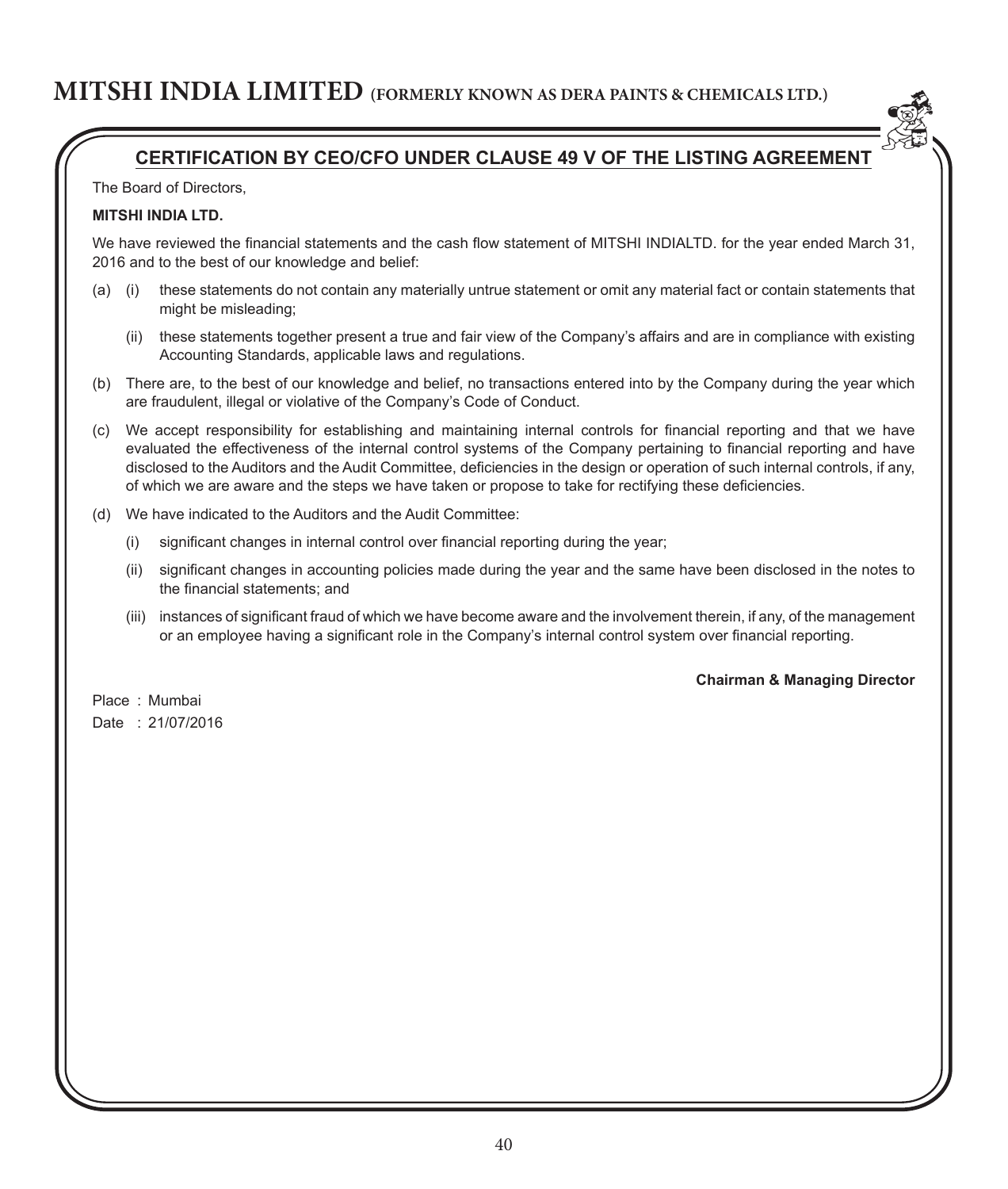## CERTIFICATION BY CEO/CFO UNDER CLAUSE 49 V OF THE LISTING AGREEMENT

The Board of Directors,

**MITSHI INDIA LTD.**

We have reviewed the financial statements and the cash flow statement of MITSHI INDIALTD. for the year ended March 31, 2016 and to the best of our knowledge and belief:

(a) (i) these statements do not contain any materially untrue statement or omit any material fact or contain statements that might be misleading;

(ii) these statements together present a true and fair view of the Company's affairs and are in compliance with existing Accounting Standards, applicable laws and regulations.

(b) There are, to the best of our knowledge and belief, no transactions entered into by the Company during the year which are fraudulent, illegal or violative of the Company's Code of Conduct.

(c) We accept responsibility for establishing and maintaining internal controls for financial reporting and that we have evaluated the effectiveness of the internal control systems of the Company pertaining to financial reporting and have disclosed to the Auditors and the Audit Committee, deficiencies in the design or operation of such internal controls, if any, of which we are aware and the steps we have taken or propose to take for rectifying these deficiencies.

(d) We have indicated to the Auditors and the Audit Committee:

(i) significant changes in internal control over financial reporting during the year;

(ii) significant changes in accounting policies made during the year and the same have been disclosed in the notes to the financial statements; and

(iii) instances of significant fraud of which we have become aware and the involvement therein, if any, of the management or an employee having a significant role in the Company's internal control system over financial reporting.

**Chairman & Managing Director**

Place : Mumbai

Date : 21/07/2016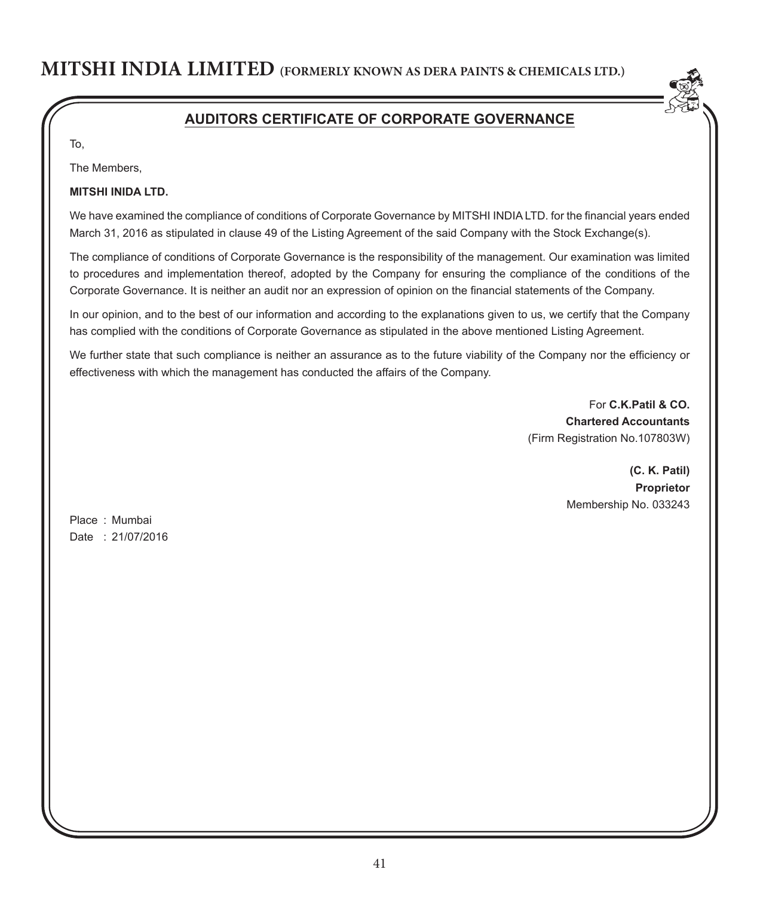## AUDITORS CERTIFICATE OF CORPORATE GOVERNANCE

To,

The Members,

**MITSHI INIDA LTD.**

We have examined the compliance of conditions of Corporate Governance by MITSHI INDIA LTD. for the financial years ended March 31, 2016 as stipulated in clause 49 of the Listing Agreement of the said Company with the Stock Exchange(s).

The compliance of conditions of Corporate Governance is the responsibility of the management. Our examination was limited to procedures and implementation thereof, adopted by the Company for ensuring the compliance of the conditions of the Corporate Governance. It is neither an audit nor an expression of opinion on the financial statements of the Company.

In our opinion, and to the best of our information and according to the explanations given to us, we certify that the Company has complied with the conditions of Corporate Governance as stipulated in the above mentioned Listing Agreement.

We further state that such compliance is neither an assurance as to the future viability of the Company nor the efficiency or effectiveness with which the management has conducted the affairs of the Company.

For **C.K.Patil & CO.**
**Chartered Accountants**
(Firm Registration No.107803W)

**(C. K. Patil)**
**Proprietor**
Membership No. 033243

Place : Mumbai
Date : 21/07/2016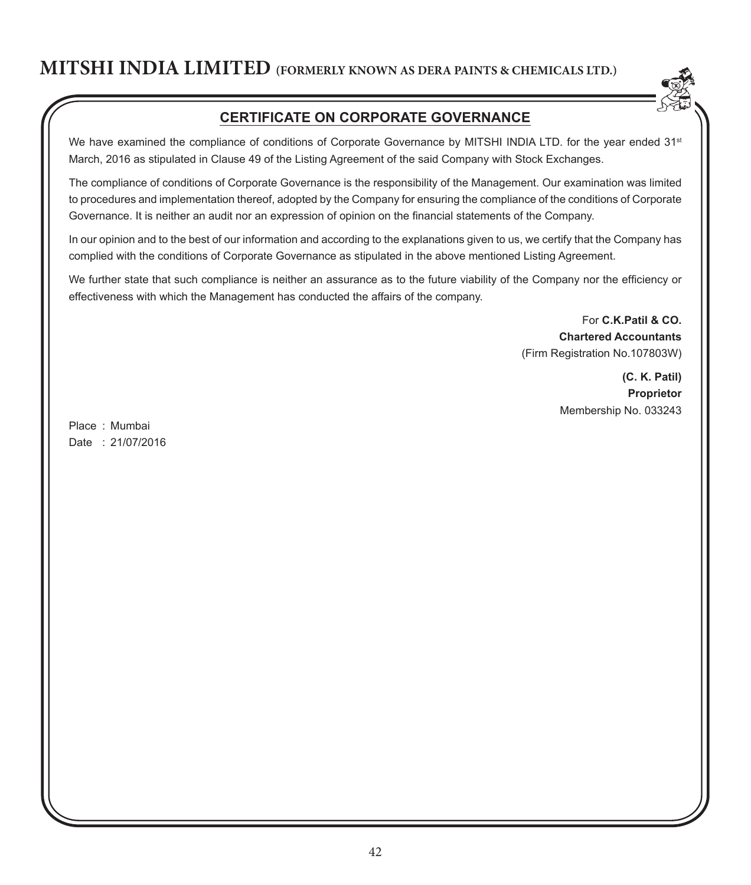## CERTIFICATE ON CORPORATE GOVERNANCE

We have examined the compliance of conditions of Corporate Governance by MITSHI INDIA LTD. for the year ended 31st March, 2016 as stipulated in Clause 49 of the Listing Agreement of the said Company with Stock Exchanges.

The compliance of conditions of Corporate Governance is the responsibility of the Management. Our examination was limited to procedures and implementation thereof, adopted by the Company for ensuring the compliance of the conditions of Corporate Governance. It is neither an audit nor an expression of opinion on the financial statements of the Company.

In our opinion and to the best of our information and according to the explanations given to us, we certify that the Company has complied with the conditions of Corporate Governance as stipulated in the above mentioned Listing Agreement.

We further state that such compliance is neither an assurance as to the future viability of the Company nor the efficiency or effectiveness with which the Management has conducted the affairs of the company.

For **C.K.Patil & CO.**
**Chartered Accountants**
(Firm Registration No.107803W)

**(C. K. Patil)**
**Proprietor**
Membership No. 033243

Place : Mumbai
Date : 21/07/2016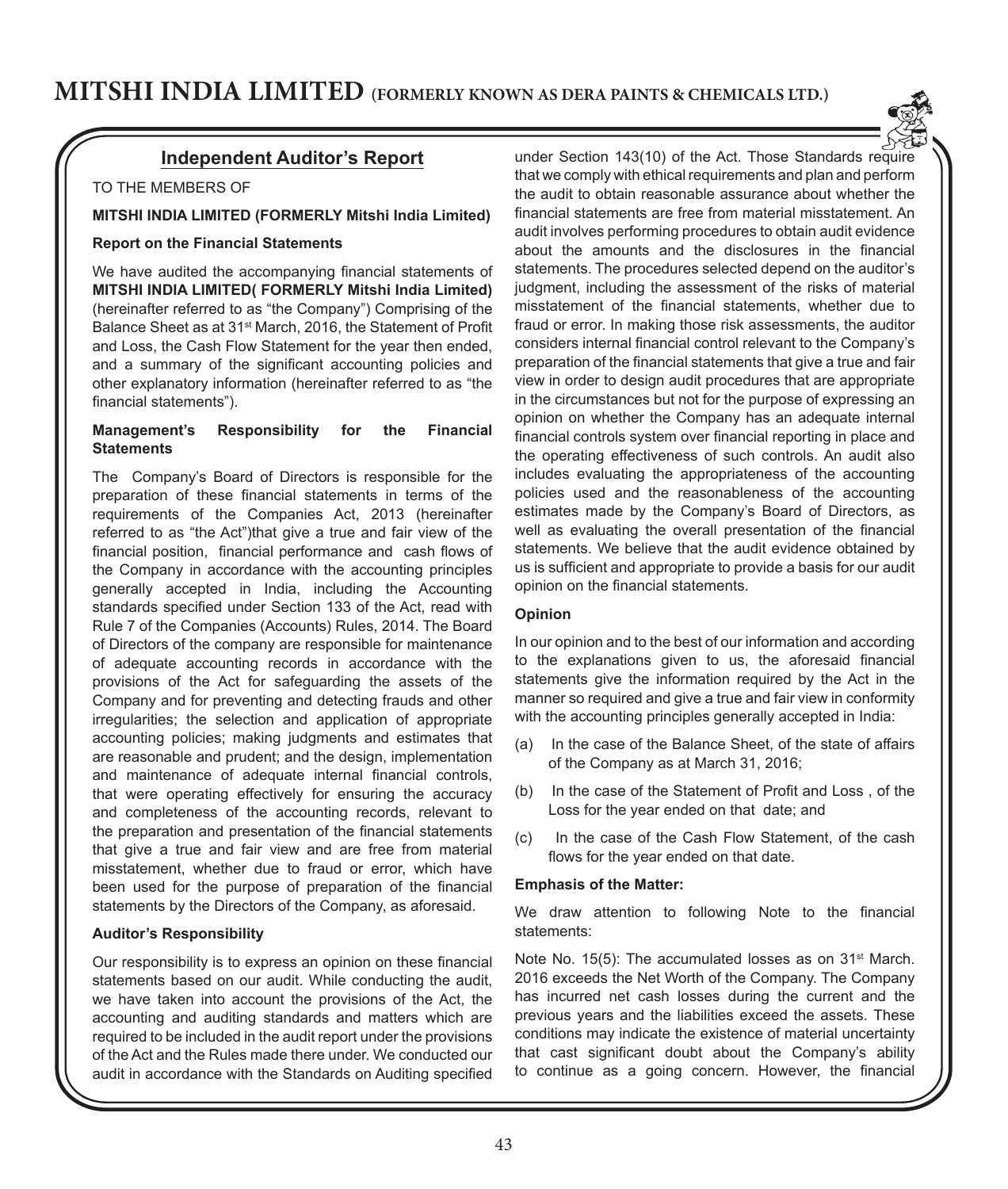## Independent Auditor's Report

TO THE MEMBERS OF

**MITSHI INDIA LIMITED (FORMERLY Mitshi India Limited)**

**Report on the Financial Statements**

We have audited the accompanying financial statements of **MITSHI INDIA LIMITED( FORMERLY Mitshi India Limited)** (hereinafter referred to as "the Company") Comprising of the Balance Sheet as at 31st March, 2016, the Statement of Profit and Loss, the Cash Flow Statement for the year then ended, and a summary of the significant accounting policies and other explanatory information (hereinafter referred to as "the financial statements").

**Management's Responsibility for the Financial Statements**

The Company's Board of Directors is responsible for the preparation of these financial statements in terms of the requirements of the Companies Act, 2013 (hereinafter referred to as "the Act")that give a true and fair view of the financial position, financial performance and cash flows of the Company in accordance with the accounting principles generally accepted in India, including the Accounting standards specified under Section 133 of the Act, read with Rule 7 of the Companies (Accounts) Rules, 2014. The Board of Directors of the company are responsible for maintenance of adequate accounting records in accordance with the provisions of the Act for safeguarding the assets of the Company and for preventing and detecting frauds and other irregularities; the selection and application of appropriate accounting policies; making judgments and estimates that are reasonable and prudent; and the design, implementation and maintenance of adequate internal financial controls, that were operating effectively for ensuring the accuracy and completeness of the accounting records, relevant to the preparation and presentation of the financial statements that give a true and fair view and are free from material misstatement, whether due to fraud or error, which have been used for the purpose of preparation of the financial statements by the Directors of the Company, as aforesaid.

**Auditor's Responsibility**

Our responsibility is to express an opinion on these financial statements based on our audit. While conducting the audit, we have taken into account the provisions of the Act, the accounting and auditing standards and matters which are required to be included in the audit report under the provisions of the Act and the Rules made there under. We conducted our audit in accordance with the Standards on Auditing specified under Section 143(10) of the Act. Those Standards require that we comply with ethical requirements and plan and perform the audit to obtain reasonable assurance about whether the financial statements are free from material misstatement. An audit involves performing procedures to obtain audit evidence about the amounts and the disclosures in the financial statements. The procedures selected depend on the auditor's judgment, including the assessment of the risks of material misstatement of the financial statements, whether due to fraud or error. In making those risk assessments, the auditor considers internal financial control relevant to the Company's preparation of the financial statements that give a true and fair view in order to design audit procedures that are appropriate in the circumstances but not for the purpose of expressing an opinion on whether the Company has an adequate internal financial controls system over financial reporting in place and the operating effectiveness of such controls. An audit also includes evaluating the appropriateness of the accounting policies used and the reasonableness of the accounting estimates made by the Company's Board of Directors, as well as evaluating the overall presentation of the financial statements. We believe that the audit evidence obtained by us is sufficient and appropriate to provide a basis for our audit opinion on the financial statements.

**Opinion**

In our opinion and to the best of our information and according to the explanations given to us, the aforesaid financial statements give the information required by the Act in the manner so required and give a true and fair view in conformity with the accounting principles generally accepted in India:

(a) In the case of the Balance Sheet, of the state of affairs of the Company as at March 31, 2016;

(b) In the case of the Statement of Profit and Loss , of the Loss for the year ended on that date; and

(c) In the case of the Cash Flow Statement, of the cash flows for the year ended on that date.

**Emphasis of the Matter:**

We draw attention to following Note to the financial statements:

Note No. 15(5): The accumulated losses as on 31st March. 2016 exceeds the Net Worth of the Company. The Company has incurred net cash losses during the current and the previous years and the liabilities exceed the assets. These conditions may indicate the existence of material uncertainty that cast significant doubt about the Company's ability to continue as a going concern. However, the financial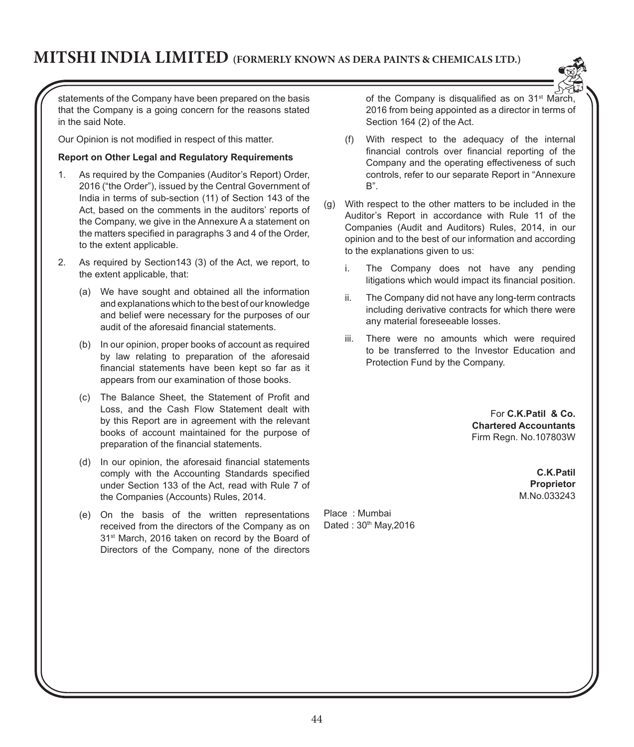statements of the Company have been prepared on the basis that the Company is a going concern for the reasons stated in the said Note.

Our Opinion is not modified in respect of this matter.

**Report on Other Legal and Regulatory Requirements**

1. As required by the Companies (Auditor's Report) Order, 2016 ("the Order"), issued by the Central Government of India in terms of sub-section (11) of Section 143 of the Act, based on the comments in the auditors' reports of the Company, we give in the Annexure A a statement on the matters specified in paragraphs 3 and 4 of the Order, to the extent applicable.

2. As required by Section143 (3) of the Act, we report, to the extent applicable, that:

   (a) We have sought and obtained all the information and explanations which to the best of our knowledge and belief were necessary for the purposes of our audit of the aforesaid financial statements.

   (b) In our opinion, proper books of account as required by law relating to preparation of the aforesaid financial statements have been kept so far as it appears from our examination of those books.

   (c) The Balance Sheet, the Statement of Profit and Loss, and the Cash Flow Statement dealt with by this Report are in agreement with the relevant books of account maintained for the purpose of preparation of the financial statements.

   (d) In our opinion, the aforesaid financial statements comply with the Accounting Standards specified under Section 133 of the Act, read with Rule 7 of the Companies (Accounts) Rules, 2014.

   (e) On the basis of the written representations received from the directors of the Company as on 31st March, 2016 taken on record by the Board of Directors of the Company, none of the directors of the Company is disqualified as on 31st March, 2016 from being appointed as a director in terms of Section 164 (2) of the Act.

   (f) With respect to the adequacy of the internal financial controls over financial reporting of the Company and the operating effectiveness of such controls, refer to our separate Report in "Annexure B".

(g) With respect to the other matters to be included in the Auditor's Report in accordance with Rule 11 of the Companies (Audit and Auditors) Rules, 2014, in our opinion and to the best of our information and according to the explanations given to us:

   i. The Company does not have any pending litigations which would impact its financial position.

   ii. The Company did not have any long-term contracts including derivative contracts for which there were any material foreseeable losses.

   iii. There were no amounts which were required to be transferred to the Investor Education and Protection Fund by the Company.

For **C.K.Patil & Co.**
**Chartered Accountants**
Firm Regn. No.107803W

**C.K.Patil**
**Proprietor**
M.No.033243

Place : Mumbai
Dated : 30th May,2016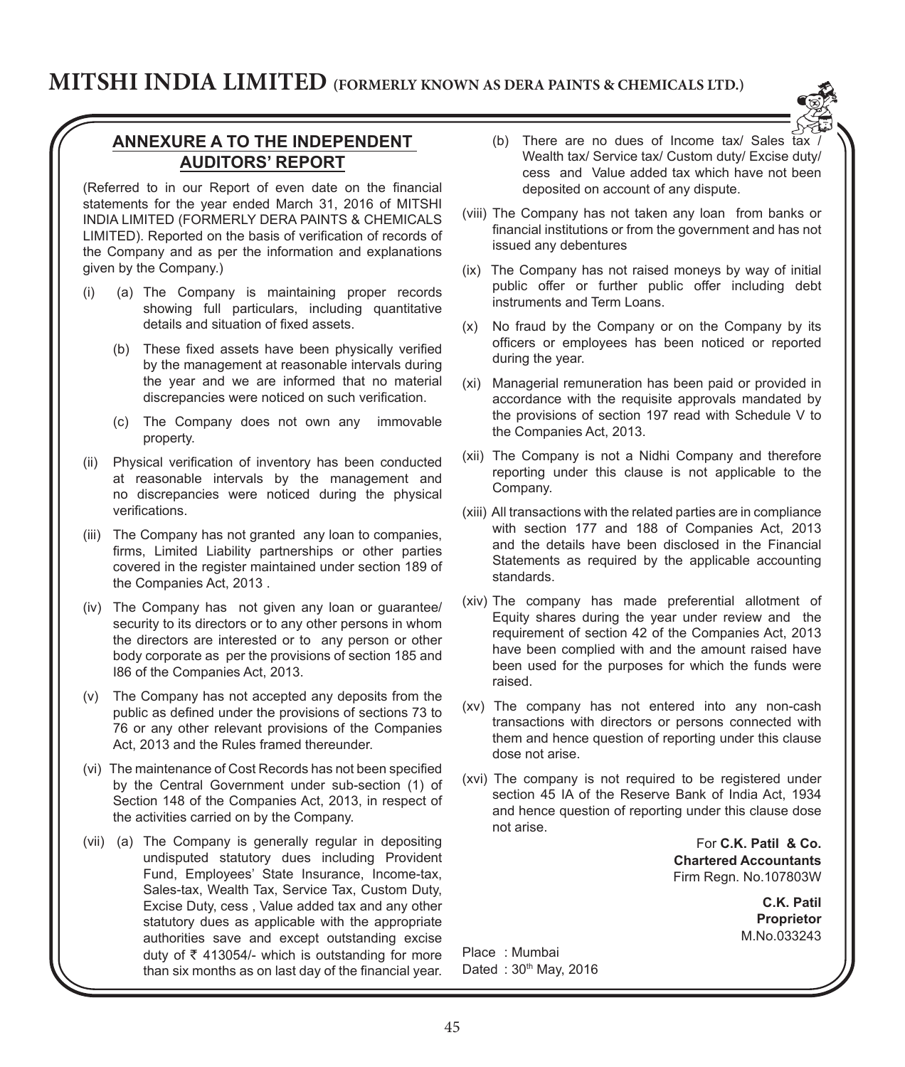## ANNEXURE A TO THE INDEPENDENT AUDITORS' REPORT

(Referred to in our Report of even date on the financial statements for the year ended March 31, 2016 of MITSHI INDIA LIMITED (FORMERLY DERA PAINTS & CHEMICALS LIMITED). Reported on the basis of verification of records of the Company and as per the information and explanations given by the Company.)

(i) (a) The Company is maintaining proper records showing full particulars, including quantitative details and situation of fixed assets.

(b) These fixed assets have been physically verified by the management at reasonable intervals during the year and we are informed that no material discrepancies were noticed on such verification.

(c) The Company does not own any immovable property.

(ii) Physical verification of inventory has been conducted at reasonable intervals by the management and no discrepancies were noticed during the physical verifications.

(iii) The Company has not granted any loan to companies, firms, Limited Liability partnerships or other parties covered in the register maintained under section 189 of the Companies Act, 2013 .

(iv) The Company has not given any loan or guarantee/ security to its directors or to any other persons in whom the directors are interested or to any person or other body corporate as per the provisions of section 185 and I86 of the Companies Act, 2013.

(v) The Company has not accepted any deposits from the public as defined under the provisions of sections 73 to 76 or any other relevant provisions of the Companies Act, 2013 and the Rules framed thereunder.

(vi) The maintenance of Cost Records has not been specified by the Central Government under sub-section (1) of Section 148 of the Companies Act, 2013, in respect of the activities carried on by the Company.

(vii) (a) The Company is generally regular in depositing undisputed statutory dues including Provident Fund, Employees' State Insurance, Income-tax, Sales-tax, Wealth Tax, Service Tax, Custom Duty, Excise Duty, cess , Value added tax and any other statutory dues as applicable with the appropriate authorities save and except outstanding excise duty of ₹ 413054/- which is outstanding for more than six months as on last day of the financial year.

(b) There are no dues of Income tax/ Sales tax / Wealth tax/ Service tax/ Custom duty/ Excise duty/ cess and Value added tax which have not been deposited on account of any dispute.

(viii) The Company has not taken any loan from banks or financial institutions or from the government and has not issued any debentures

(ix) The Company has not raised moneys by way of initial public offer or further public offer including debt instruments and Term Loans.

(x) No fraud by the Company or on the Company by its officers or employees has been noticed or reported during the year.

(xi) Managerial remuneration has been paid or provided in accordance with the requisite approvals mandated by the provisions of section 197 read with Schedule V to the Companies Act, 2013.

(xii) The Company is not a Nidhi Company and therefore reporting under this clause is not applicable to the Company.

(xiii) All transactions with the related parties are in compliance with section 177 and 188 of Companies Act, 2013 and the details have been disclosed in the Financial Statements as required by the applicable accounting standards.

(xiv) The company has made preferential allotment of Equity shares during the year under review and the requirement of section 42 of the Companies Act, 2013 have been complied with and the amount raised have been used for the purposes for which the funds were raised.

(xv) The company has not entered into any non-cash transactions with directors or persons connected with them and hence question of reporting under this clause dose not arise.

(xvi) The company is not required to be registered under section 45 IA of the Reserve Bank of India Act, 1934 and hence question of reporting under this clause dose not arise.

For **C.K. Patil & Co.**
**Chartered Accountants**
Firm Regn. No.107803W

**C.K. Patil**
**Proprietor**
M.No.033243

Place : Mumbai
Dated : 30th May, 2016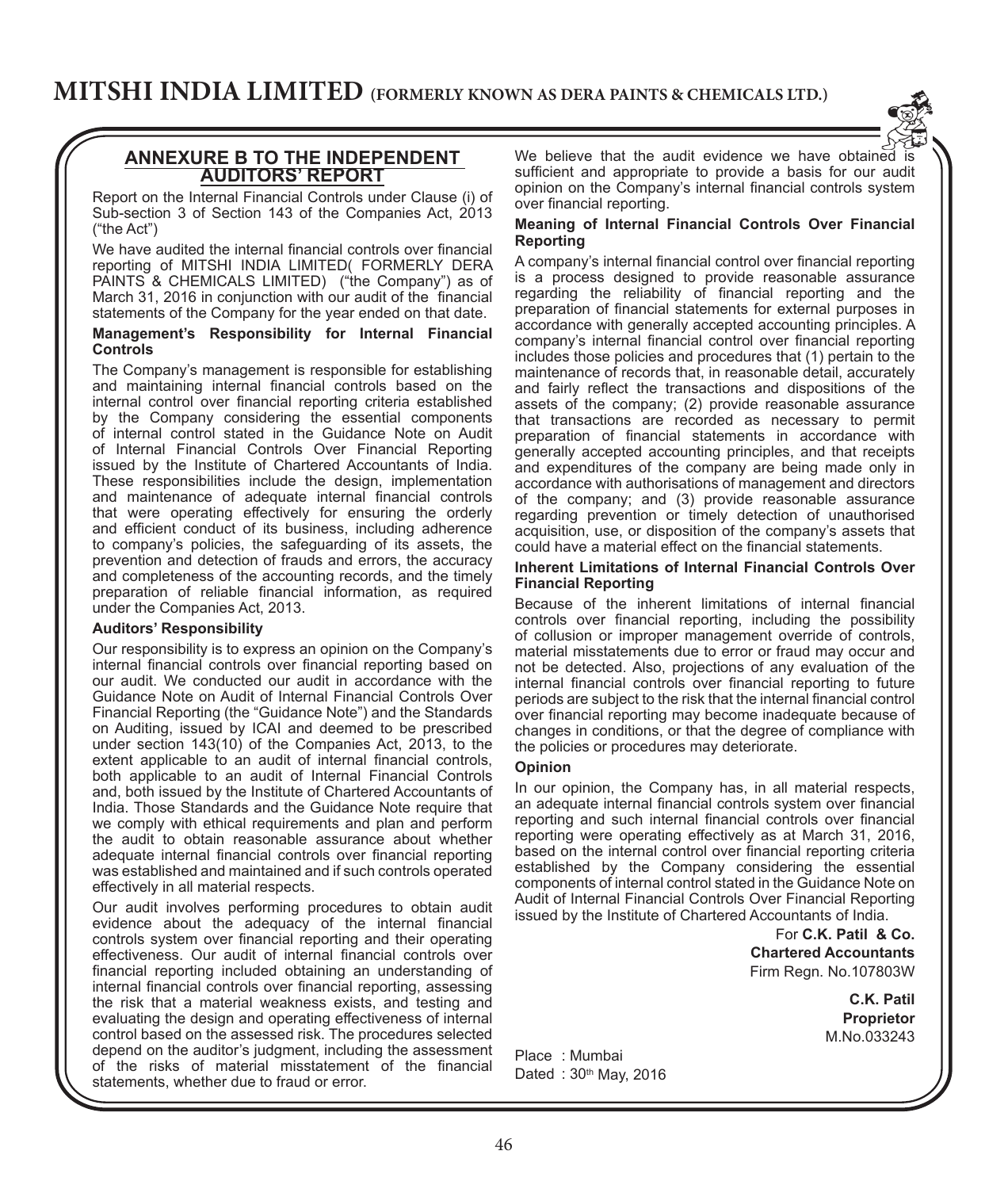## ANNEXURE B TO THE INDEPENDENT AUDITORS' REPORT

Report on the Internal Financial Controls under Clause (i) of Sub-section 3 of Section 143 of the Companies Act, 2013 ("the Act")

We have audited the internal financial controls over financial reporting of MITSHI INDIA LIMITED( FORMERLY DERA PAINTS & CHEMICALS LIMITED) ("the Company") as of March 31, 2016 in conjunction with our audit of the financial statements of the Company for the year ended on that date.

**Management's Responsibility for Internal Financial Controls**

The Company's management is responsible for establishing and maintaining internal financial controls based on the internal control over financial reporting criteria established by the Company considering the essential components of internal control stated in the Guidance Note on Audit of Internal Financial Controls Over Financial Reporting issued by the Institute of Chartered Accountants of India. These responsibilities include the design, implementation and maintenance of adequate internal financial controls that were operating effectively for ensuring the orderly and efficient conduct of its business, including adherence to company's policies, the safeguarding of its assets, the prevention and detection of frauds and errors, the accuracy and completeness of the accounting records, and the timely preparation of reliable financial information, as required under the Companies Act, 2013.

**Auditors' Responsibility**

Our responsibility is to express an opinion on the Company's internal financial controls over financial reporting based on our audit. We conducted our audit in accordance with the Guidance Note on Audit of Internal Financial Controls Over Financial Reporting (the "Guidance Note") and the Standards on Auditing, issued by ICAI and deemed to be prescribed under section 143(10) of the Companies Act, 2013, to the extent applicable to an audit of internal financial controls, both applicable to an audit of Internal Financial Controls and, both issued by the Institute of Chartered Accountants of India. Those Standards and the Guidance Note require that we comply with ethical requirements and plan and perform the audit to obtain reasonable assurance about whether adequate internal financial controls over financial reporting was established and maintained and if such controls operated effectively in all material respects.

Our audit involves performing procedures to obtain audit evidence about the adequacy of the internal financial controls system over financial reporting and their operating effectiveness. Our audit of internal financial controls over financial reporting included obtaining an understanding of internal financial controls over financial reporting, assessing the risk that a material weakness exists, and testing and evaluating the design and operating effectiveness of internal control based on the assessed risk. The procedures selected depend on the auditor's judgment, including the assessment of the risks of material misstatement of the financial statements, whether due to fraud or error.

We believe that the audit evidence we have obtained is sufficient and appropriate to provide a basis for our audit opinion on the Company's internal financial controls system over financial reporting.

**Meaning of Internal Financial Controls Over Financial Reporting**

A company's internal financial control over financial reporting is a process designed to provide reasonable assurance regarding the reliability of financial reporting and the preparation of financial statements for external purposes in accordance with generally accepted accounting principles. A company's internal financial control over financial reporting includes those policies and procedures that (1) pertain to the maintenance of records that, in reasonable detail, accurately and fairly reflect the transactions and dispositions of the assets of the company; (2) provide reasonable assurance that transactions are recorded as necessary to permit preparation of financial statements in accordance with generally accepted accounting principles, and that receipts and expenditures of the company are being made only in accordance with authorisations of management and directors of the company; and (3) provide reasonable assurance regarding prevention or timely detection of unauthorised acquisition, use, or disposition of the company's assets that could have a material effect on the financial statements.

**Inherent Limitations of Internal Financial Controls Over Financial Reporting**

Because of the inherent limitations of internal financial controls over financial reporting, including the possibility of collusion or improper management override of controls, material misstatements due to error or fraud may occur and not be detected. Also, projections of any evaluation of the internal financial controls over financial reporting to future periods are subject to the risk that the internal financial control over financial reporting may become inadequate because of changes in conditions, or that the degree of compliance with the policies or procedures may deteriorate.

**Opinion**

In our opinion, the Company has, in all material respects, an adequate internal financial controls system over financial reporting and such internal financial controls over financial reporting were operating effectively as at March 31, 2016, based on the internal control over financial reporting criteria established by the Company considering the essential components of internal control stated in the Guidance Note on Audit of Internal Financial Controls Over Financial Reporting issued by the Institute of Chartered Accountants of India.

For **C.K. Patil & Co.**
**Chartered Accountants**
Firm Regn. No.107803W

**C.K. Patil**
**Proprietor**
M.No.033243

Place : Mumbai
Dated : 30th May, 2016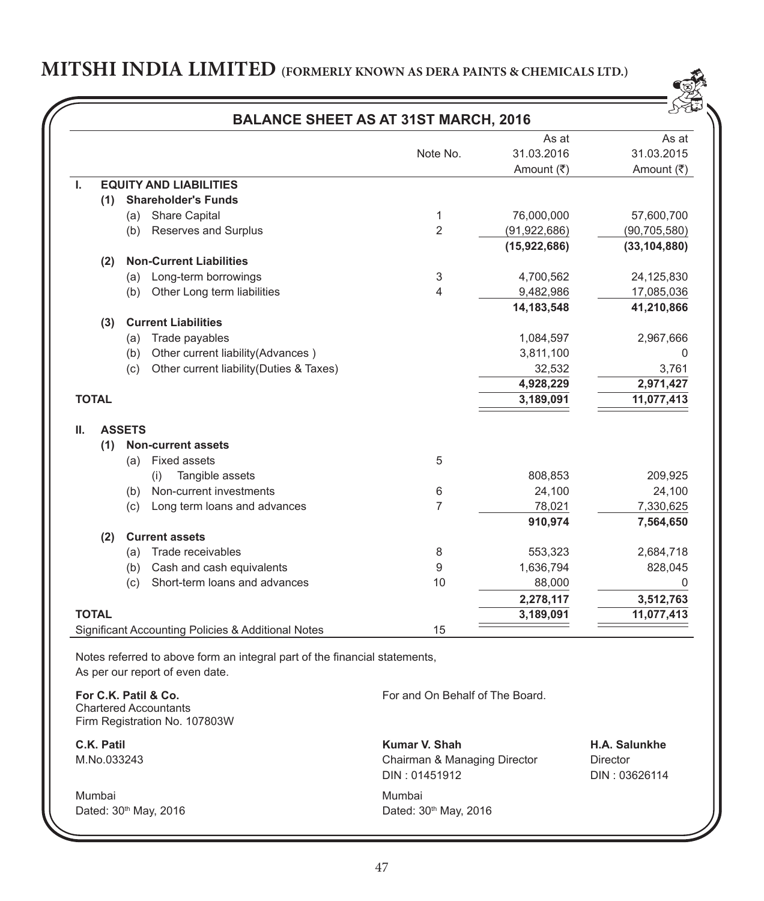# MITSHI INDIA LIMITED (FORMERLY KNOWN AS DERA PAINTS & CHEMICALS LTD.)

## BALANCE SHEET AS AT 31ST MARCH, 2016

| | Note No. | As at 31.03.2016 Amount (₹) | As at 31.03.2015 Amount (₹) |
|---|---|---|---|
| **I. EQUITY AND LIABILITIES** | | | |
| **(1) Shareholder's Funds** | | | |
| (a) Share Capital | 1 | 76,000,000 | 57,600,700 |
| (b) Reserves and Surplus | 2 | (91,922,686) | (90,705,580) |
| | | **(15,922,686)** | **(33,104,880)** |
| **(2) Non-Current Liabilities** | | | |
| (a) Long-term borrowings | 3 | 4,700,562 | 24,125,830 |
| (b) Other Long term liabilities | 4 | 9,482,986 | 17,085,036 |
| | | **14,183,548** | **41,210,866** |
| **(3) Current Liabilities** | | | |
| (a) Trade payables | | 1,084,597 | 2,967,666 |
| (b) Other current liability(Advances ) | | 3,811,100 | 0 |
| (c) Other current liability(Duties & Taxes) | | 32,532 | 3,761 |
| | | **4,928,229** | **2,971,427** |
| **TOTAL** | | **3,189,091** | **11,077,413** |
| **II. ASSETS** | | | |
| **(1) Non-current assets** | | | |
| (a) Fixed assets | 5 | | |
| (i) Tangible assets | | 808,853 | 209,925 |
| (b) Non-current investments | 6 | 24,100 | 24,100 |
| (c) Long term loans and advances | 7 | 78,021 | 7,330,625 |
| | | **910,974** | **7,564,650** |
| **(2) Current assets** | | | |
| (a) Trade receivables | 8 | 553,323 | 2,684,718 |
| (b) Cash and cash equivalents | 9 | 1,636,794 | 828,045 |
| (c) Short-term loans and advances | 10 | 88,000 | 0 |
| | | **2,278,117** | **3,512,763** |
| **TOTAL** | | **3,189,091** | **11,077,413** |
| Significant Accounting Policies & Additional Notes | 15 | | |

Notes referred to above form an integral part of the financial statements,
As per our report of even date.

**For C.K. Patil & Co.**
Chartered Accountants
Firm Registration No. 107803W

**C.K. Patil**
M.No.033243

Mumbai
Dated: 30th May, 2016

For and On Behalf of The Board.

**Kumar V. Shah**
Chairman & Managing Director
DIN : 01451912

**H.A. Salunkhe**
Director
DIN : 03626114

Mumbai
Dated: 30th May, 2016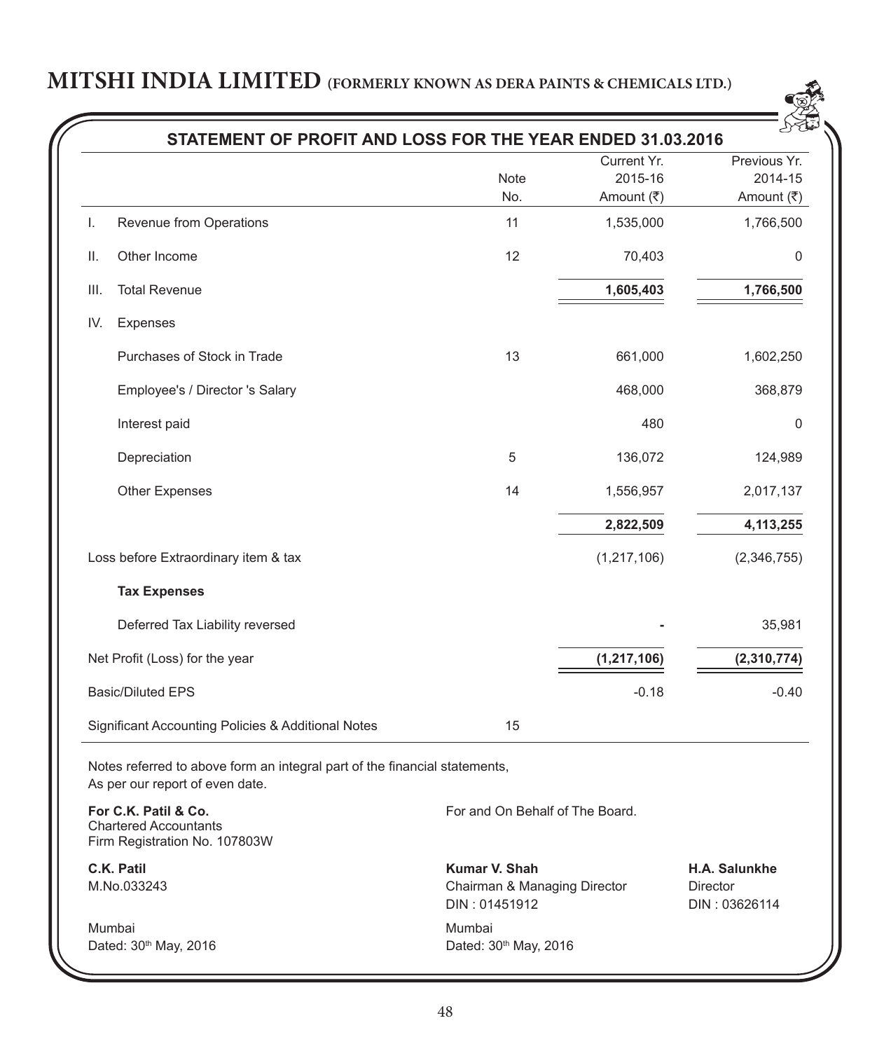# MITSHI INDIA LIMITED (FORMERLY KNOWN AS DERA PAINTS & CHEMICALS LTD.)

## STATEMENT OF PROFIT AND LOSS FOR THE YEAR ENDED 31.03.2016

| | | Note No. | Current Yr. 2015-16 Amount (₹) | Previous Yr. 2014-15 Amount (₹) |
|---|---|---|---|---|
| I. | Revenue from Operations | 11 | 1,535,000 | 1,766,500 |
| II. | Other Income | 12 | 70,403 | 0 |
| III. | Total Revenue | | **1,605,403** | **1,766,500** |
| IV. | Expenses | | | |
| | Purchases of Stock in Trade | 13 | 661,000 | 1,602,250 |
| | Employee's / Director 's Salary | | 468,000 | 368,879 |
| | Interest paid | | 480 | 0 |
| | Depreciation | 5 | 136,072 | 124,989 |
| | Other Expenses | 14 | 1,556,957 | 2,017,137 |
| | | | **2,822,509** | **4,113,255** |
| Loss before Extraordinary item & tax | | | (1,217,106) | (2,346,755) |
| | **Tax Expenses** | | | |
| | Deferred Tax Liability reversed | | - | 35,981 |
| Net Profit (Loss) for the year | | | **(1,217,106)** | **(2,310,774)** |
| Basic/Diluted EPS | | | -0.18 | -0.40 |
| Significant Accounting Policies & Additional Notes | | 15 | | |

Notes referred to above form an integral part of the financial statements,
As per our report of even date.

**For C.K. Patil & Co.**
Chartered Accountants
Firm Registration No. 107803W

**C.K. Patil**
M.No.033243

Mumbai
Dated: 30th May, 2016

For and On Behalf of The Board.

**Kumar V. Shah**
Chairman & Managing Director
DIN : 01451912

**H.A. Salunkhe**
Director
DIN : 03626114

Mumbai
Dated: 30th May, 2016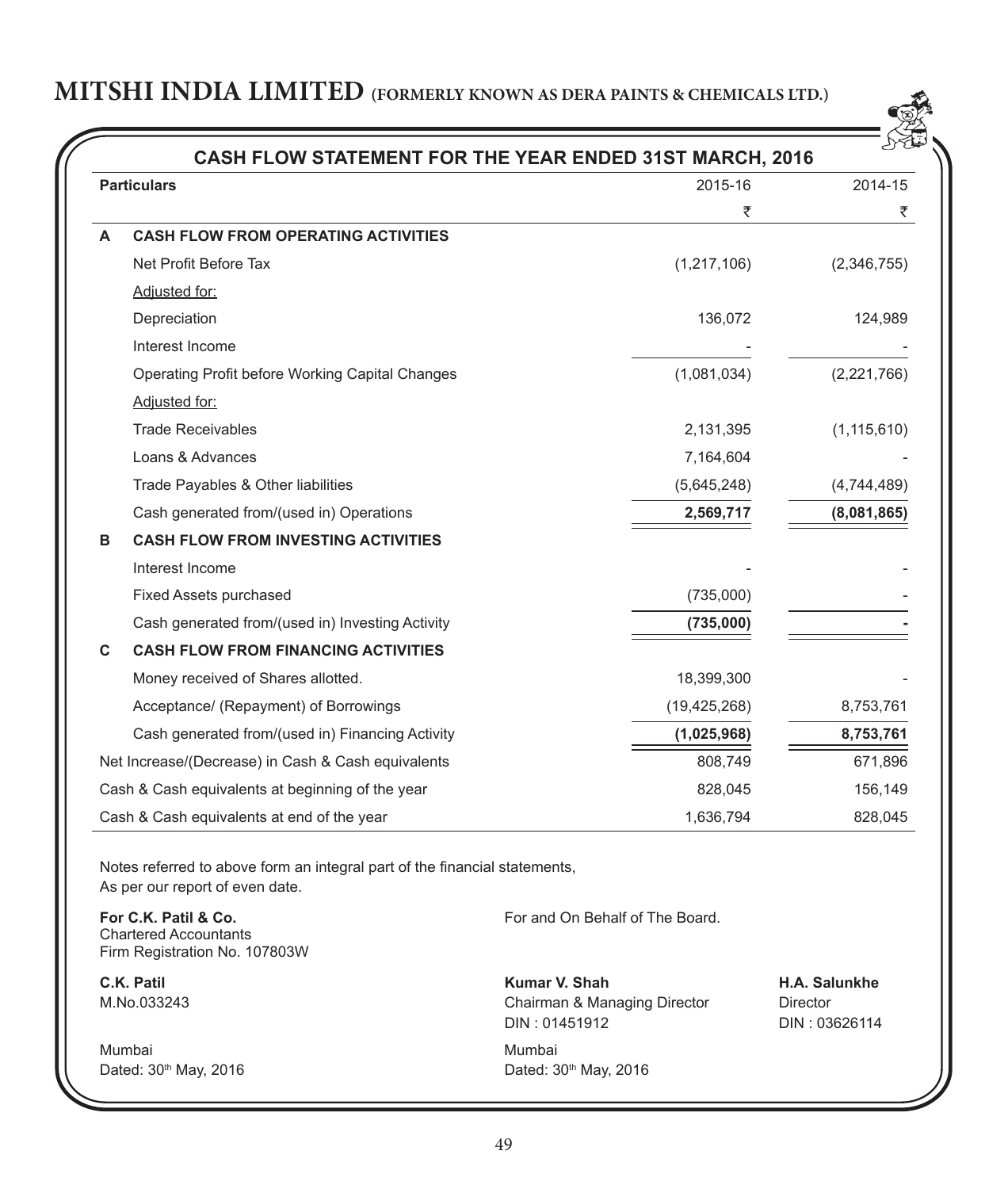# MITSHI INDIA LIMITED (FORMERLY KNOWN AS DERA PAINTS & CHEMICALS LTD.)

## CASH FLOW STATEMENT FOR THE YEAR ENDED 31ST MARCH, 2016

| | Particulars | 2015-16 | 2014-15 |
|---|---|---|---|
| | | ₹ | ₹ |
| **A** | **CASH FLOW FROM OPERATING ACTIVITIES** | | |
| | Net Profit Before Tax | (1,217,106) | (2,346,755) |
| | Adjusted for: | | |
| | Depreciation | 136,072 | 124,989 |
| | Interest Income | - | - |
| | Operating Profit before Working Capital Changes | (1,081,034) | (2,221,766) |
| | Adjusted for: | | |
| | Trade Receivables | 2,131,395 | (1,115,610) |
| | Loans & Advances | 7,164,604 | - |
| | Trade Payables & Other liabilities | (5,645,248) | (4,744,489) |
| | Cash generated from/(used in) Operations | **2,569,717** | **(8,081,865)** |
| **B** | **CASH FLOW FROM INVESTING ACTIVITIES** | | |
| | Interest Income | - | - |
| | Fixed Assets purchased | (735,000) | - |
| | Cash generated from/(used in) Investing Activity | **(735,000)** | **-** |
| **C** | **CASH FLOW FROM FINANCING ACTIVITIES** | | |
| | Money received of Shares allotted. | 18,399,300 | - |
| | Acceptance/ (Repayment) of Borrowings | (19,425,268) | 8,753,761 |
| | Cash generated from/(used in) Financing Activity | **(1,025,968)** | **8,753,761** |
| | Net Increase/(Decrease) in Cash & Cash equivalents | 808,749 | 671,896 |
| | Cash & Cash equivalents at beginning of the year | 828,045 | 156,149 |
| | Cash & Cash equivalents at end of the year | 1,636,794 | 828,045 |

Notes referred to above form an integral part of the financial statements,
As per our report of even date.

**For C.K. Patil & Co.**
Chartered Accountants
Firm Registration No. 107803W

**C.K. Patil**
M.No.033243

Mumbai
Dated: 30th May, 2016

For and On Behalf of The Board.

**Kumar V. Shah**
Chairman & Managing Director
DIN : 01451912

**H.A. Salunkhe**
Director
DIN : 03626114

Mumbai
Dated: 30th May, 2016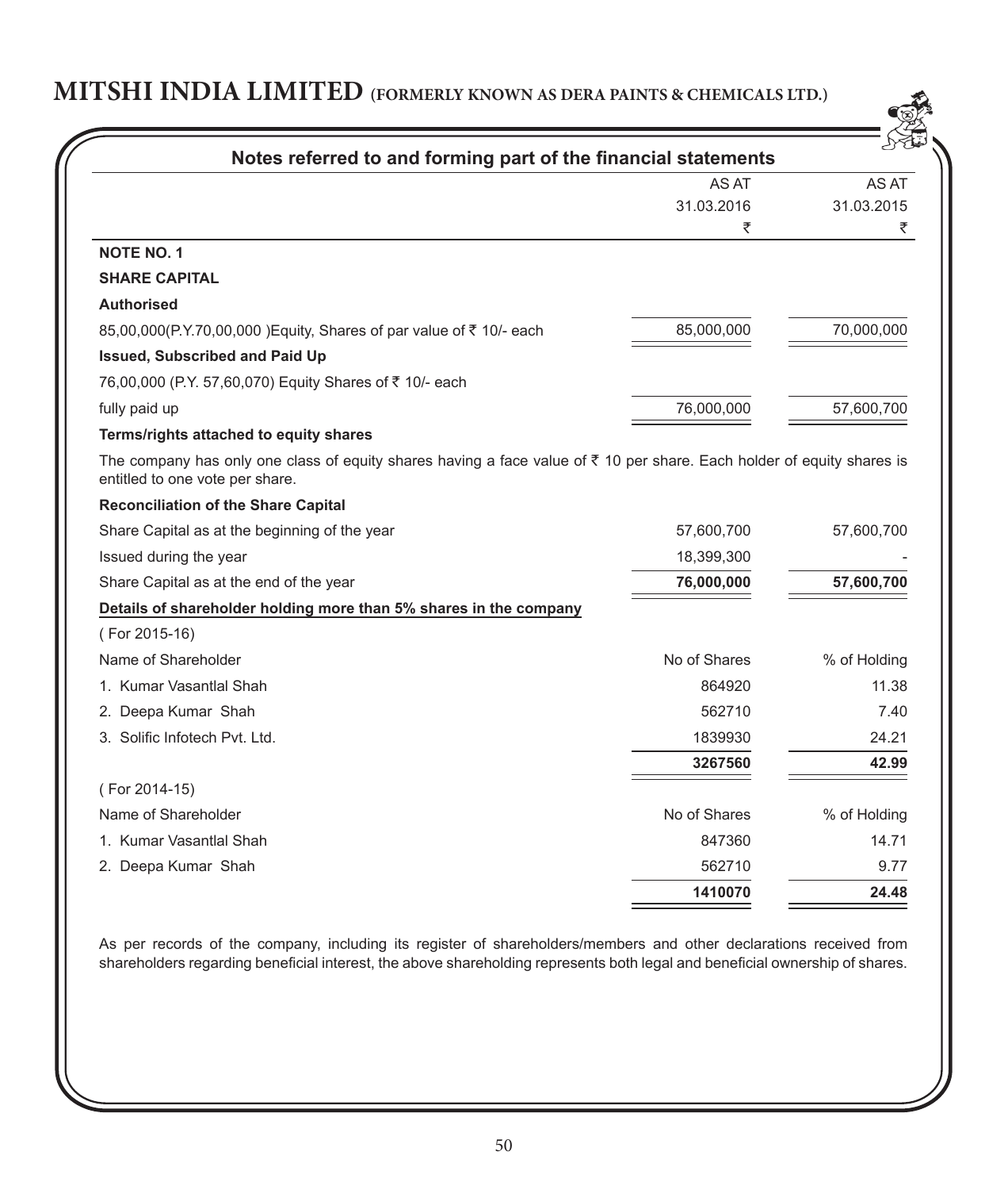# MITSHI INDIA LIMITED (FORMERLY KNOWN AS DERA PAINTS & CHEMICALS LTD.)

## Notes referred to and forming part of the financial statements

| | AS AT 31.03.2016 ₹ | AS AT 31.03.2015 ₹ |
|---|---|---|
| **NOTE NO. 1** | | |
| **SHARE CAPITAL** | | |
| **Authorised** | | |
| 85,00,000(P.Y.70,00,000 )Equity, Shares of par value of ₹ 10/- each | 85,000,000 | 70,000,000 |
| **Issued, Subscribed and Paid Up** | | |
| 76,00,000 (P.Y. 57,60,070) Equity Shares of ₹ 10/- each fully paid up | 76,000,000 | 57,600,700 |

**Terms/rights attached to equity shares**

The company has only one class of equity shares having a face value of ₹ 10 per share. Each holder of equity shares is entitled to one vote per share.

**Reconciliation of the Share Capital**

| | 31.03.2016 | 31.03.2015 |
|---|---|---|
| Share Capital as at the beginning of the year | 57,600,700 | 57,600,700 |
| Issued during the year | 18,399,300 | - |
| Share Capital as at the end of the year | **76,000,000** | **57,600,700** |

**Details of shareholder holding more than 5% shares in the company**

( For 2015-16)

| Name of Shareholder | No of Shares | % of Holding |
|---|---|---|
| 1. Kumar Vasantlal Shah | 864920 | 11.38 |
| 2. Deepa Kumar Shah | 562710 | 7.40 |
| 3. Solific Infotech Pvt. Ltd. | 1839930 | 24.21 |
| | **3267560** | **42.99** |

( For 2014-15)

| Name of Shareholder | No of Shares | % of Holding |
|---|---|---|
| 1. Kumar Vasantlal Shah | 847360 | 14.71 |
| 2. Deepa Kumar Shah | 562710 | 9.77 |
| | **1410070** | **24.48** |

As per records of the company, including its register of shareholders/members and other declarations received from shareholders regarding beneficial interest, the above shareholding represents both legal and beneficial ownership of shares.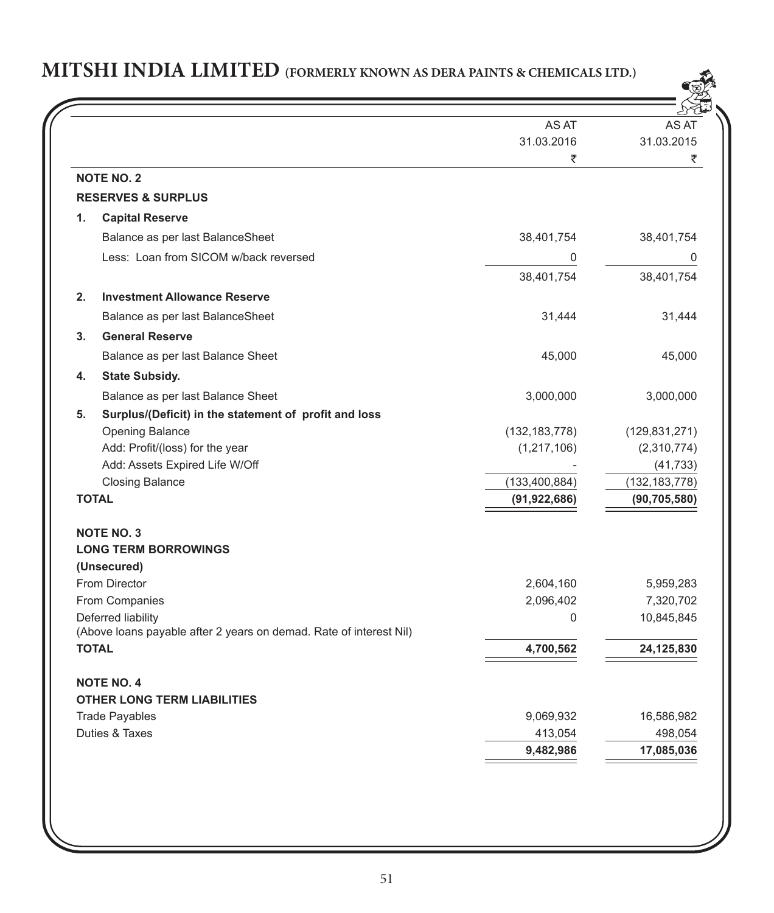| | AS AT 31.03.2016 ₹ | AS AT 31.03.2015 ₹ |
|---|---|---|
| **NOTE NO. 2** | | |
| **RESERVES & SURPLUS** | | |
| **1. Capital Reserve** | | |
| Balance as per last BalanceSheet | 38,401,754 | 38,401,754 |
| Less: Loan from SICOM w/back reversed | 0 | 0 |
| | 38,401,754 | 38,401,754 |
| **2. Investment Allowance Reserve** | | |
| Balance as per last BalanceSheet | 31,444 | 31,444 |
| **3. General Reserve** | | |
| Balance as per last Balance Sheet | 45,000 | 45,000 |
| **4. State Subsidy.** | | |
| Balance as per last Balance Sheet | 3,000,000 | 3,000,000 |
| **5. Surplus/(Deficit) in the statement of profit and loss** | | |
| Opening Balance | (132,183,778) | (129,831,271) |
| Add: Profit/(loss) for the year | (1,217,106) | (2,310,774) |
| Add: Assets Expired Life W/Off | - | (41,733) |
| Closing Balance | (133,400,884) | (132,183,778) |
| **TOTAL** | **(91,922,686)** | **(90,705,580)** |
| **NOTE NO. 3** | | |
| **LONG TERM BORROWINGS** | | |
| **(Unsecured)** | | |
| From Director | 2,604,160 | 5,959,283 |
| From Companies | 2,096,402 | 7,320,702 |
| Deferred liability | 0 | 10,845,845 |
| (Above loans payable after 2 years on demad. Rate of interest Nil) | | |
| **TOTAL** | **4,700,562** | **24,125,830** |
| **NOTE NO. 4** | | |
| **OTHER LONG TERM LIABILITIES** | | |
| Trade Payables | 9,069,932 | 16,586,982 |
| Duties & Taxes | 413,054 | 498,054 |
| | **9,482,986** | **17,085,036** |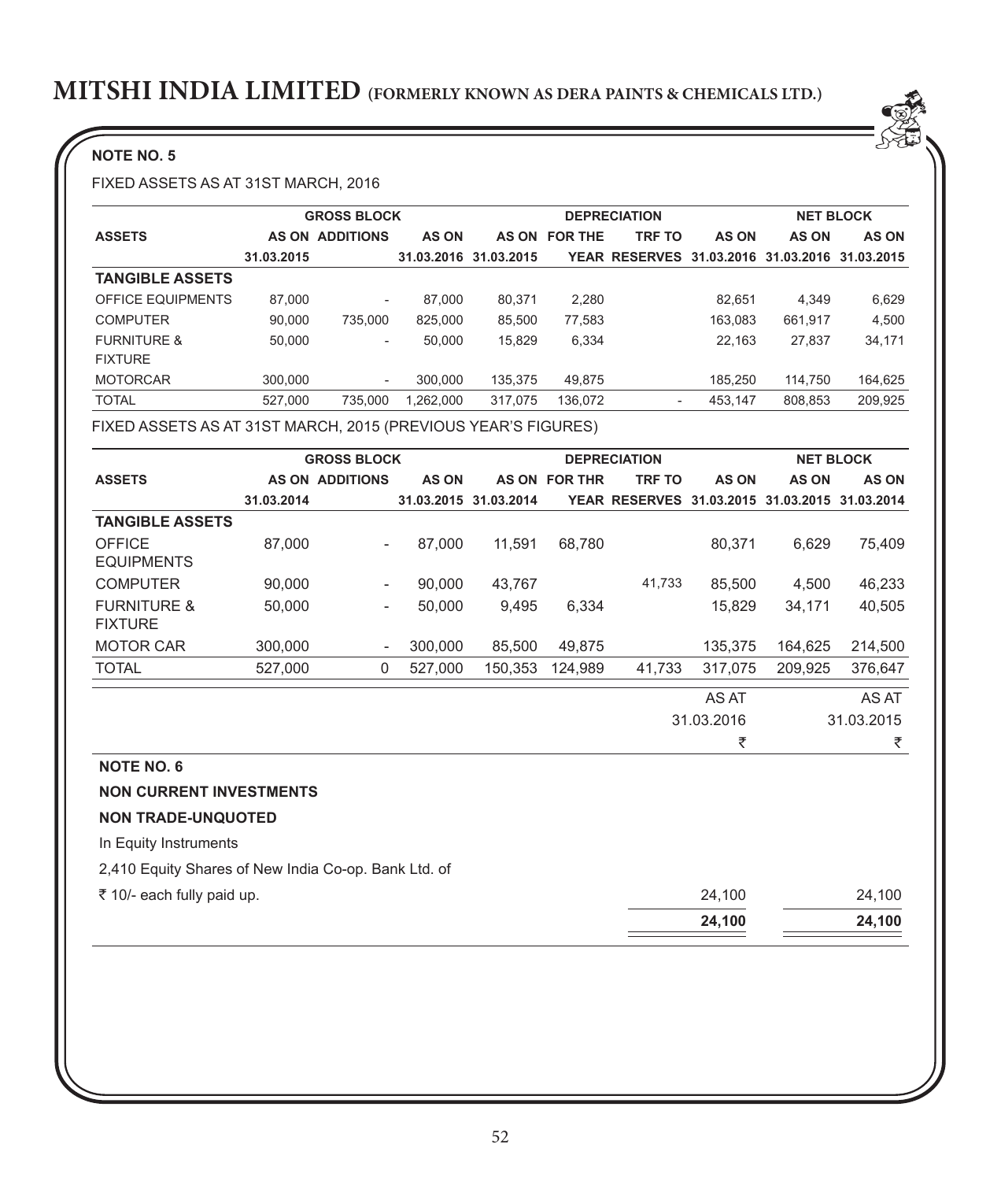**NOTE NO. 5**

FIXED ASSETS AS AT 31ST MARCH, 2016

| ASSETS | GROSS BLOCK | | | DEPRECIATION | | | | NET BLOCK | |
|---|---|---|---|---|---|---|---|---|---|
| | AS ON 31.03.2015 | ADDITIONS | AS ON 31.03.2016 | AS ON 31.03.2015 | FOR THE YEAR | TRF TO RESERVES | AS ON 31.03.2016 | AS ON 31.03.2016 | AS ON 31.03.2015 |
| **TANGIBLE ASSETS** | | | | | | | | | |
| OFFICE EQUIPMENTS | 87,000 | - | 87,000 | 80,371 | 2,280 | | 82,651 | 4,349 | 6,629 |
| COMPUTER | 90,000 | 735,000 | 825,000 | 85,500 | 77,583 | | 163,083 | 661,917 | 4,500 |
| FURNITURE & FIXTURE | 50,000 | - | 50,000 | 15,829 | 6,334 | | 22,163 | 27,837 | 34,171 |
| MOTORCAR | 300,000 | - | 300,000 | 135,375 | 49,875 | | 185,250 | 114,750 | 164,625 |
| TOTAL | 527,000 | 735,000 | 1,262,000 | 317,075 | 136,072 | - | 453,147 | 808,853 | 209,925 |

FIXED ASSETS AS AT 31ST MARCH, 2015 (PREVIOUS YEAR'S FIGURES)

| ASSETS | GROSS BLOCK | | | DEPRECIATION | | | | NET BLOCK | |
|---|---|---|---|---|---|---|---|---|---|
| | AS ON 31.03.2014 | ADDITIONS | AS ON 31.03.2015 | AS ON 31.03.2014 | FOR THR YEAR | TRF TO RESERVES | AS ON 31.03.2015 | AS ON 31.03.2015 | AS ON 31.03.2014 |
| **TANGIBLE ASSETS** | | | | | | | | | |
| OFFICE EQUIPMENTS | 87,000 | - | 87,000 | 11,591 | 68,780 | | 80,371 | 6,629 | 75,409 |
| COMPUTER | 90,000 | - | 90,000 | 43,767 | | 41,733 | 85,500 | 4,500 | 46,233 |
| FURNITURE & FIXTURE | 50,000 | - | 50,000 | 9,495 | 6,334 | | 15,829 | 34,171 | 40,505 |
| MOTOR CAR | 300,000 | - | 300,000 | 85,500 | 49,875 | | 135,375 | 164,625 | 214,500 |
| TOTAL | 527,000 | 0 | 527,000 | 150,353 | 124,989 | 41,733 | 317,075 | 209,925 | 376,647 |

| | AS AT 31.03.2016 ₹ | AS AT 31.03.2015 ₹ |
|---|---|---|
| **NOTE NO. 6** | | |
| **NON CURRENT INVESTMENTS** | | |
| **NON TRADE-UNQUOTED** | | |
| In Equity Instruments | | |
| 2,410 Equity Shares of New India Co-op. Bank Ltd. of ₹ 10/- each fully paid up. | 24,100 | 24,100 |
| | **24,100** | **24,100** |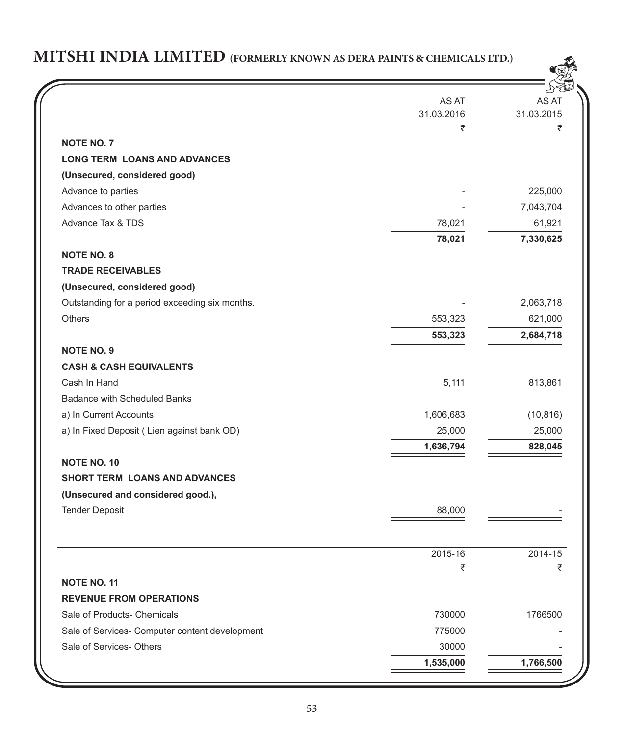# MITSHI INDIA LIMITED (FORMERLY KNOWN AS DERA PAINTS & CHEMICALS LTD.)

| | AS AT 31.03.2016 ₹ | AS AT 31.03.2015 ₹ |
|---|---|---|
| **NOTE NO. 7** | | |
| **LONG TERM LOANS AND ADVANCES** | | |
| **(Unsecured, considered good)** | | |
| Advance to parties | - | 225,000 |
| Advances to other parties | - | 7,043,704 |
| Advance Tax & TDS | 78,021 | 61,921 |
| | **78,021** | **7,330,625** |
| **NOTE NO. 8** | | |
| **TRADE RECEIVABLES** | | |
| **(Unsecured, considered good)** | | |
| Outstanding for a period exceeding six months. | - | 2,063,718 |
| Others | 553,323 | 621,000 |
| | **553,323** | **2,684,718** |
| **NOTE NO. 9** | | |
| **CASH & CASH EQUIVALENTS** | | |
| Cash In Hand | 5,111 | 813,861 |
| Badance with Scheduled Banks | | |
| a) In Current Accounts | 1,606,683 | (10,816) |
| a) In Fixed Deposit ( Lien against bank OD) | 25,000 | 25,000 |
| | **1,636,794** | **828,045** |
| **NOTE NO. 10** | | |
| **SHORT TERM LOANS AND ADVANCES** | | |
| **(Unsecured and considered good.),** | | |
| Tender Deposit | 88,000 | - |

| | 2015-16 ₹ | 2014-15 ₹ |
|---|---|---|
| **NOTE NO. 11** | | |
| **REVENUE FROM OPERATIONS** | | |
| Sale of Products- Chemicals | 730000 | 1766500 |
| Sale of Services- Computer content development | 775000 | - |
| Sale of Services- Others | 30000 | - |
| | **1,535,000** | **1,766,500** |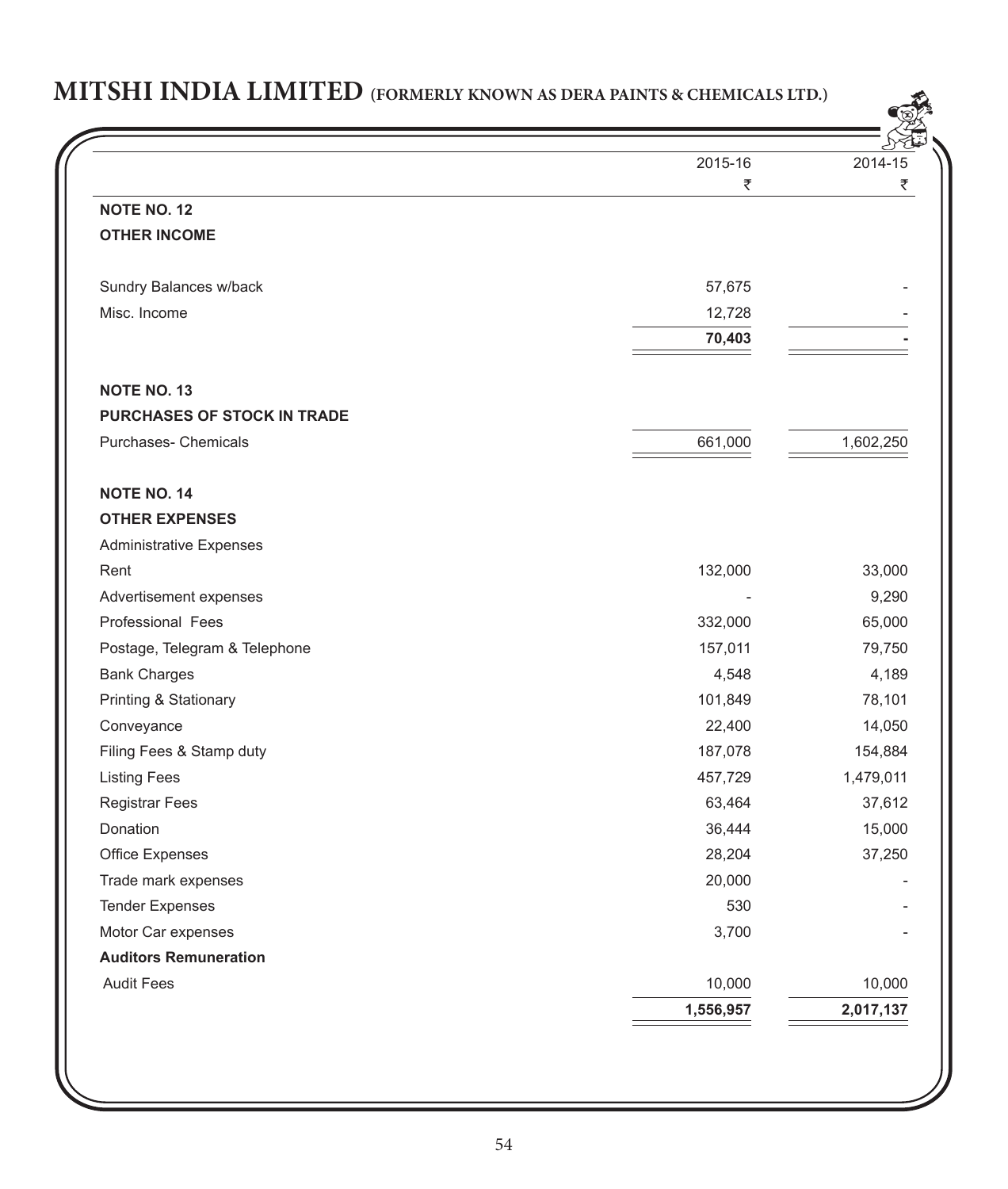| | 2015-16 | 2014-15 |
|---|---|---|
| | ₹ | ₹ |
| **NOTE NO. 12** | | |
| **OTHER INCOME** | | |
| Sundry Balances w/back | 57,675 | - |
| Misc. Income | 12,728 | - |
| | **70,403** | **-** |
| **NOTE NO. 13** | | |
| **PURCHASES OF STOCK IN TRADE** | | |
| Purchases- Chemicals | 661,000 | 1,602,250 |
| **NOTE NO. 14** | | |
| **OTHER EXPENSES** | | |
| Administrative Expenses | | |
| Rent | 132,000 | 33,000 |
| Advertisement expenses | - | 9,290 |
| Professional Fees | 332,000 | 65,000 |
| Postage, Telegram & Telephone | 157,011 | 79,750 |
| Bank Charges | 4,548 | 4,189 |
| Printing & Stationary | 101,849 | 78,101 |
| Conveyance | 22,400 | 14,050 |
| Filing Fees & Stamp duty | 187,078 | 154,884 |
| Listing Fees | 457,729 | 1,479,011 |
| Registrar Fees | 63,464 | 37,612 |
| Donation | 36,444 | 15,000 |
| Office Expenses | 28,204 | 37,250 |
| Trade mark expenses | 20,000 | - |
| Tender Expenses | 530 | - |
| Motor Car expenses | 3,700 | - |
| **Auditors Remuneration** | | |
| Audit Fees | 10,000 | 10,000 |
| | **1,556,957** | **2,017,137** |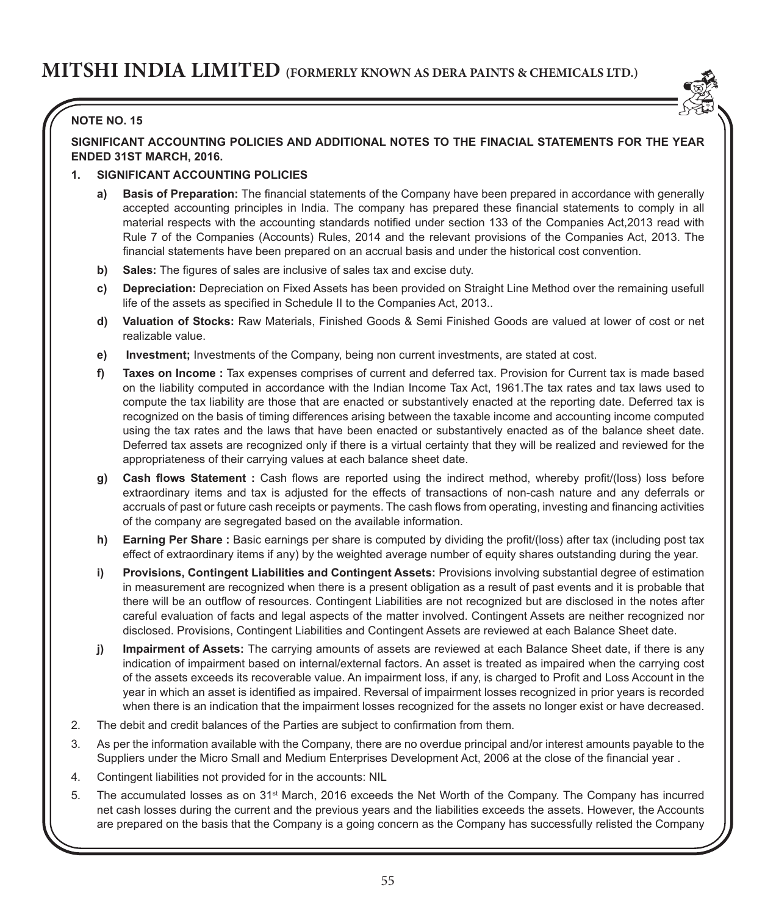**NOTE NO. 15**

**SIGNIFICANT ACCOUNTING POLICIES AND ADDITIONAL NOTES TO THE FINACIAL STATEMENTS FOR THE YEAR ENDED 31ST MARCH, 2016.**

**1. SIGNIFICANT ACCOUNTING POLICIES**

**a) Basis of Preparation:** The financial statements of the Company have been prepared in accordance with generally accepted accounting principles in India. The company has prepared these financial statements to comply in all material respects with the accounting standards notified under section 133 of the Companies Act,2013 read with Rule 7 of the Companies (Accounts) Rules, 2014 and the relevant provisions of the Companies Act, 2013. The financial statements have been prepared on an accrual basis and under the historical cost convention.

**b) Sales:** The figures of sales are inclusive of sales tax and excise duty.

**c) Depreciation:** Depreciation on Fixed Assets has been provided on Straight Line Method over the remaining usefull life of the assets as specified in Schedule II to the Companies Act, 2013..

**d) Valuation of Stocks:** Raw Materials, Finished Goods & Semi Finished Goods are valued at lower of cost or net realizable value.

**e) Investment;** Investments of the Company, being non current investments, are stated at cost.

**f) Taxes on Income :** Tax expenses comprises of current and deferred tax. Provision for Current tax is made based on the liability computed in accordance with the Indian Income Tax Act, 1961.The tax rates and tax laws used to compute the tax liability are those that are enacted or substantively enacted at the reporting date. Deferred tax is recognized on the basis of timing differences arising between the taxable income and accounting income computed using the tax rates and the laws that have been enacted or substantively enacted as of the balance sheet date. Deferred tax assets are recognized only if there is a virtual certainty that they will be realized and reviewed for the appropriateness of their carrying values at each balance sheet date.

**g) Cash flows Statement :** Cash flows are reported using the indirect method, whereby profit/(loss) loss before extraordinary items and tax is adjusted for the effects of transactions of non-cash nature and any deferrals or accruals of past or future cash receipts or payments. The cash flows from operating, investing and financing activities of the company are segregated based on the available information.

**h) Earning Per Share :** Basic earnings per share is computed by dividing the profit/(loss) after tax (including post tax effect of extraordinary items if any) by the weighted average number of equity shares outstanding during the year.

**i) Provisions, Contingent Liabilities and Contingent Assets:** Provisions involving substantial degree of estimation in measurement are recognized when there is a present obligation as a result of past events and it is probable that there will be an outflow of resources. Contingent Liabilities are not recognized but are disclosed in the notes after careful evaluation of facts and legal aspects of the matter involved. Contingent Assets are neither recognized nor disclosed. Provisions, Contingent Liabilities and Contingent Assets are reviewed at each Balance Sheet date.

**j) Impairment of Assets:** The carrying amounts of assets are reviewed at each Balance Sheet date, if there is any indication of impairment based on internal/external factors. An asset is treated as impaired when the carrying cost of the assets exceeds its recoverable value. An impairment loss, if any, is charged to Profit and Loss Account in the year in which an asset is identified as impaired. Reversal of impairment losses recognized in prior years is recorded when there is an indication that the impairment losses recognized for the assets no longer exist or have decreased.

2. The debit and credit balances of the Parties are subject to confirmation from them.

3. As per the information available with the Company, there are no overdue principal and/or interest amounts payable to the Suppliers under the Micro Small and Medium Enterprises Development Act, 2006 at the close of the financial year .

4. Contingent liabilities not provided for in the accounts: NIL

5. The accumulated losses as on 31st March, 2016 exceeds the Net Worth of the Company. The Company has incurred net cash losses during the current and the previous years and the liabilities exceeds the assets. However, the Accounts are prepared on the basis that the Company is a going concern as the Company has successfully relisted the Company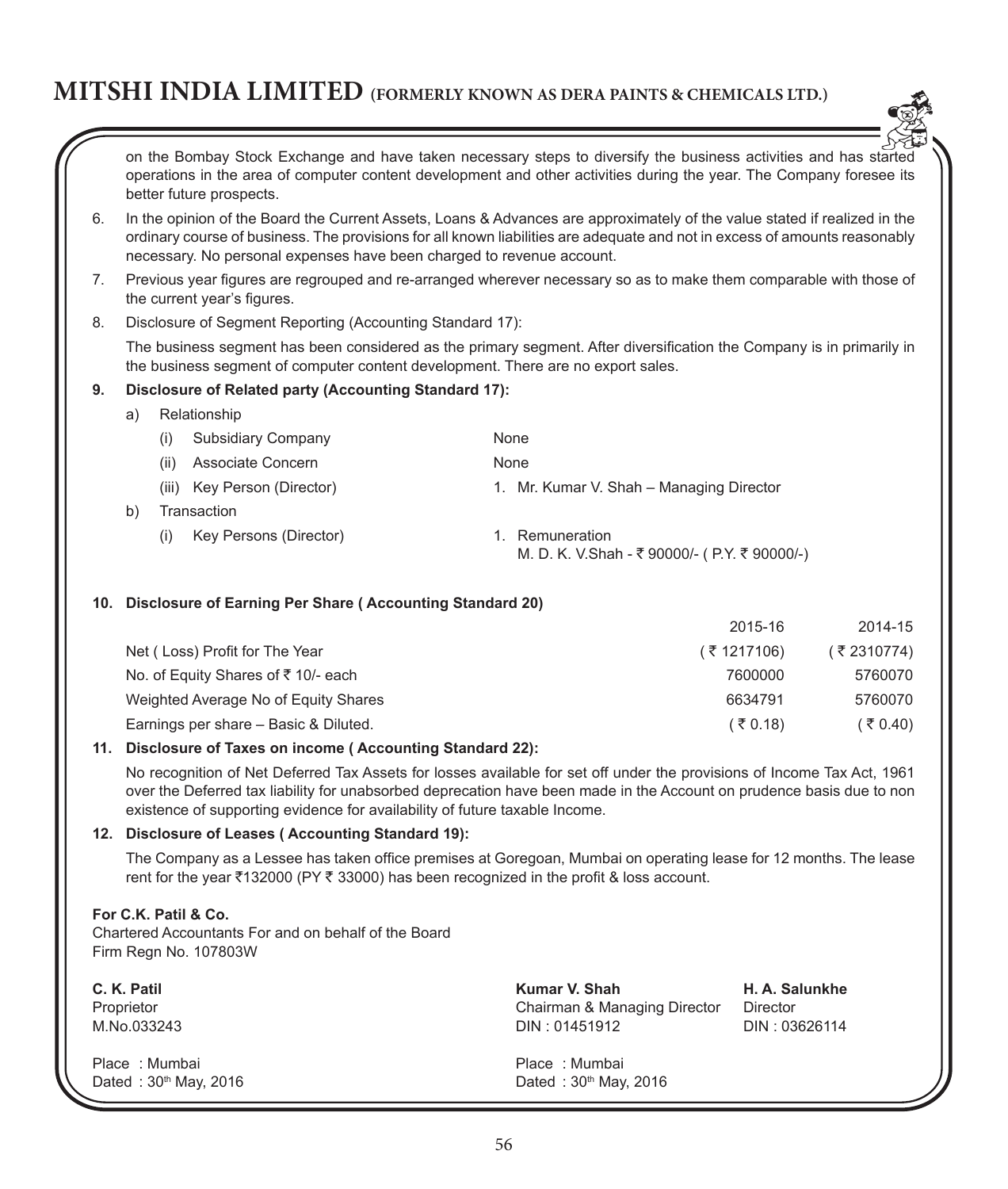on the Bombay Stock Exchange and have taken necessary steps to diversify the business activities and has started operations in the area of computer content development and other activities during the year. The Company foresee its better future prospects.

6. In the opinion of the Board the Current Assets, Loans & Advances are approximately of the value stated if realized in the ordinary course of business. The provisions for all known liabilities are adequate and not in excess of amounts reasonably necessary. No personal expenses have been charged to revenue account.

7. Previous year figures are regrouped and re-arranged wherever necessary so as to make them comparable with those of the current year's figures.

8. Disclosure of Segment Reporting (Accounting Standard 17):

   The business segment has been considered as the primary segment. After diversification the Company is in primarily in the business segment of computer content development. There are no export sales.

**9. Disclosure of Related party (Accounting Standard 17):**

a) Relationship

| | |
|---|---|
| (i) Subsidiary Company | None |
| (ii) Associate Concern | None |
| (iii) Key Person (Director) | 1. Mr. Kumar V. Shah – Managing Director |

b) Transaction

| | |
|---|---|
| (i) Key Persons (Director) | 1. Remuneration<br>M. D. K. V.Shah - ₹ 90000/- ( P.Y. ₹ 90000/-) |

**10. Disclosure of Earning Per Share ( Accounting Standard 20)**

| | 2015-16 | 2014-15 |
|---|---|---|
| Net ( Loss) Profit for The Year | ( ₹ 1217106) | ( ₹ 2310774) |
| No. of Equity Shares of ₹ 10/- each | 7600000 | 5760070 |
| Weighted Average No of Equity Shares | 6634791 | 5760070 |
| Earnings per share – Basic & Diluted. | ( ₹ 0.18) | ( ₹ 0.40) |

**11. Disclosure of Taxes on income ( Accounting Standard 22):**

No recognition of Net Deferred Tax Assets for losses available for set off under the provisions of Income Tax Act, 1961 over the Deferred tax liability for unabsorbed deprecation have been made in the Account on prudence basis due to non existence of supporting evidence for availability of future taxable Income.

**12. Disclosure of Leases ( Accounting Standard 19):**

The Company as a Lessee has taken office premises at Goregoan, Mumbai on operating lease for 12 months. The lease rent for the year ₹132000 (PY ₹ 33000) has been recognized in the profit & loss account.

**For C.K. Patil & Co.**
Chartered Accountants For and on behalf of the Board
Firm Regn No. 107803W

| | | |
|---|---|---|
| **C. K. Patil**<br>Proprietor<br>M.No.033243 | **Kumar V. Shah**<br>Chairman & Managing Director<br>DIN : 01451912 | **H. A. Salunkhe**<br>Director<br>DIN : 03626114 |
| Place : Mumbai<br>Dated : 30th May, 2016 | Place : Mumbai<br>Dated : 30th May, 2016 | |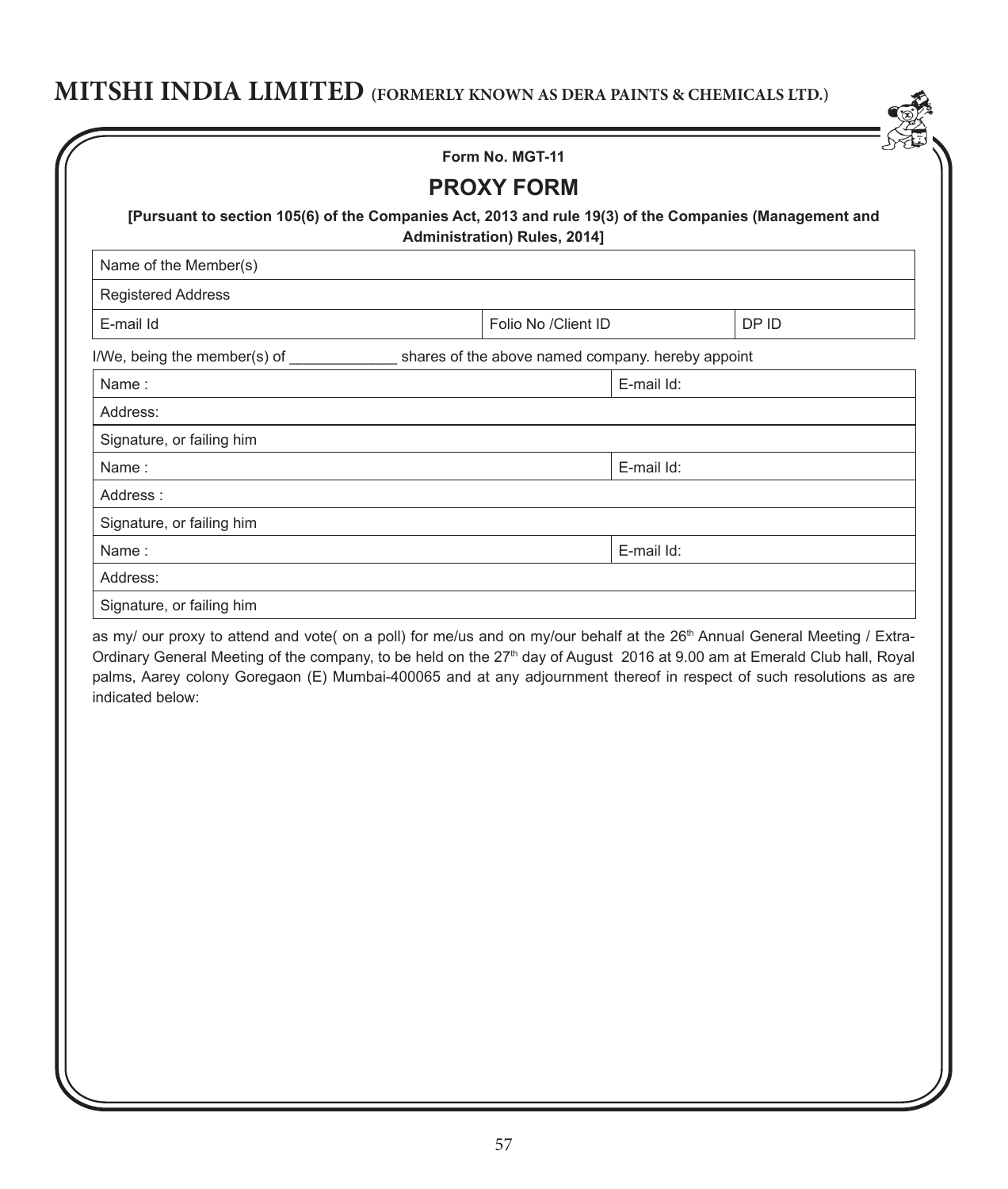# MITSHI INDIA LIMITED (FORMERLY KNOWN AS DERA PAINTS & CHEMICALS LTD.)

**Form No. MGT-11**

## PROXY FORM

**[Pursuant to section 105(6) of the Companies Act, 2013 and rule 19(3) of the Companies (Management and Administration) Rules, 2014]**

| Name of the Member(s) | | |
|---|---|---|
| Registered Address | | |
| E-mail Id | Folio No /Client ID | DP ID |

I/We, being the member(s) of _____________ shares of the above named company. hereby appoint

| Name : | E-mail Id: |
|---|---|
| Address: | |
| Signature, or failing him | |
| Name : | E-mail Id: |
| Address : | |
| Signature, or failing him | |
| Name : | E-mail Id: |
| Address: | |
| Signature, or failing him | |

as my/ our proxy to attend and vote( on a poll) for me/us and on my/our behalf at the 26th Annual General Meeting / Extra-Ordinary General Meeting of the company, to be held on the 27th day of August 2016 at 9.00 am at Emerald Club hall, Royal palms, Aarey colony Goregaon (E) Mumbai-400065 and at any adjournment thereof in respect of such resolutions as are indicated below: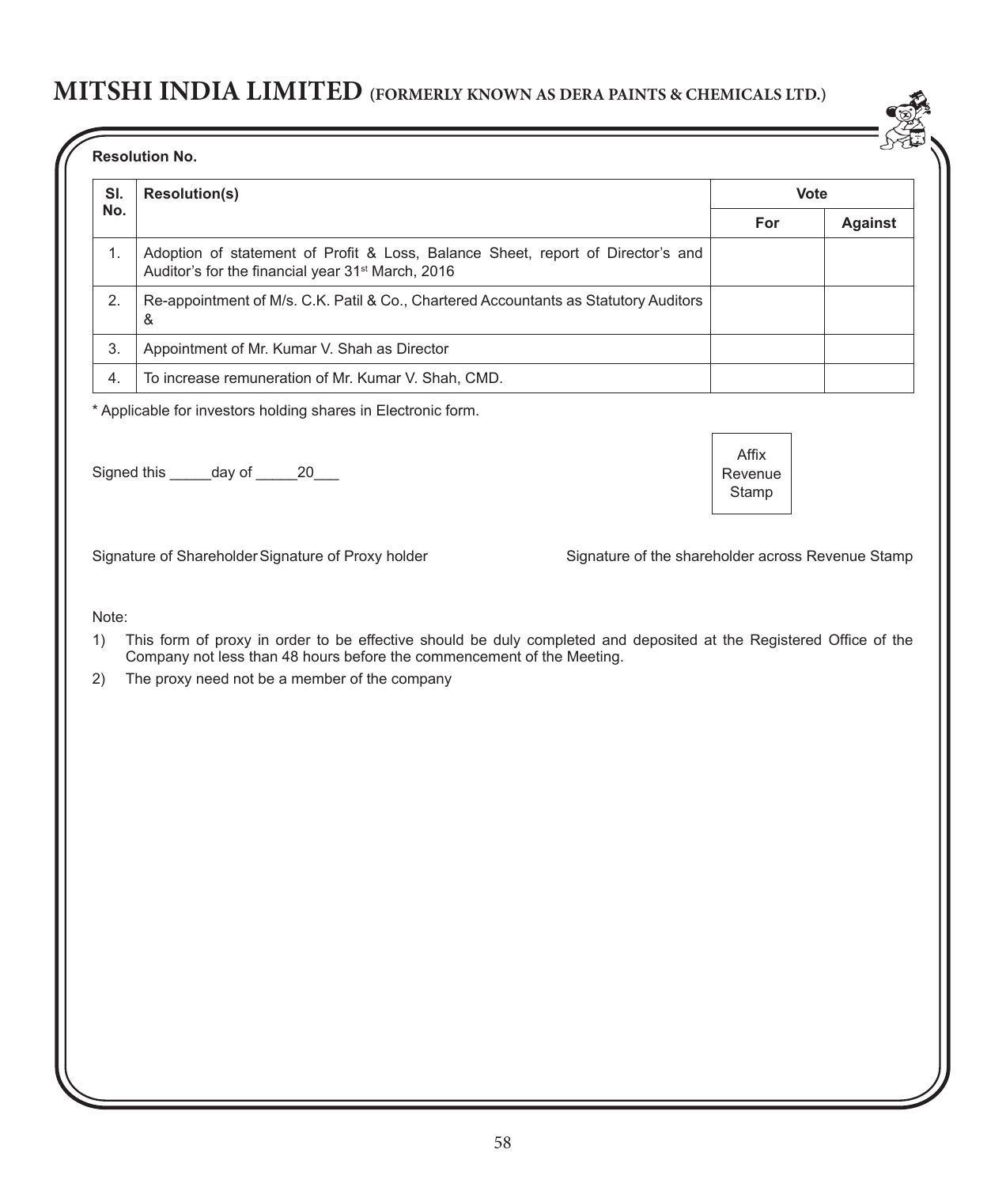**Resolution No.**

| Sl. No. | Resolution(s) | Vote | |
|---|---|---|---|
| | | **For** | **Against** |
| 1. | Adoption of statement of Profit & Loss, Balance Sheet, report of Director's and Auditor's for the financial year 31st March, 2016 | | |
| 2. | Re-appointment of M/s. C.K. Patil & Co., Chartered Accountants as Statutory Auditors & | | |
| 3. | Appointment of Mr. Kumar V. Shah as Director | | |
| 4. | To increase remuneration of Mr. Kumar V. Shah, CMD. | | |

* Applicable for investors holding shares in Electronic form.

Signed this _____day of _____20___

Affix Revenue Stamp

Signature of Shareholder Signature of Proxy holder

Signature of the shareholder across Revenue Stamp

Note:

1) This form of proxy in order to be effective should be duly completed and deposited at the Registered Office of the Company not less than 48 hours before the commencement of the Meeting.
2) The proxy need not be a member of the company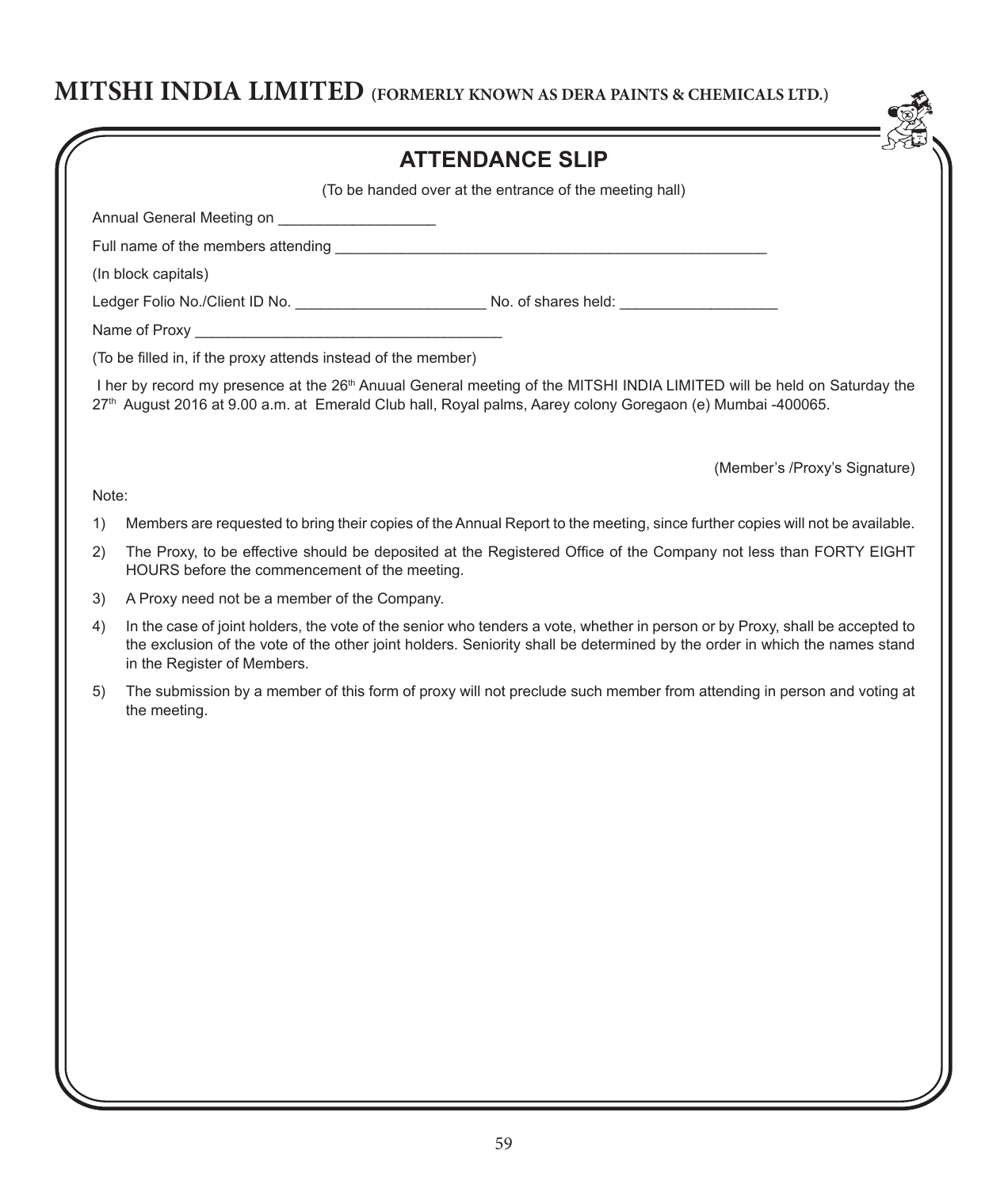# MITSHI INDIA LIMITED (FORMERLY KNOWN AS DERA PAINTS & CHEMICALS LTD.)

## ATTENDANCE SLIP

(To be handed over at the entrance of the meeting hall)

Annual General Meeting on ___________________

Full name of the members attending _____________________________________________________

(In block capitals)

Ledger Folio No./Client ID No. _______________________ No. of shares held: ___________________

Name of Proxy ______________________________________

(To be filled in, if the proxy attends instead of the member)

I her by record my presence at the 26th Anuual General meeting of the MITSHI INDIA LIMITED will be held on Saturday the 27th August 2016 at 9.00 a.m. at Emerald Club hall, Royal palms, Aarey colony Goregaon (e) Mumbai -400065.

(Member's /Proxy's Signature)

Note:

1) Members are requested to bring their copies of the Annual Report to the meeting, since further copies will not be available.
2) The Proxy, to be effective should be deposited at the Registered Office of the Company not less than FORTY EIGHT HOURS before the commencement of the meeting.
3) A Proxy need not be a member of the Company.
4) In the case of joint holders, the vote of the senior who tenders a vote, whether in person or by Proxy, shall be accepted to the exclusion of the vote of the other joint holders. Seniority shall be determined by the order in which the names stand in the Register of Members.
5) The submission by a member of this form of proxy will not preclude such member from attending in person and voting at the meeting.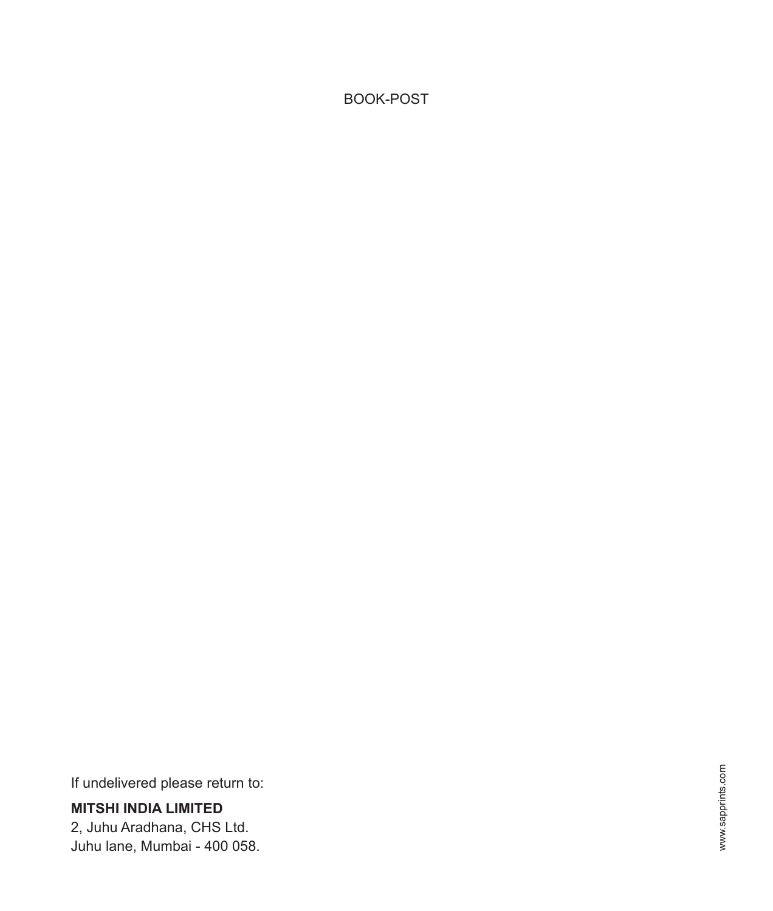BOOK-POST

If undelivered please return to:

**MITSHI INDIA LIMITED**
2, Juhu Aradhana, CHS Ltd.
Juhu lane, Mumbai - 400 058.

www.sapprints.com